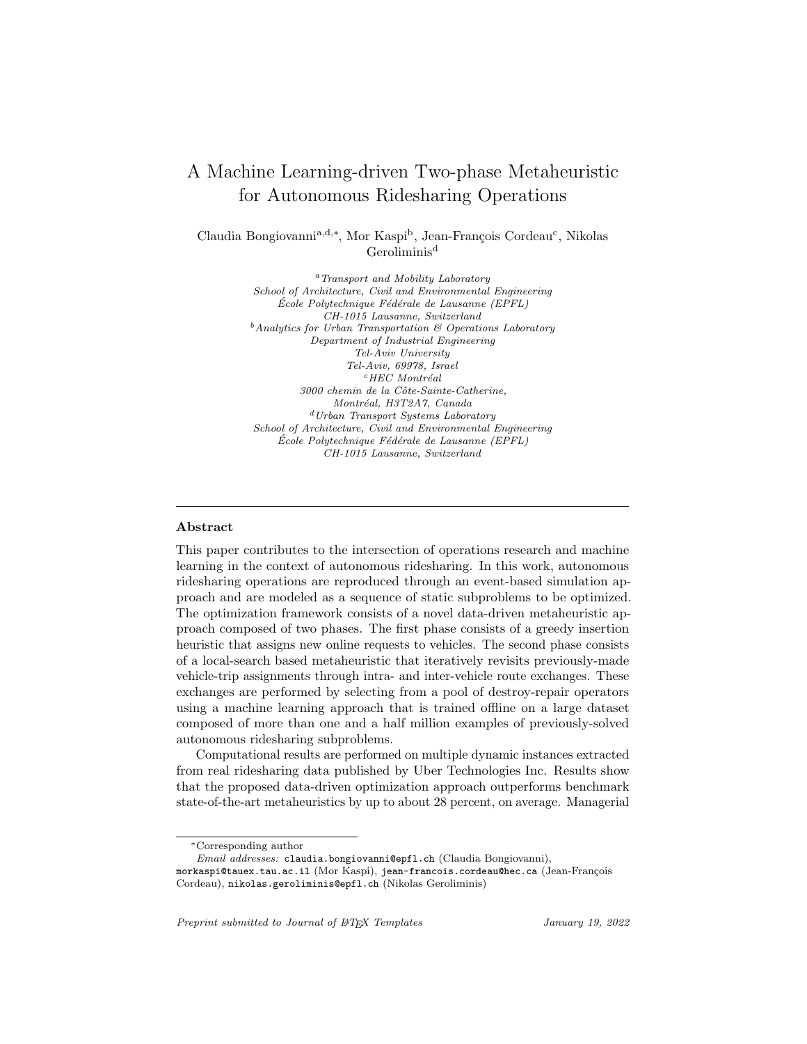# A Machine Learning-driven Two-phase Metaheuristic for Autonomous Ridesharing Operations

Claudia Bongiovanni[a,d,*], Mor Kaspi[b], Jean-François Cordeau[c], Nikolas Geroliminis[d]

[a] *Transport and Mobility Laboratory*
*School of Architecture, Civil and Environmental Engineering*
*École Polytechnique Fédérale de Lausanne (EPFL)*
*CH-1015 Lausanne, Switzerland*

[b] *Analytics for Urban Transportation & Operations Laboratory*
*Department of Industrial Engineering*
*Tel-Aviv University*
*Tel-Aviv, 69978, Israel*

[c] *HEC Montréal*
*3000 chemin de la Côte-Sainte-Catherine,*
*Montréal, H3T2A7, Canada*

[d] *Urban Transport Systems Laboratory*
*School of Architecture, Civil and Environmental Engineering*
*École Polytechnique Fédérale de Lausanne (EPFL)*
*CH-1015 Lausanne, Switzerland*

---

### Abstract

This paper contributes to the intersection of operations research and machine learning in the context of autonomous ridesharing. In this work, autonomous ridesharing operations are reproduced through an event-based simulation approach and are modeled as a sequence of static subproblems to be optimized. The optimization framework consists of a novel data-driven metaheuristic approach composed of two phases. The first phase consists of a greedy insertion heuristic that assigns new online requests to vehicles. The second phase consists of a local-search based metaheuristic that iteratively revisits previously-made vehicle-trip assignments through intra- and inter-vehicle route exchanges. These exchanges are performed by selecting from a pool of destroy-repair operators using a machine learning approach that is trained offline on a large dataset composed of more than one and a half million examples of previously-solved autonomous ridesharing subproblems.

Computational results are performed on multiple dynamic instances extracted from real ridesharing data published by Uber Technologies Inc. Results show that the proposed data-driven optimization approach outperforms benchmark state-of-the-art metaheuristics by up to about 28 percent, on average. Managerial

---

*Corresponding author

*Email addresses:* claudia.bongiovanni@epfl.ch (Claudia Bongiovanni), morkaspi@tauex.tau.ac.il (Mor Kaspi), jean-francois.cordeau@hec.ca (Jean-François Cordeau), nikolas.geroliminis@epfl.ch (Nikolas Geroliminis)

*Preprint submitted to Journal of LaTeX Templates* *January 19, 2022*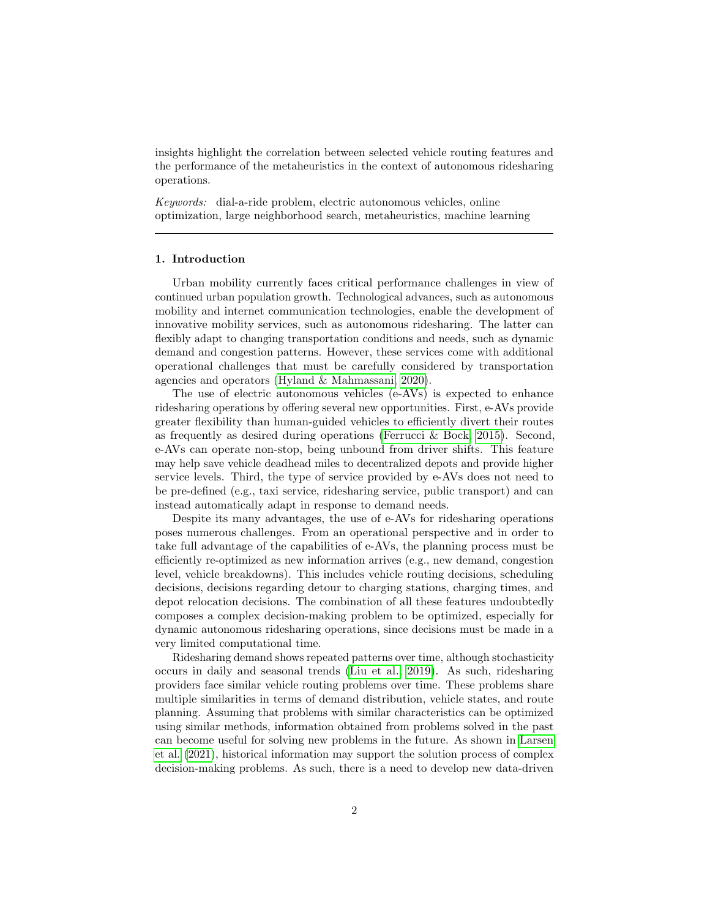insights highlight the correlation between selected vehicle routing features and the performance of the metaheuristics in the context of autonomous ridesharing operations.

*Keywords:* dial-a-ride problem, electric autonomous vehicles, online optimization, large neighborhood search, metaheuristics, machine learning

---

## 1. Introduction

Urban mobility currently faces critical performance challenges in view of continued urban population growth. Technological advances, such as autonomous mobility and internet communication technologies, enable the development of innovative mobility services, such as autonomous ridesharing. The latter can flexibly adapt to changing transportation conditions and needs, such as dynamic demand and congestion patterns. However, these services come with additional operational challenges that must be carefully considered by transportation agencies and operators (Hyland & Mahmassani, 2020).

The use of electric autonomous vehicles (e-AVs) is expected to enhance ridesharing operations by offering several new opportunities. First, e-AVs provide greater flexibility than human-guided vehicles to efficiently divert their routes as frequently as desired during operations (Ferrucci & Bock, 2015). Second, e-AVs can operate non-stop, being unbound from driver shifts. This feature may help save vehicle deadhead miles to decentralized depots and provide higher service levels. Third, the type of service provided by e-AVs does not need to be pre-defined (e.g., taxi service, ridesharing service, public transport) and can instead automatically adapt in response to demand needs.

Despite its many advantages, the use of e-AVs for ridesharing operations poses numerous challenges. From an operational perspective and in order to take full advantage of the capabilities of e-AVs, the planning process must be efficiently re-optimized as new information arrives (e.g., new demand, congestion level, vehicle breakdowns). This includes vehicle routing decisions, scheduling decisions, decisions regarding detour to charging stations, charging times, and depot relocation decisions. The combination of all these features undoubtedly composes a complex decision-making problem to be optimized, especially for dynamic autonomous ridesharing operations, since decisions must be made in a very limited computational time.

Ridesharing demand shows repeated patterns over time, although stochasticity occurs in daily and seasonal trends (Liu et al., 2019). As such, ridesharing providers face similar vehicle routing problems over time. These problems share multiple similarities in terms of demand distribution, vehicle states, and route planning. Assuming that problems with similar characteristics can be optimized using similar methods, information obtained from problems solved in the past can become useful for solving new problems in the future. As shown in Larsen et al. (2021), historical information may support the solution process of complex decision-making problems. As such, there is a need to develop new data-driven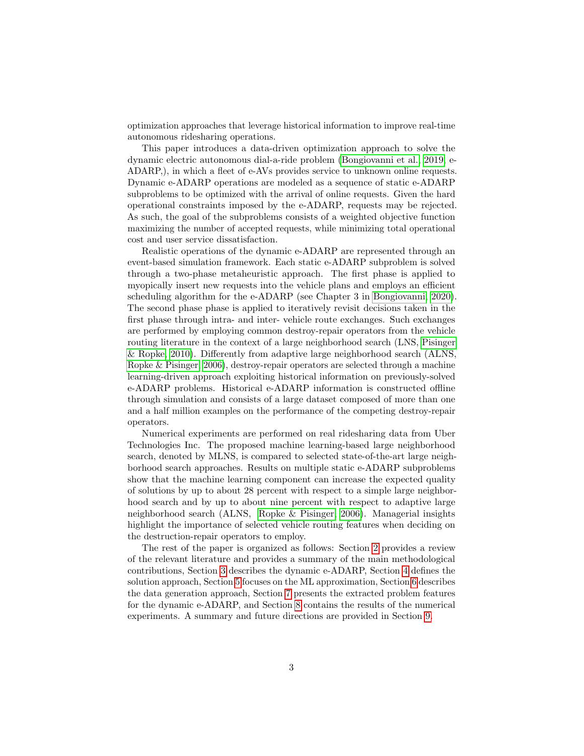optimization approaches that leverage historical information to improve real-time autonomous ridesharing operations.

This paper introduces a data-driven optimization approach to solve the dynamic electric autonomous dial-a-ride problem (Bongiovanni et al., 2019, e-ADARP,), in which a fleet of e-AVs provides service to unknown online requests. Dynamic e-ADARP operations are modeled as a sequence of static e-ADARP subproblems to be optimized with the arrival of online requests. Given the hard operational constraints imposed by the e-ADARP, requests may be rejected. As such, the goal of the subproblems consists of a weighted objective function maximizing the number of accepted requests, while minimizing total operational cost and user service dissatisfaction.

Realistic operations of the dynamic e-ADARP are represented through an event-based simulation framework. Each static e-ADARP subproblem is solved through a two-phase metaheuristic approach. The first phase is applied to myopically insert new requests into the vehicle plans and employs an efficient scheduling algorithm for the e-ADARP (see Chapter 3 in Bongiovanni, 2020). The second phase phase is applied to iteratively revisit decisions taken in the first phase through intra- and inter- vehicle route exchanges. Such exchanges are performed by employing common destroy-repair operators from the vehicle routing literature in the context of a large neighborhood search (LNS, Pisinger & Ropke, 2010). Differently from adaptive large neighborhood search (ALNS, Ropke & Pisinger, 2006), destroy-repair operators are selected through a machine learning-driven approach exploiting historical information on previously-solved e-ADARP problems. Historical e-ADARP information is constructed offline through simulation and consists of a large dataset composed of more than one and a half million examples on the performance of the competing destroy-repair operators.

Numerical experiments are performed on real ridesharing data from Uber Technologies Inc. The proposed machine learning-based large neighborhood search, denoted by MLNS, is compared to selected state-of-the-art large neighborhood search approaches. Results on multiple static e-ADARP subproblems show that the machine learning component can increase the expected quality of solutions by up to about 28 percent with respect to a simple large neighborhood search and by up to about nine percent with respect to adaptive large neighborhood search (ALNS, Ropke & Pisinger, 2006). Managerial insights highlight the importance of selected vehicle routing features when deciding on the destruction-repair operators to employ.

The rest of the paper is organized as follows: Section 2 provides a review of the relevant literature and provides a summary of the main methodological contributions, Section 3 describes the dynamic e-ADARP, Section 4 defines the solution approach, Section 5 focuses on the ML approximation, Section 6 describes the data generation approach, Section 7 presents the extracted problem features for the dynamic e-ADARP, and Section 8 contains the results of the numerical experiments. A summary and future directions are provided in Section 9.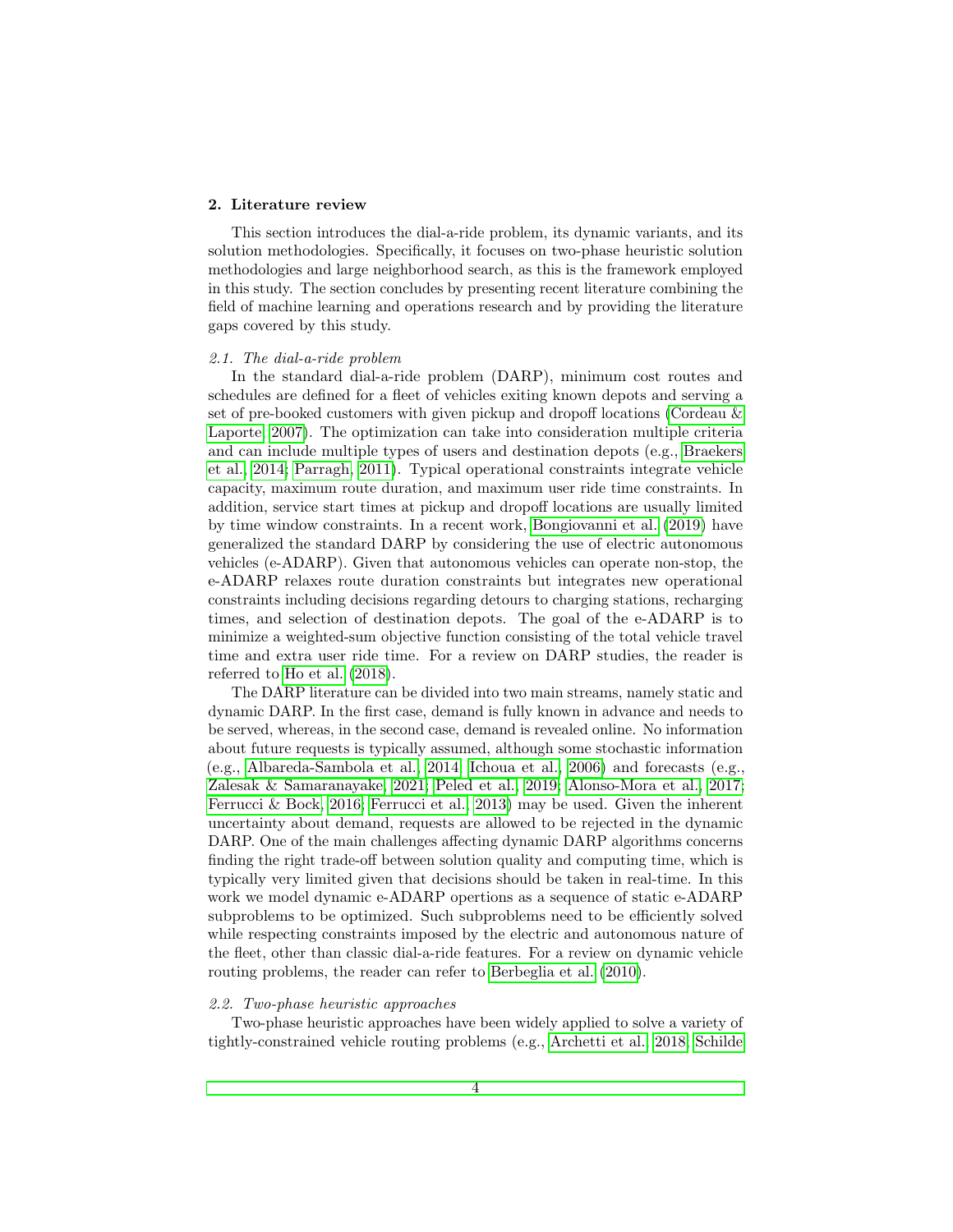## 2. Literature review

This section introduces the dial-a-ride problem, its dynamic variants, and its solution methodologies. Specifically, it focuses on two-phase heuristic solution methodologies and large neighborhood search, as this is the framework employed in this study. The section concludes by presenting recent literature combining the field of machine learning and operations research and by providing the literature gaps covered by this study.

### *2.1. The dial-a-ride problem*

In the standard dial-a-ride problem (DARP), minimum cost routes and schedules are defined for a fleet of vehicles exiting known depots and serving a set of pre-booked customers with given pickup and dropoff locations (Cordeau & Laporte, 2007). The optimization can take into consideration multiple criteria and can include multiple types of users and destination depots (e.g., Braekers et al., 2014; Parragh, 2011). Typical operational constraints integrate vehicle capacity, maximum route duration, and maximum user ride time constraints. In addition, service start times at pickup and dropoff locations are usually limited by time window constraints. In a recent work, Bongiovanni et al. (2019) have generalized the standard DARP by considering the use of electric autonomous vehicles (e-ADARP). Given that autonomous vehicles can operate non-stop, the e-ADARP relaxes route duration constraints but integrates new operational constraints including decisions regarding detours to charging stations, recharging times, and selection of destination depots. The goal of the e-ADARP is to minimize a weighted-sum objective function consisting of the total vehicle travel time and extra user ride time. For a review on DARP studies, the reader is referred to Ho et al. (2018).

The DARP literature can be divided into two main streams, namely static and dynamic DARP. In the first case, demand is fully known in advance and needs to be served, whereas, in the second case, demand is revealed online. No information about future requests is typically assumed, although some stochastic information (e.g., Albareda-Sambola et al., 2014; Ichoua et al., 2006) and forecasts (e.g., Zalesak & Samaranayake, 2021; Peled et al., 2019; Alonso-Mora et al., 2017; Ferrucci & Bock, 2016; Ferrucci et al., 2013) may be used. Given the inherent uncertainty about demand, requests are allowed to be rejected in the dynamic DARP. One of the main challenges affecting dynamic DARP algorithms concerns finding the right trade-off between solution quality and computing time, which is typically very limited given that decisions should be taken in real-time. In this work we model dynamic e-ADARP opertions as a sequence of static e-ADARP subproblems to be optimized. Such subproblems need to be efficiently solved while respecting constraints imposed by the electric and autonomous nature of the fleet, other than classic dial-a-ride features. For a review on dynamic vehicle routing problems, the reader can refer to Berbeglia et al. (2010).

### *2.2. Two-phase heuristic approaches*

Two-phase heuristic approaches have been widely applied to solve a variety of tightly-constrained vehicle routing problems (e.g., Archetti et al., 2018; Schilde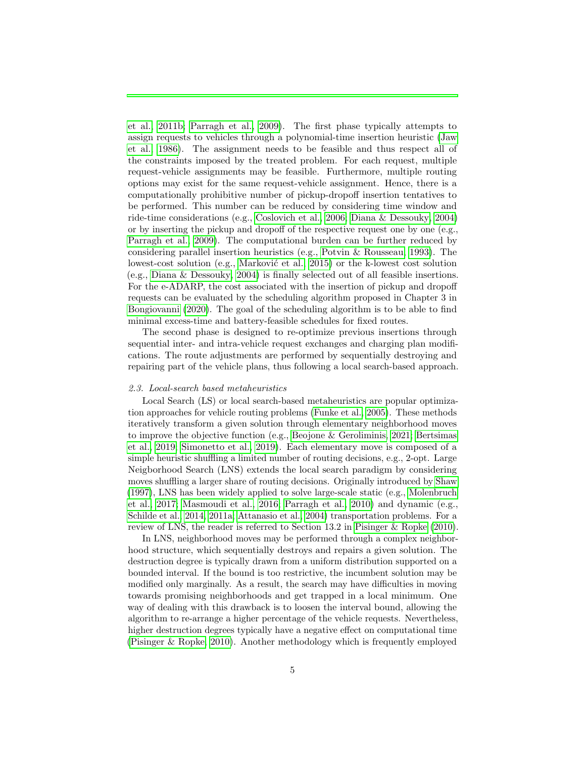et al., 2011b; Parragh et al., 2009). The first phase typically attempts to assign requests to vehicles through a polynomial-time insertion heuristic (Jaw et al., 1986). The assignment needs to be feasible and thus respect all of the constraints imposed by the treated problem. For each request, multiple request-vehicle assignments may be feasible. Furthermore, multiple routing options may exist for the same request-vehicle assignment. Hence, there is a computationally prohibitive number of pickup-dropoff insertion tentatives to be performed. This number can be reduced by considering time window and ride-time considerations (e.g., Coslovich et al., 2006; Diana & Dessouky, 2004) or by inserting the pickup and dropoff of the respective request one by one (e.g., Parragh et al., 2009). The computational burden can be further reduced by considering parallel insertion heuristics (e.g., Potvin & Rousseau, 1993). The lowest-cost solution (e.g., Marković et al., 2015) or the k-lowest cost solution (e.g., Diana & Dessouky, 2004) is finally selected out of all feasible insertions. For the e-ADARP, the cost associated with the insertion of pickup and dropoff requests can be evaluated by the scheduling algorithm proposed in Chapter 3 in Bongiovanni (2020). The goal of the scheduling algorithm is to be able to find minimal excess-time and battery-feasible schedules for fixed routes.

The second phase is designed to re-optimize previous insertions through sequential inter- and intra-vehicle request exchanges and charging plan modifications. The route adjustments are performed by sequentially destroying and repairing part of the vehicle plans, thus following a local search-based approach.

### 2.3. Local-search based metaheuristics

Local Search (LS) or local search-based metaheuristics are popular optimization approaches for vehicle routing problems (Funke et al., 2005). These methods iteratively transform a given solution through elementary neighborhood moves to improve the objective function (e.g., Beojone & Geroliminis, 2021; Bertsimas et al., 2019; Simonetto et al., 2019). Each elementary move is composed of a simple heuristic shuffling a limited number of routing decisions, e.g., 2-opt. Large Neigborhood Search (LNS) extends the local search paradigm by considering moves shuffling a larger share of routing decisions. Originally introduced by Shaw (1997), LNS has been widely applied to solve large-scale static (e.g., Molenbruch et al., 2017; Masmoudi et al., 2016; Parragh et al., 2010) and dynamic (e.g., Schilde et al., 2014, 2011a; Attanasio et al., 2004) transportation problems. For a review of LNS, the reader is referred to Section 13.2 in Pisinger & Ropke (2010).

In LNS, neighborhood moves may be performed through a complex neighborhood structure, which sequentially destroys and repairs a given solution. The destruction degree is typically drawn from a uniform distribution supported on a bounded interval. If the bound is too restrictive, the incumbent solution may be modified only marginally. As a result, the search may have difficulties in moving towards promising neighborhoods and get trapped in a local minimum. One way of dealing with this drawback is to loosen the interval bound, allowing the algorithm to re-arrange a higher percentage of the vehicle requests. Nevertheless, higher destruction degrees typically have a negative effect on computational time (Pisinger & Ropke, 2010). Another methodology which is frequently employed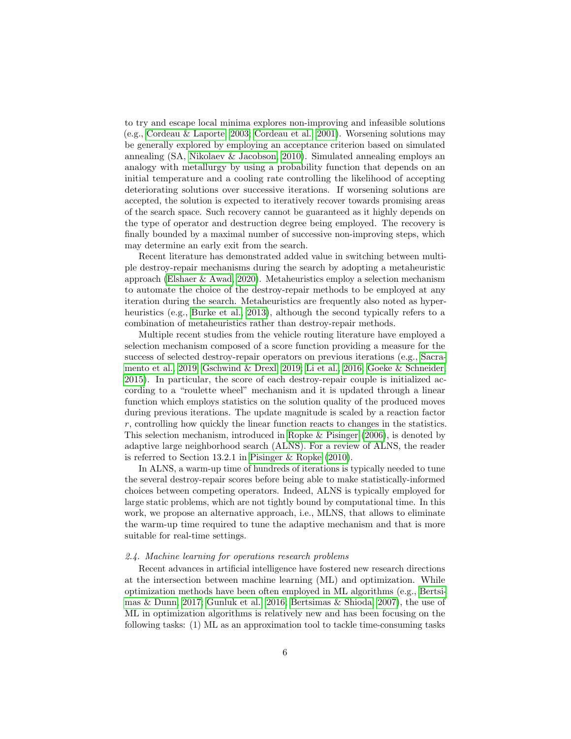to try and escape local minima explores non-improving and infeasible solutions (e.g., Cordeau & Laporte, 2003; Cordeau et al., 2001). Worsening solutions may be generally explored by employing an acceptance criterion based on simulated annealing (SA, Nikolaev & Jacobson, 2010). Simulated annealing employs an analogy with metallurgy by using a probability function that depends on an initial temperature and a cooling rate controlling the likelihood of accepting deteriorating solutions over successive iterations. If worsening solutions are accepted, the solution is expected to iteratively recover towards promising areas of the search space. Such recovery cannot be guaranteed as it highly depends on the type of operator and destruction degree being employed. The recovery is finally bounded by a maximal number of successive non-improving steps, which may determine an early exit from the search.

Recent literature has demonstrated added value in switching between multiple destroy-repair mechanisms during the search by adopting a metaheuristic approach (Elshaer & Awad, 2020). Metaheuristics employ a selection mechanism to automate the choice of the destroy-repair methods to be employed at any iteration during the search. Metaheuristics are frequently also noted as hyper-heuristics (e.g., Burke et al., 2013), although the second typically refers to a combination of metaheuristics rather than destroy-repair methods.

Multiple recent studies from the vehicle routing literature have employed a selection mechanism composed of a score function providing a measure for the success of selected destroy-repair operators on previous iterations (e.g., Sacramento et al., 2019; Gschwind & Drexl, 2019; Li et al., 2016; Goeke & Schneider, 2015). In particular, the score of each destroy-repair couple is initialized according to a "roulette wheel" mechanism and it is updated through a linear function which employs statistics on the solution quality of the produced moves during previous iterations. The update magnitude is scaled by a reaction factor $r$, controlling how quickly the linear function reacts to changes in the statistics. This selection mechanism, introduced in Ropke & Pisinger (2006), is denoted by adaptive large neighborhood search (ALNS). For a review of ALNS, the reader is referred to Section 13.2.1 in Pisinger & Ropke (2010).

In ALNS, a warm-up time of hundreds of iterations is typically needed to tune the several destroy-repair scores before being able to make statistically-informed choices between competing operators. Indeed, ALNS is typically employed for large static problems, which are not tightly bound by computational time. In this work, we propose an alternative approach, i.e., MLNS, that allows to eliminate the warm-up time required to tune the adaptive mechanism and that is more suitable for real-time settings.

### 2.4. Machine learning for operations research problems

Recent advances in artificial intelligence have fostered new research directions at the intersection between machine learning (ML) and optimization. While optimization methods have been often employed in ML algorithms (e.g., Bertsimas & Dunn, 2017; Gunluk et al., 2016; Bertsimas & Shioda, 2007), the use of ML in optimization algorithms is relatively new and has been focusing on the following tasks: (1) ML as an approximation tool to tackle time-consuming tasks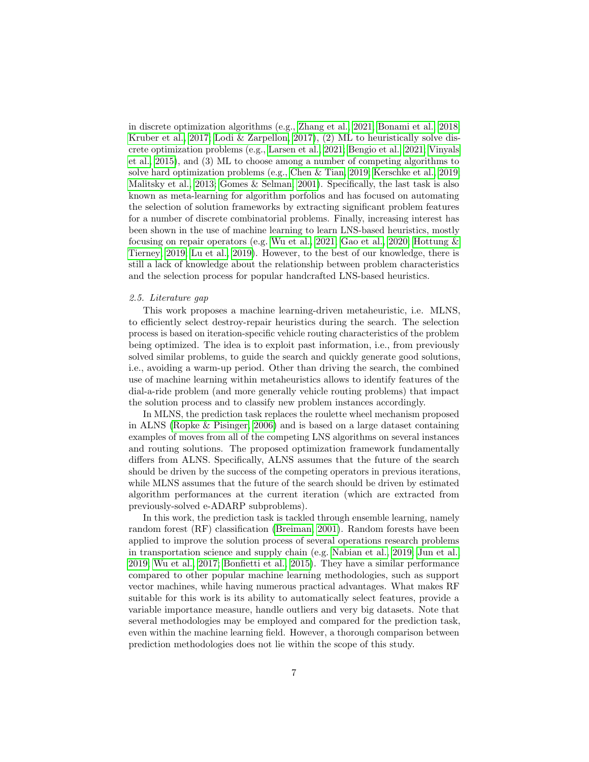in discrete optimization algorithms (e.g., Zhang et al., 2021; Bonami et al., 2018; Kruber et al., 2017; Lodi & Zarpellon, 2017), (2) ML to heuristically solve discrete optimization problems (e.g., Larsen et al., 2021; Bengio et al., 2021; Vinyals et al., 2015), and (3) ML to choose among a number of competing algorithms to solve hard optimization problems (e.g., Chen & Tian, 2019; Kerschke et al., 2019; Malitsky et al., 2013; Gomes & Selman, 2001). Specifically, the last task is also known as meta-learning for algorithm porfolios and has focused on automating the selection of solution frameworks by extracting significant problem features for a number of discrete combinatorial problems. Finally, increasing interest has been shown in the use of machine learning to learn LNS-based heuristics, mostly focusing on repair operators (e.g. Wu et al., 2021; Gao et al., 2020; Hottung & Tierney, 2019; Lu et al., 2019). However, to the best of our knowledge, there is still a lack of knowledge about the relationship between problem characteristics and the selection process for popular handcrafted LNS-based heuristics.

### *2.5. Literature gap*

This work proposes a machine learning-driven metaheuristic, i.e. MLNS, to efficiently select destroy-repair heuristics during the search. The selection process is based on iteration-specific vehicle routing characteristics of the problem being optimized. The idea is to exploit past information, i.e., from previously solved similar problems, to guide the search and quickly generate good solutions, i.e., avoiding a warm-up period. Other than driving the search, the combined use of machine learning within metaheuristics allows to identify features of the dial-a-ride problem (and more generally vehicle routing problems) that impact the solution process and to classify new problem instances accordingly.

In MLNS, the prediction task replaces the roulette wheel mechanism proposed in ALNS (Ropke & Pisinger, 2006) and is based on a large dataset containing examples of moves from all of the competing LNS algorithms on several instances and routing solutions. The proposed optimization framework fundamentally differs from ALNS. Specifically, ALNS assumes that the future of the search should be driven by the success of the competing operators in previous iterations, while MLNS assumes that the future of the search should be driven by estimated algorithm performances at the current iteration (which are extracted from previously-solved e-ADARP subproblems).

In this work, the prediction task is tackled through ensemble learning, namely random forest (RF) classification (Breiman, 2001). Random forests have been applied to improve the solution process of several operations research problems in transportation science and supply chain (e.g. Nabian et al., 2019; Jun et al., 2019; Wu et al., 2017; Bonfietti et al., 2015). They have a similar performance compared to other popular machine learning methodologies, such as support vector machines, while having numerous practical advantages. What makes RF suitable for this work is its ability to automatically select features, provide a variable importance measure, handle outliers and very big datasets. Note that several methodologies may be employed and compared for the prediction task, even within the machine learning field. However, a thorough comparison between prediction methodologies does not lie within the scope of this study.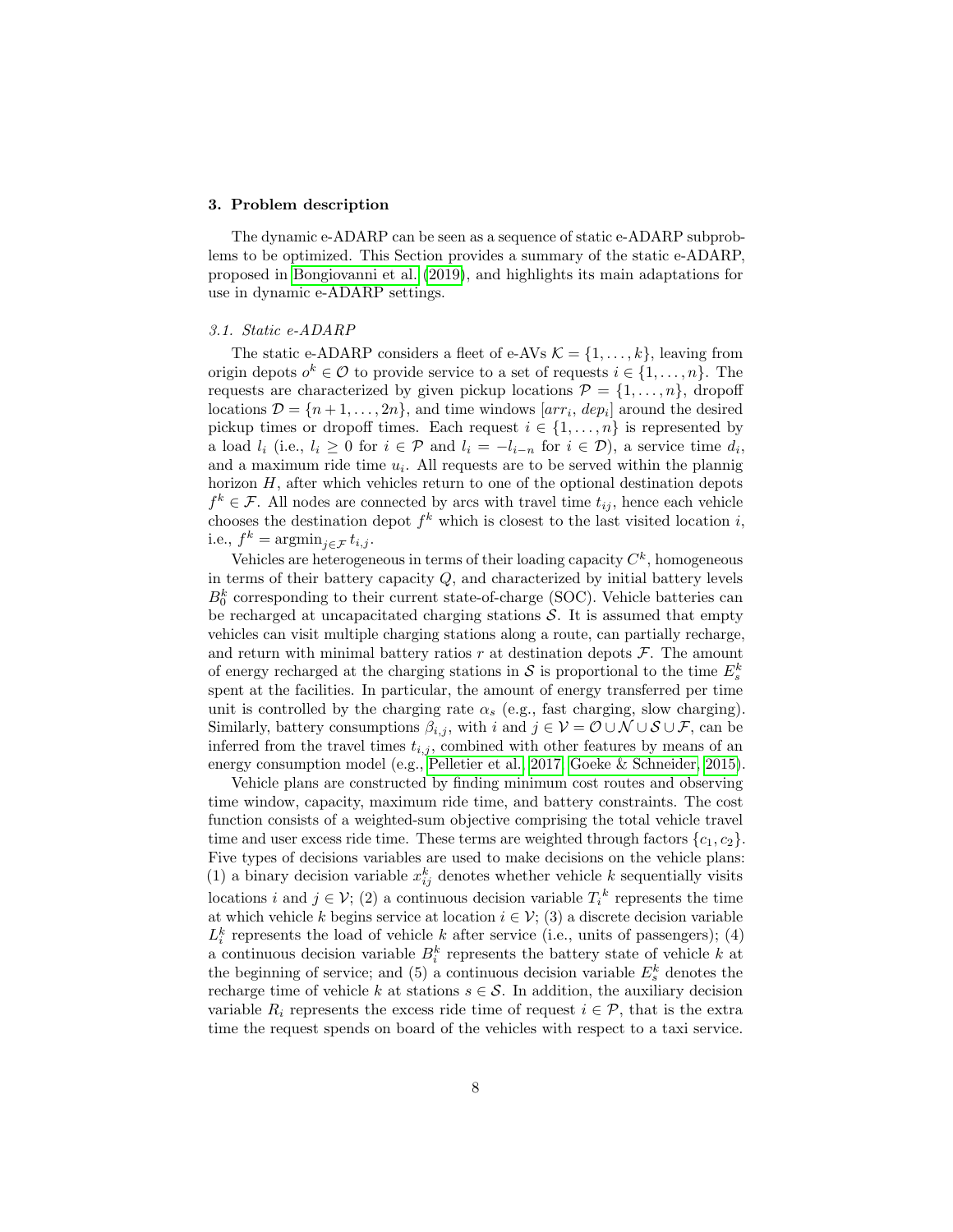## 3. Problem description

The dynamic e-ADARP can be seen as a sequence of static e-ADARP subproblems to be optimized. This Section provides a summary of the static e-ADARP, proposed in Bongiovanni et al. (2019), and highlights its main adaptations for use in dynamic e-ADARP settings.

### 3.1. Static e-ADARP

The static e-ADARP considers a fleet of e-AVs $\mathcal{K} = \{1, \ldots, k\}$, leaving from origin depots $o^k \in \mathcal{O}$ to provide service to a set of requests $i \in \{1, \ldots, n\}$. The requests are characterized by given pickup locations $\mathcal{P} = \{1, \ldots, n\}$, dropoff locations $\mathcal{D} = \{n+1, \ldots, 2n\}$, and time windows $[arr_i,\, dep_i]$ around the desired pickup times or dropoff times. Each request $i \in \{1, \ldots, n\}$ is represented by a load $l_i$ (i.e., $l_i \geq 0$ for $i \in \mathcal{P}$ and $l_i = -l_{i-n}$ for $i \in \mathcal{D}$), a service time $d_i$, and a maximum ride time $u_i$. All requests are to be served within the plannig horizon $H$, after which vehicles return to one of the optional destination depots $f^k \in \mathcal{F}$. All nodes are connected by arcs with travel time $t_{ij}$, hence each vehicle chooses the destination depot $f^k$ which is closest to the last visited location $i$, i.e., $f^k = \text{argmin}_{j \in \mathcal{F}}\, t_{i,j}$.

Vehicles are heterogeneous in terms of their loading capacity $C^k$, homogeneous in terms of their battery capacity $Q$, and characterized by initial battery levels $B_0^k$ corresponding to their current state-of-charge (SOC). Vehicle batteries can be recharged at uncapacitated charging stations $\mathcal{S}$. It is assumed that empty vehicles can visit multiple charging stations along a route, can partially recharge, and return with minimal battery ratios $r$ at destination depots $\mathcal{F}$. The amount of energy recharged at the charging stations in $\mathcal{S}$ is proportional to the time $E_s^k$ spent at the facilities. In particular, the amount of energy transferred per time unit is controlled by the charging rate $\alpha_s$ (e.g., fast charging, slow charging). Similarly, battery consumptions $\beta_{i,j}$, with $i$ and $j \in \mathcal{V} = \mathcal{O} \cup \mathcal{N} \cup \mathcal{S} \cup \mathcal{F}$, can be inferred from the travel times $t_{i,j}$, combined with other features by means of an energy consumption model (e.g., Pelletier et al., 2017; Goeke & Schneider, 2015).

Vehicle plans are constructed by finding minimum cost routes and observing time window, capacity, maximum ride time, and battery constraints. The cost function consists of a weighted-sum objective comprising the total vehicle travel time and user excess ride time. These terms are weighted through factors $\{c_1, c_2\}$. Five types of decisions variables are used to make decisions on the vehicle plans: (1) a binary decision variable $x_{ij}^k$ denotes whether vehicle $k$ sequentially visits locations $i$ and $j \in \mathcal{V}$; (2) a continuous decision variable $T_i^k$ represents the time at which vehicle $k$ begins service at location $i \in \mathcal{V}$; (3) a discrete decision variable $L_i^k$ represents the load of vehicle $k$ after service (i.e., units of passengers); (4) a continuous decision variable $B_i^k$ represents the battery state of vehicle $k$ at the beginning of service; and (5) a continuous decision variable $E_s^k$ denotes the recharge time of vehicle $k$ at stations $s \in \mathcal{S}$. In addition, the auxiliary decision variable $R_i$ represents the excess ride time of request $i \in \mathcal{P}$, that is the extra time the request spends on board of the vehicles with respect to a taxi service.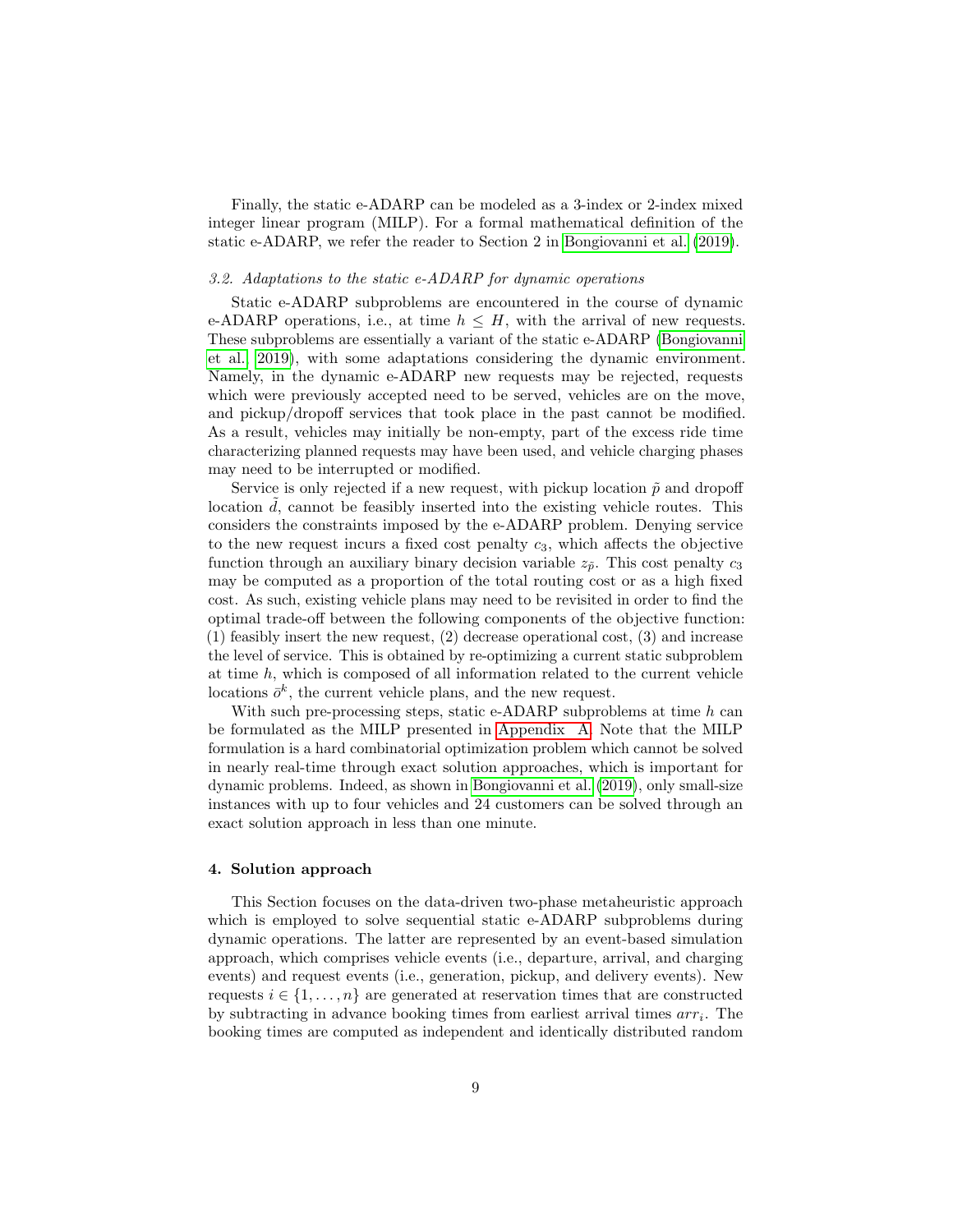Finally, the static e-ADARP can be modeled as a 3-index or 2-index mixed integer linear program (MILP). For a formal mathematical definition of the static e-ADARP, we refer the reader to Section 2 in Bongiovanni et al. (2019).

### *3.2. Adaptations to the static e-ADARP for dynamic operations*

Static e-ADARP subproblems are encountered in the course of dynamic e-ADARP operations, i.e., at time $h \leq H$, with the arrival of new requests. These subproblems are essentially a variant of the static e-ADARP (Bongiovanni et al. 2019), with some adaptations considering the dynamic environment. Namely, in the dynamic e-ADARP new requests may be rejected, requests which were previously accepted need to be served, vehicles are on the move, and pickup/dropoff services that took place in the past cannot be modified. As a result, vehicles may initially be non-empty, part of the excess ride time characterizing planned requests may have been used, and vehicle charging phases may need to be interrupted or modified.

Service is only rejected if a new request, with pickup location $\tilde{p}$ and dropoff location $\tilde{d}$, cannot be feasibly inserted into the existing vehicle routes. This considers the constraints imposed by the e-ADARP problem. Denying service to the new request incurs a fixed cost penalty $c_3$, which affects the objective function through an auxiliary binary decision variable $z_{\tilde{p}}$. This cost penalty $c_3$ may be computed as a proportion of the total routing cost or as a high fixed cost. As such, existing vehicle plans may need to be revisited in order to find the optimal trade-off between the following components of the objective function: (1) feasibly insert the new request, (2) decrease operational cost, (3) and increase the level of service. This is obtained by re-optimizing a current static subproblem at time $h$, which is composed of all information related to the current vehicle locations $\bar{o}^k$, the current vehicle plans, and the new request.

With such pre-processing steps, static e-ADARP subproblems at time $h$ can be formulated as the MILP presented in Appendix A. Note that the MILP formulation is a hard combinatorial optimization problem which cannot be solved in nearly real-time through exact solution approaches, which is important for dynamic problems. Indeed, as shown in Bongiovanni et al. (2019), only small-size instances with up to four vehicles and 24 customers can be solved through an exact solution approach in less than one minute.

## 4. Solution approach

This Section focuses on the data-driven two-phase metaheuristic approach which is employed to solve sequential static e-ADARP subproblems during dynamic operations. The latter are represented by an event-based simulation approach, which comprises vehicle events (i.e., departure, arrival, and charging events) and request events (i.e., generation, pickup, and delivery events). New requests $i \in \{1, \ldots, n\}$ are generated at reservation times that are constructed by subtracting in advance booking times from earliest arrival times $arr_i$. The booking times are computed as independent and identically distributed random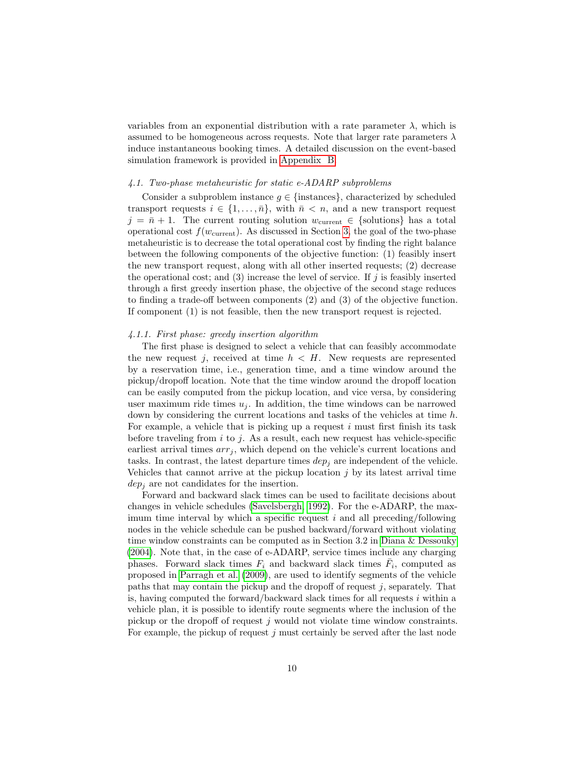variables from an exponential distribution with a rate parameter $\lambda$, which is assumed to be homogeneous across requests. Note that larger rate parameters $\lambda$ induce instantaneous booking times. A detailed discussion on the event-based simulation framework is provided in Appendix B.

### *4.1. Two-phase metaheuristic for static e-ADARP subproblems*

Consider a subproblem instance $g \in \{\text{instances}\}$, characterized by scheduled transport requests $i \in \{1, \ldots, \bar{n}\}$, with $\bar{n} < n$, and a new transport request $j = \bar{n} + 1$. The current routing solution $w_{\text{current}} \in \{\text{solutions}\}$ has a total operational cost $f(w_{\text{current}})$. As discussed in Section 3, the goal of the two-phase metaheuristic is to decrease the total operational cost by finding the right balance between the following components of the objective function: (1) feasibly insert the new transport request, along with all other inserted requests; (2) decrease the operational cost; and (3) increase the level of service. If $j$ is feasibly inserted through a first greedy insertion phase, the objective of the second stage reduces to finding a trade-off between components (2) and (3) of the objective function. If component (1) is not feasible, then the new transport request is rejected.

#### *4.1.1. First phase: greedy insertion algorithm*

The first phase is designed to select a vehicle that can feasibly accommodate the new request $j$, received at time $h < H$. New requests are represented by a reservation time, i.e., generation time, and a time window around the pickup/dropoff location. Note that the time window around the dropoff location can be easily computed from the pickup location, and vice versa, by considering user maximum ride times $u_j$. In addition, the time windows can be narrowed down by considering the current locations and tasks of the vehicles at time $h$. For example, a vehicle that is picking up a request $i$ must first finish its task before traveling from $i$ to $j$. As a result, each new request has vehicle-specific earliest arrival times $arr_j$, which depend on the vehicle's current locations and tasks. In contrast, the latest departure times $dep_j$ are independent of the vehicle. Vehicles that cannot arrive at the pickup location $j$ by its latest arrival time $dep_j$ are not candidates for the insertion.

Forward and backward slack times can be used to facilitate decisions about changes in vehicle schedules (Savelsbergh, 1992). For the e-ADARP, the maximum time interval by which a specific request $i$ and all preceding/following nodes in the vehicle schedule can be pushed backward/forward without violating time window constraints can be computed as in Section 3.2 in Diana & Dessouky (2004). Note that, in the case of e-ADARP, service times include any charging phases. Forward slack times $F_i$ and backward slack times $\bar{F}_i$, computed as proposed in Parragh et al. (2009), are used to identify segments of the vehicle paths that may contain the pickup and the dropoff of request $j$, separately. That is, having computed the forward/backward slack times for all requests $i$ within a vehicle plan, it is possible to identify route segments where the inclusion of the pickup or the dropoff of request $j$ would not violate time window constraints. For example, the pickup of request $j$ must certainly be served after the last node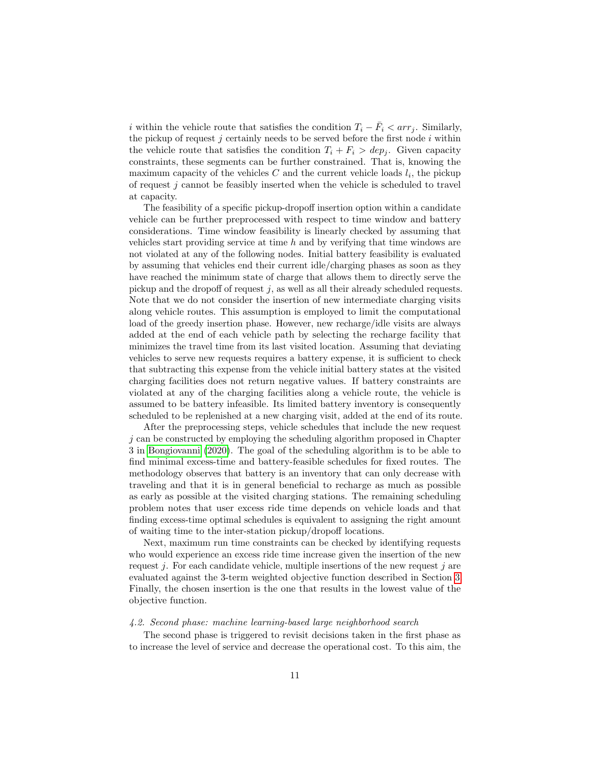$i$ within the vehicle route that satisfies the condition $T_i - \bar{F}_i < arr_j$. Similarly, the pickup of request $j$ certainly needs to be served before the first node $i$ within the vehicle route that satisfies the condition $T_i + F_i > dep_j$. Given capacity constraints, these segments can be further constrained. That is, knowing the maximum capacity of the vehicles $C$ and the current vehicle loads $l_i$, the pickup of request $j$ cannot be feasibly inserted when the vehicle is scheduled to travel at capacity.

The feasibility of a specific pickup-dropoff insertion option within a candidate vehicle can be further preprocessed with respect to time window and battery considerations. Time window feasibility is linearly checked by assuming that vehicles start providing service at time $h$ and by verifying that time windows are not violated at any of the following nodes. Initial battery feasibility is evaluated by assuming that vehicles end their current idle/charging phases as soon as they have reached the minimum state of charge that allows them to directly serve the pickup and the dropoff of request $j$, as well as all their already scheduled requests. Note that we do not consider the insertion of new intermediate charging visits along vehicle routes. This assumption is employed to limit the computational load of the greedy insertion phase. However, new recharge/idle visits are always added at the end of each vehicle path by selecting the recharge facility that minimizes the travel time from its last visited location. Assuming that deviating vehicles to serve new requests requires a battery expense, it is sufficient to check that subtracting this expense from the vehicle initial battery states at the visited charging facilities does not return negative values. If battery constraints are violated at any of the charging facilities along a vehicle route, the vehicle is assumed to be battery infeasible. Its limited battery inventory is consequently scheduled to be replenished at a new charging visit, added at the end of its route.

After the preprocessing steps, vehicle schedules that include the new request $j$ can be constructed by employing the scheduling algorithm proposed in Chapter 3 in Bongiovanni (2020). The goal of the scheduling algorithm is to be able to find minimal excess-time and battery-feasible schedules for fixed routes. The methodology observes that battery is an inventory that can only decrease with traveling and that it is in general beneficial to recharge as much as possible as early as possible at the visited charging stations. The remaining scheduling problem notes that user excess ride time depends on vehicle loads and that finding excess-time optimal schedules is equivalent to assigning the right amount of waiting time to the inter-station pickup/dropoff locations.

Next, maximum run time constraints can be checked by identifying requests who would experience an excess ride time increase given the insertion of the new request $j$. For each candidate vehicle, multiple insertions of the new request $j$ are evaluated against the 3-term weighted objective function described in Section 3. Finally, the chosen insertion is the one that results in the lowest value of the objective function.

### *4.2. Second phase: machine learning-based large neighborhood search*

The second phase is triggered to revisit decisions taken in the first phase as to increase the level of service and decrease the operational cost. To this aim, the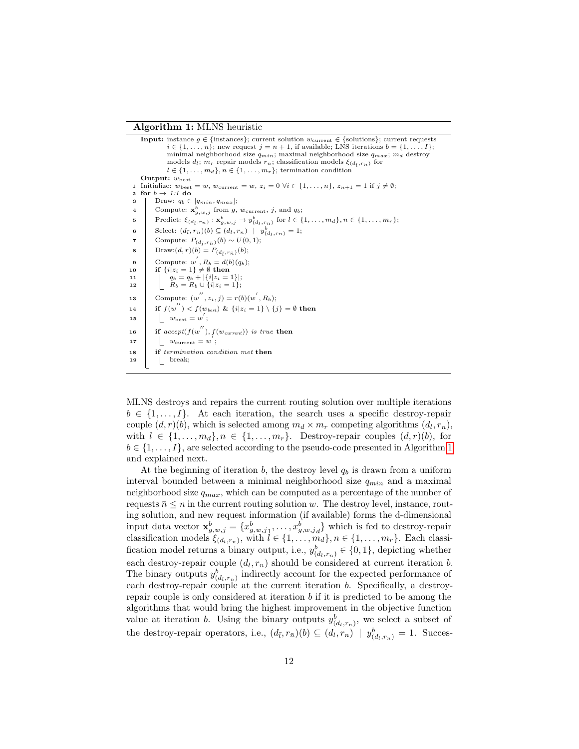**Algorithm 1:** MLNS heuristic

```
Input: instance g ∈ {instances}; current solution w_current ∈ {solutions}; current requests
       i ∈ {1,...,n̄}; new request j = n̄+1, if available; LNS iterations b = {1,...,I};
       minimal neighborhood size q_min; maximal neighborhood size q_max; m_d destroy
       models d_l; m_r repair models r_n; classification models ξ_(d_l,r_n) for
       l ∈ {1,...,m_d}, n ∈ {1,...,m_r}; termination condition
Output: w_best
1  Initialize: w_best = w, w_current = w, z_i = 0 ∀i ∈ {1,...,n̄}, z_{n̄+1} = 1 if j ≠ ∅;
2  for b → 1:I do
3      Draw: q_b ∈ [q_min, q_max];
4      Compute: x^b_{g,w,j} from g, w̄_current, j, and q_b;
5      Predict: ξ_(d_l,r_n) : x^b_{g,w,j} → y^b_(d_l,r_n) for l ∈ {1,...,m_d}, n ∈ {1,...,m_r};
6      Select: (d_l̄, r_n̄)(b) ⊆ (d_l, r_n) | y^b_(d_l,r_n) = 1;
7      Compute: P_(d_l̄,r_n̄)(b) ~ U(0,1);
8      Draw:(d,r)(b) = P_(d_l̄,r_n̄)(b);
9      Compute: w', R_b = d(b)(q_b);
10     if {i|z_i = 1} ≠ ∅ then
11         q_b = q_b + |{i|z_i = 1}|;
12         R_b = R_b ∪ {i|z_i = 1};
13     Compute: (w'', z_i, j) = r(b)(w', R_b);
14     if f(w'') < f(w_best) & {i|z_i = 1} \ {j} = ∅ then
15         w_best = w';
16     if accept(f(w''), f(w_current)) is true then
17         w_current = w';
18     if termination condition met then
19         break;
```

MLNS destroys and repairs the current routing solution over multiple iterations $b \in \{1, \dots, I\}$. At each iteration, the search uses a specific destroy-repair couple $(d, r)(b)$, which is selected among $m_d \times m_r$ competing algorithms $(d_l, r_n)$, with $l \in \{1, \dots, m_d\}, n \in \{1, \dots, m_r\}$. Destroy-repair couples $(d, r)(b)$, for $b \in \{1, \dots, I\}$, are selected according to the pseudo-code presented in Algorithm 1 and explained next.

At the beginning of iteration $b$, the destroy level $q_b$ is drawn from a uniform interval bounded between a minimal neighborhood size $q_{min}$ and a maximal neighborhood size $q_{max}$, which can be computed as a percentage of the number of requests $\bar{n} \leq n$ in the current routing solution $w$. The destroy level, instance, routing solution, and new request information (if available) forms the d-dimensional input data vector $\mathbf{x}^b_{g,w,j} = \{x^b_{g,w,j\,1}, \dots, x^b_{g,w,j\,d}\}$ which is fed to destroy-repair classification models $\xi_{(d_l,r_n)}$, with $l \in \{1, \dots, m_d\}, n \in \{1, \dots, m_r\}$. Each classification model returns a binary output, i.e., $y^b_{(d_l,r_n)} \in \{0, 1\}$, depicting whether each destroy-repair couple $(d_l, r_n)$ should be considered at current iteration $b$. The binary outputs $y^b_{(d_l,r_n)}$ indirectly account for the expected performance of each destroy-repair couple at the current iteration $b$. Specifically, a destroy-repair couple is only considered at iteration $b$ if it is predicted to be among the algorithms that would bring the highest improvement in the objective function value at iteration $b$. Using the binary outputs $y^b_{(d_l,r_n)}$, we select a subset of the destroy-repair operators, i.e., $(d_{\bar{l}}, r_{\bar{n}})(b) \subseteq (d_l, r_n) \mid y^b_{(d_l,r_n)} = 1$. Succes-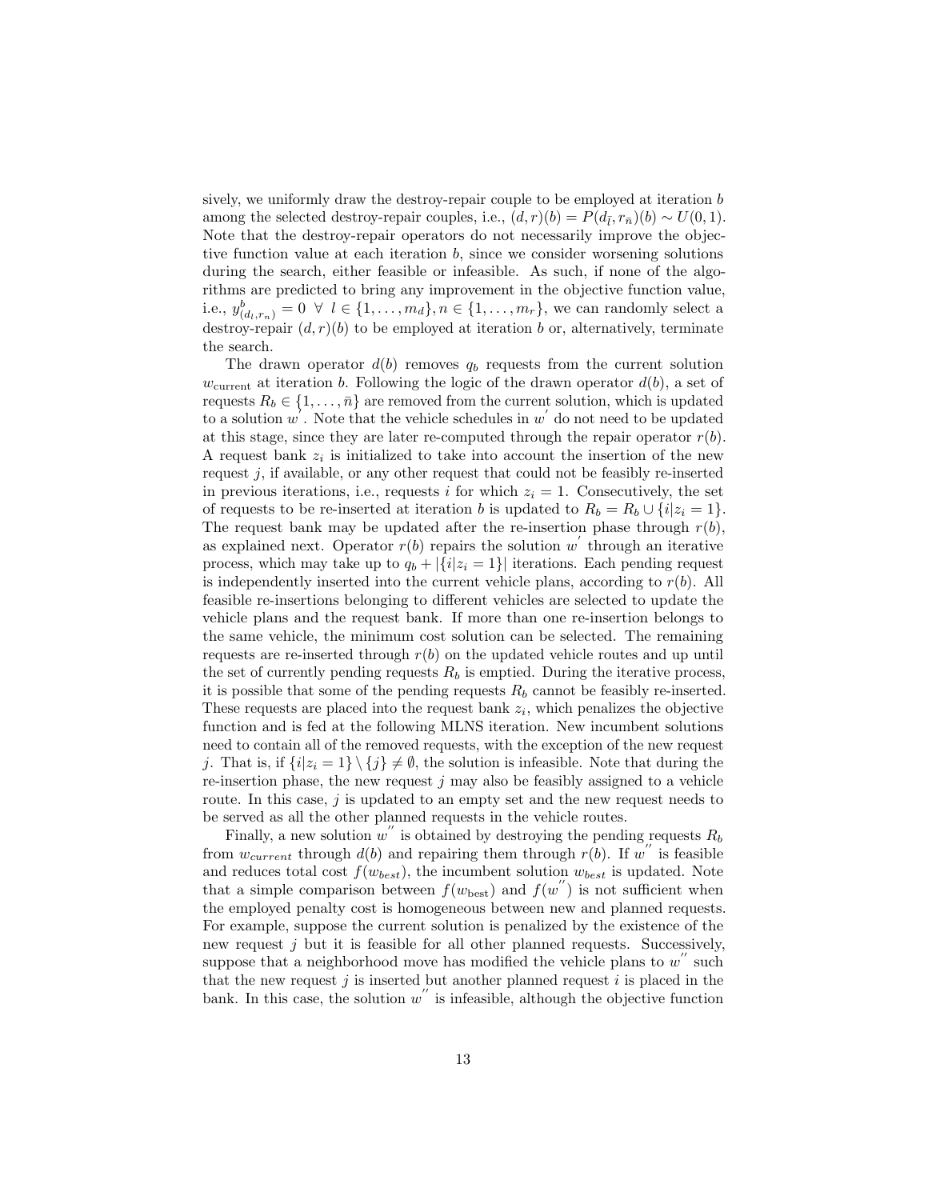sively, we uniformly draw the destroy-repair couple to be employed at iteration $b$ among the selected destroy-repair couples, i.e., $(d,r)(b) = P(d_{\bar{l}}, r_{\bar{n}})(b) \sim U(0,1)$. Note that the destroy-repair operators do not necessarily improve the objective function value at each iteration $b$, since we consider worsening solutions during the search, either feasible or infeasible. As such, if none of the algorithms are predicted to bring any improvement in the objective function value, i.e., $y^b_{(d_l, r_n)} = 0 \ \forall \ l \in \{1, \ldots, m_d\}, n \in \{1, \ldots, m_r\}$, we can randomly select a destroy-repair $(d,r)(b)$ to be employed at iteration $b$ or, alternatively, terminate the search.

The drawn operator $d(b)$ removes $q_b$ requests from the current solution $w_{\text{current}}$ at iteration $b$. Following the logic of the drawn operator $d(b)$, a set of requests $R_b \in \{1, \ldots, \bar{n}\}$ are removed from the current solution, which is updated to a solution $w^{'}$. Note that the vehicle schedules in $w^{'}$ do not need to be updated at this stage, since they are later re-computed through the repair operator $r(b)$. A request bank $z_i$ is initialized to take into account the insertion of the new request $j$, if available, or any other request that could not be feasibly re-inserted in previous iterations, i.e., requests $i$ for which $z_i = 1$. Consecutively, the set of requests to be re-inserted at iteration $b$ is updated to $R_b = R_b \cup \{i | z_i = 1\}$. The request bank may be updated after the re-insertion phase through $r(b)$, as explained next. Operator $r(b)$ repairs the solution $w^{'}$ through an iterative process, which may take up to $q_b + |\{i|z_i = 1\}|$ iterations. Each pending request is independently inserted into the current vehicle plans, according to $r(b)$. All feasible re-insertions belonging to different vehicles are selected to update the vehicle plans and the request bank. If more than one re-insertion belongs to the same vehicle, the minimum cost solution can be selected. The remaining requests are re-inserted through $r(b)$ on the updated vehicle routes and up until the set of currently pending requests $R_b$ is emptied. During the iterative process, it is possible that some of the pending requests $R_b$ cannot be feasibly re-inserted. These requests are placed into the request bank $z_i$, which penalizes the objective function and is fed at the following MLNS iteration. New incumbent solutions need to contain all of the removed requests, with the exception of the new request $j$. That is, if $\{i|z_i = 1\} \setminus \{j\} \neq \emptyset$, the solution is infeasible. Note that during the re-insertion phase, the new request $j$ may also be feasibly assigned to a vehicle route. In this case, $j$ is updated to an empty set and the new request needs to be served as all the other planned requests in the vehicle routes.

Finally, a new solution $w^{''}$ is obtained by destroying the pending requests $R_b$ from $w_{current}$ through $d(b)$ and repairing them through $r(b)$. If $w^{''}$ is feasible and reduces total cost $f(w_{best})$, the incumbent solution $w_{best}$ is updated. Note that a simple comparison between $f(w_{\text{best}})$ and $f(w^{''})$ is not sufficient when the employed penalty cost is homogeneous between new and planned requests. For example, suppose the current solution is penalized by the existence of the new request $j$ but it is feasible for all other planned requests. Successively, suppose that a neighborhood move has modified the vehicle plans to $w^{''}$ such that the new request $j$ is inserted but another planned request $i$ is placed in the bank. In this case, the solution $w^{''}$ is infeasible, although the objective function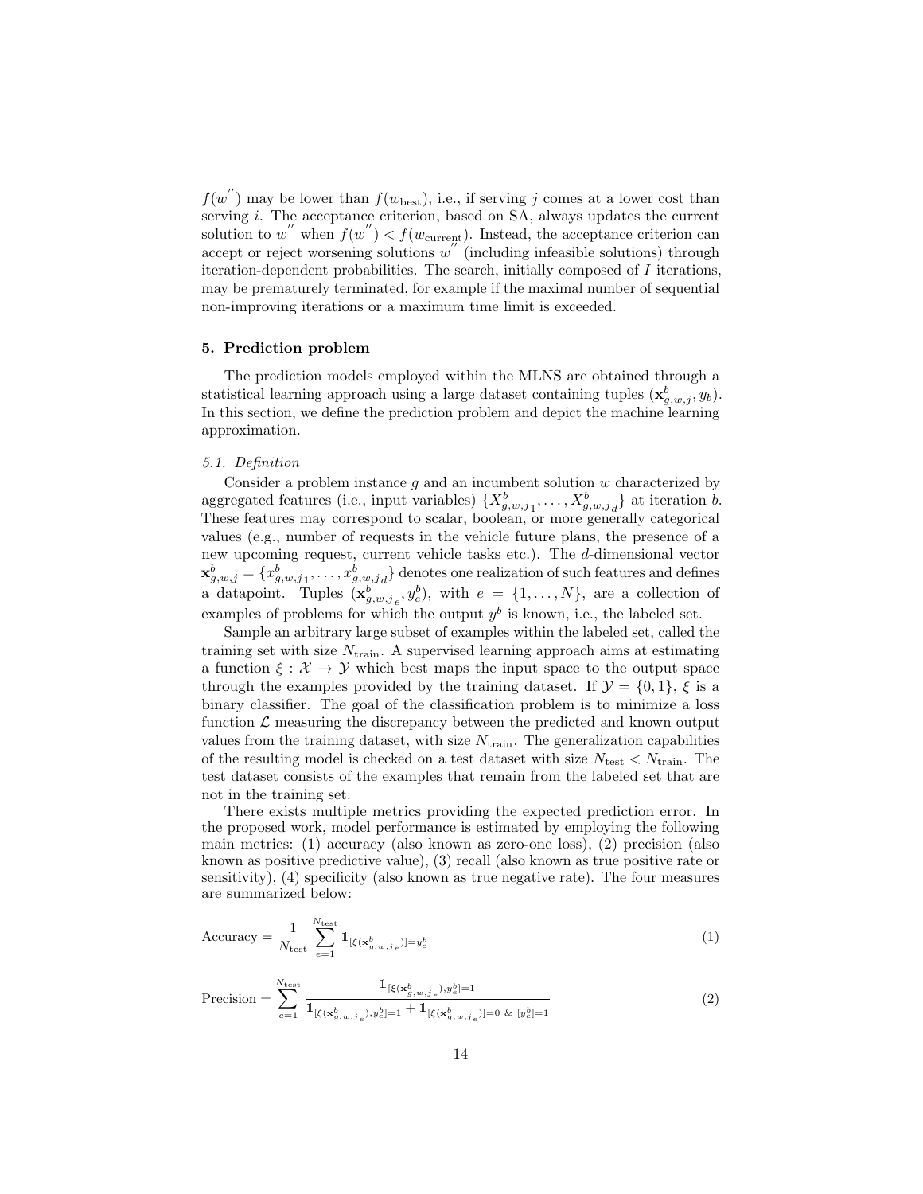$f(w^{''})$ may be lower than $f(w_{\text{best}})$, i.e., if serving $j$ comes at a lower cost than serving $i$. The acceptance criterion, based on SA, always updates the current solution to $w^{''}$ when $f(w^{''}) < f(w_{\text{current}})$. Instead, the acceptance criterion can accept or reject worsening solutions $w^{''}$ (including infeasible solutions) through iteration-dependent probabilities. The search, initially composed of $I$ iterations, may be prematurely terminated, for example if the maximal number of sequential non-improving iterations or a maximum time limit is exceeded.

## 5. Prediction problem

The prediction models employed within the MLNS are obtained through a statistical learning approach using a large dataset containing tuples $(\mathbf{x}^b_{g,w,j}, y_b)$. In this section, we define the prediction problem and depict the machine learning approximation.

### 5.1. Definition

Consider a problem instance $g$ and an incumbent solution $w$ characterized by aggregated features (i.e., input variables) $\{X^b_{g,w,j_1}, \dots, X^b_{g,w,j_d}\}$ at iteration $b$. These features may correspond to scalar, boolean, or more generally categorical values (e.g., number of requests in the vehicle future plans, the presence of a new upcoming request, current vehicle tasks etc.). The $d$-dimensional vector $\mathbf{x}^b_{g,w,j} = \{x^b_{g,w,j_1}, \dots, x^b_{g,w,j_d}\}$ denotes one realization of such features and defines a datapoint. Tuples $(\mathbf{x}^b_{g,w,j_e}, y^b_e)$, with $e = \{1, \dots, N\}$, are a collection of examples of problems for which the output $y^b$ is known, i.e., the labeled set.

Sample an arbitrary large subset of examples within the labeled set, called the training set with size $N_{\text{train}}$. A supervised learning approach aims at estimating a function $\xi : \mathcal{X} \rightarrow \mathcal{Y}$ which best maps the input space to the output space through the examples provided by the training dataset. If $\mathcal{Y} = \{0, 1\}$, $\xi$ is a binary classifier. The goal of the classification problem is to minimize a loss function $\mathcal{L}$ measuring the discrepancy between the predicted and known output values from the training dataset, with size $N_{\text{train}}$. The generalization capabilities of the resulting model is checked on a test dataset with size $N_{\text{test}} < N_{\text{train}}$. The test dataset consists of the examples that remain from the labeled set that are not in the training set.

There exists multiple metrics providing the expected prediction error. In the proposed work, model performance is estimated by employing the following main metrics: (1) accuracy (also known as zero-one loss), (2) precision (also known as positive predictive value), (3) recall (also known as true positive rate or sensitivity), (4) specificity (also known as true negative rate). The four measures are summarized below:

$$\text{Accuracy} = \frac{1}{N_{\text{test}}} \sum_{e=1}^{N_{\text{test}}} \mathbb{1}_{[\xi(\mathbf{x}^b_{g,w,j_e})] = y^b_e} \tag{1}$$

$$\text{Precision} = \sum_{e=1}^{N_{\text{test}}} \frac{\mathbb{1}_{[\xi(\mathbf{x}^b_{g,w,j_e}), y^b_e] = 1}}{\mathbb{1}_{[\xi(\mathbf{x}^b_{g,w,j_e}), y^b_e] = 1} + \mathbb{1}_{[\xi(\mathbf{x}^b_{g,w,j_e})] = 0 \ \& \ [y^b_e] = 1}} \tag{2}$$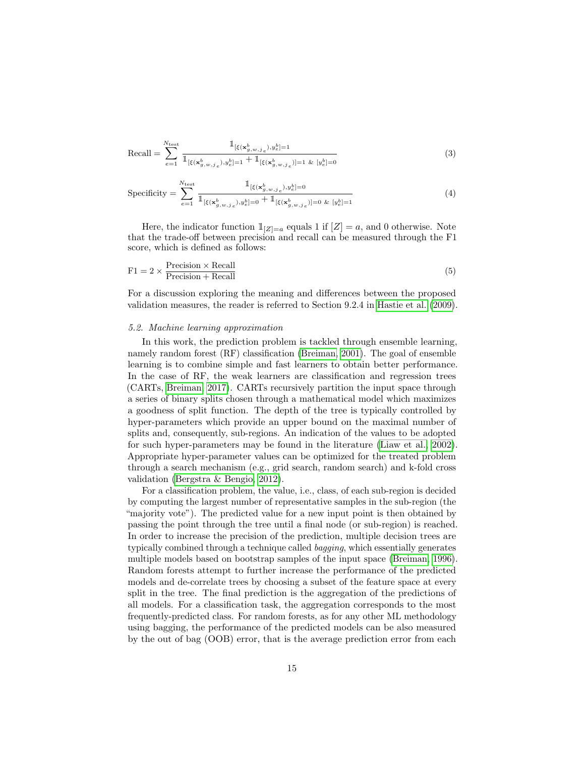$$\text{Recall} = \sum_{e=1}^{N_{\text{test}}} \frac{\mathbb{1}_{[\xi(\mathbf{x}^b_{g,w,j_e}), y^b_e]=1}}{\mathbb{1}_{[\xi(\mathbf{x}^b_{g,w,j_e}), y^b_e]=1} + \mathbb{1}_{[\xi(\mathbf{x}^b_{g,w,j_e})]=1 \ \& \ [y^b_e]=0}} \tag{3}$$

$$\text{Specificity} = \sum_{e=1}^{N_{\text{test}}} \frac{\mathbb{1}_{[\xi(\mathbf{x}^b_{g,w,j_e}), y^b_e]=0}}{\mathbb{1}_{[\xi(\mathbf{x}^b_{g,w,j_e}), y^b_e]=0} + \mathbb{1}_{[\xi(\mathbf{x}^b_{g,w,j_e})]=0 \ \& \ [y^b_e]=1}} \tag{4}$$

Here, the indicator function $\mathbb{1}_{[Z]=a}$ equals 1 if $[Z] = a$, and 0 otherwise. Note that the trade-off between precision and recall can be measured through the F1 score, which is defined as follows:

$$\text{F1} = 2 \times \frac{\text{Precision} \times \text{Recall}}{\text{Precision} + \text{Recall}} \tag{5}$$

For a discussion exploring the meaning and differences between the proposed validation measures, the reader is referred to Section 9.2.4 in Hastie et al. (2009).

### 5.2. Machine learning approximation

In this work, the prediction problem is tackled through ensemble learning, namely random forest (RF) classification (Breiman, 2001). The goal of ensemble learning is to combine simple and fast learners to obtain better performance. In the case of RF, the weak learners are classification and regression trees (CARTs, Breiman, 2017). CARTs recursively partition the input space through a series of binary splits chosen through a mathematical model which maximizes a goodness of split function. The depth of the tree is typically controlled by hyper-parameters which provide an upper bound on the maximal number of splits and, consequently, sub-regions. An indication of the values to be adopted for such hyper-parameters may be found in the literature (Liaw et al., 2002). Appropriate hyper-parameter values can be optimized for the treated problem through a search mechanism (e.g., grid search, random search) and k-fold cross validation (Bergstra & Bengio, 2012).

For a classification problem, the value, i.e., class, of each sub-region is decided by computing the largest number of representative samples in the sub-region (the "majority vote"). The predicted value for a new input point is then obtained by passing the point through the tree until a final node (or sub-region) is reached. In order to increase the precision of the prediction, multiple decision trees are typically combined through a technique called *bagging*, which essentially generates multiple models based on bootstrap samples of the input space (Breiman, 1996). Random forests attempt to further increase the performance of the predicted models and de-correlate trees by choosing a subset of the feature space at every split in the tree. The final prediction is the aggregation of the predictions of all models. For a classification task, the aggregation corresponds to the most frequently-predicted class. For random forests, as for any other ML methodology using bagging, the performance of the predicted models can be also measured by the out of bag (OOB) error, that is the average prediction error from each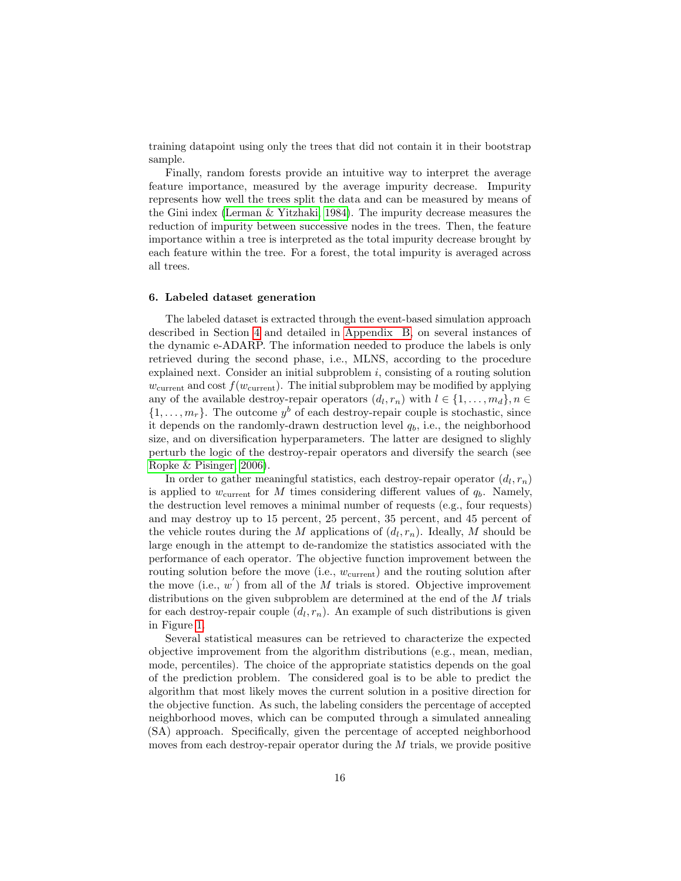training datapoint using only the trees that did not contain it in their bootstrap sample.

Finally, random forests provide an intuitive way to interpret the average feature importance, measured by the average impurity decrease. Impurity represents how well the trees split the data and can be measured by means of the Gini index (Lerman & Yitzhaki, 1984). The impurity decrease measures the reduction of impurity between successive nodes in the trees. Then, the feature importance within a tree is interpreted as the total impurity decrease brought by each feature within the tree. For a forest, the total impurity is averaged across all trees.

### 6. Labeled dataset generation

The labeled dataset is extracted through the event-based simulation approach described in Section 4 and detailed in Appendix B, on several instances of the dynamic e-ADARP. The information needed to produce the labels is only retrieved during the second phase, i.e., MLNS, according to the procedure explained next. Consider an initial subproblem $i$, consisting of a routing solution $w_{\text{current}}$ and cost $f(w_{\text{current}})$. The initial subproblem may be modified by applying any of the available destroy-repair operators $(d_l, r_n)$ with $l \in \{1, \dots, m_d\}, n \in \{1, \dots, m_r\}$. The outcome $y^b$ of each destroy-repair couple is stochastic, since it depends on the randomly-drawn destruction level $q_b$, i.e., the neighborhood size, and on diversification hyperparameters. The latter are designed to slighly perturb the logic of the destroy-repair operators and diversify the search (see Ropke & Pisinger, 2006).

In order to gather meaningful statistics, each destroy-repair operator $(d_l, r_n)$ is applied to $w_{\text{current}}$ for $M$ times considering different values of $q_b$. Namely, the destruction level removes a minimal number of requests (e.g., four requests) and may destroy up to 15 percent, 25 percent, 35 percent, and 45 percent of the vehicle routes during the $M$ applications of $(d_l, r_n)$. Ideally, $M$ should be large enough in the attempt to de-randomize the statistics associated with the performance of each operator. The objective function improvement between the routing solution before the move (i.e., $w_{\text{current}}$) and the routing solution after the move (i.e., $w^{'}$) from all of the $M$ trials is stored. Objective improvement distributions on the given subproblem are determined at the end of the $M$ trials for each destroy-repair couple $(d_l, r_n)$. An example of such distributions is given in Figure 1.

Several statistical measures can be retrieved to characterize the expected objective improvement from the algorithm distributions (e.g., mean, median, mode, percentiles). The choice of the appropriate statistics depends on the goal of the prediction problem. The considered goal is to be able to predict the algorithm that most likely moves the current solution in a positive direction for the objective function. As such, the labeling considers the percentage of accepted neighborhood moves, which can be computed through a simulated annealing (SA) approach. Specifically, given the percentage of accepted neighborhood moves from each destroy-repair operator during the $M$ trials, we provide positive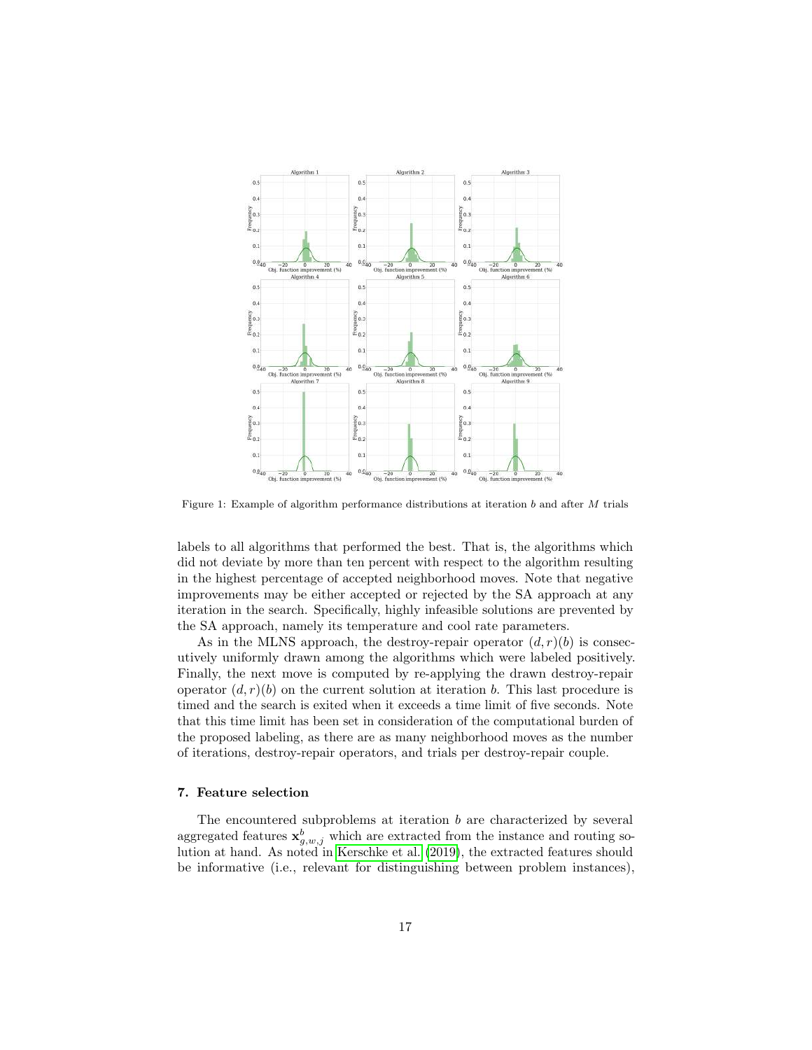Figure 1: Example of algorithm performance distributions at iteration $b$ and after $M$ trials

labels to all algorithms that performed the best. That is, the algorithms which did not deviate by more than ten percent with respect to the algorithm resulting in the highest percentage of accepted neighborhood moves. Note that negative improvements may be either accepted or rejected by the SA approach at any iteration in the search. Specifically, highly infeasible solutions are prevented by the SA approach, namely its temperature and cool rate parameters.

As in the MLNS approach, the destroy-repair operator $(d, r)(b)$ is consecutively uniformly drawn among the algorithms which were labeled positively. Finally, the next move is computed by re-applying the drawn destroy-repair operator $(d, r)(b)$ on the current solution at iteration $b$. This last procedure is timed and the search is exited when it exceeds a time limit of five seconds. Note that this time limit has been set in consideration of the computational burden of the proposed labeling, as there are as many neighborhood moves as the number of iterations, destroy-repair operators, and trials per destroy-repair couple.

## 7. Feature selection

The encountered subproblems at iteration $b$ are characterized by several aggregated features $\mathbf{x}^b_{g,w,j}$ which are extracted from the instance and routing solution at hand. As noted in Kerschke et al. (2019), the extracted features should be informative (i.e., relevant for distinguishing between problem instances),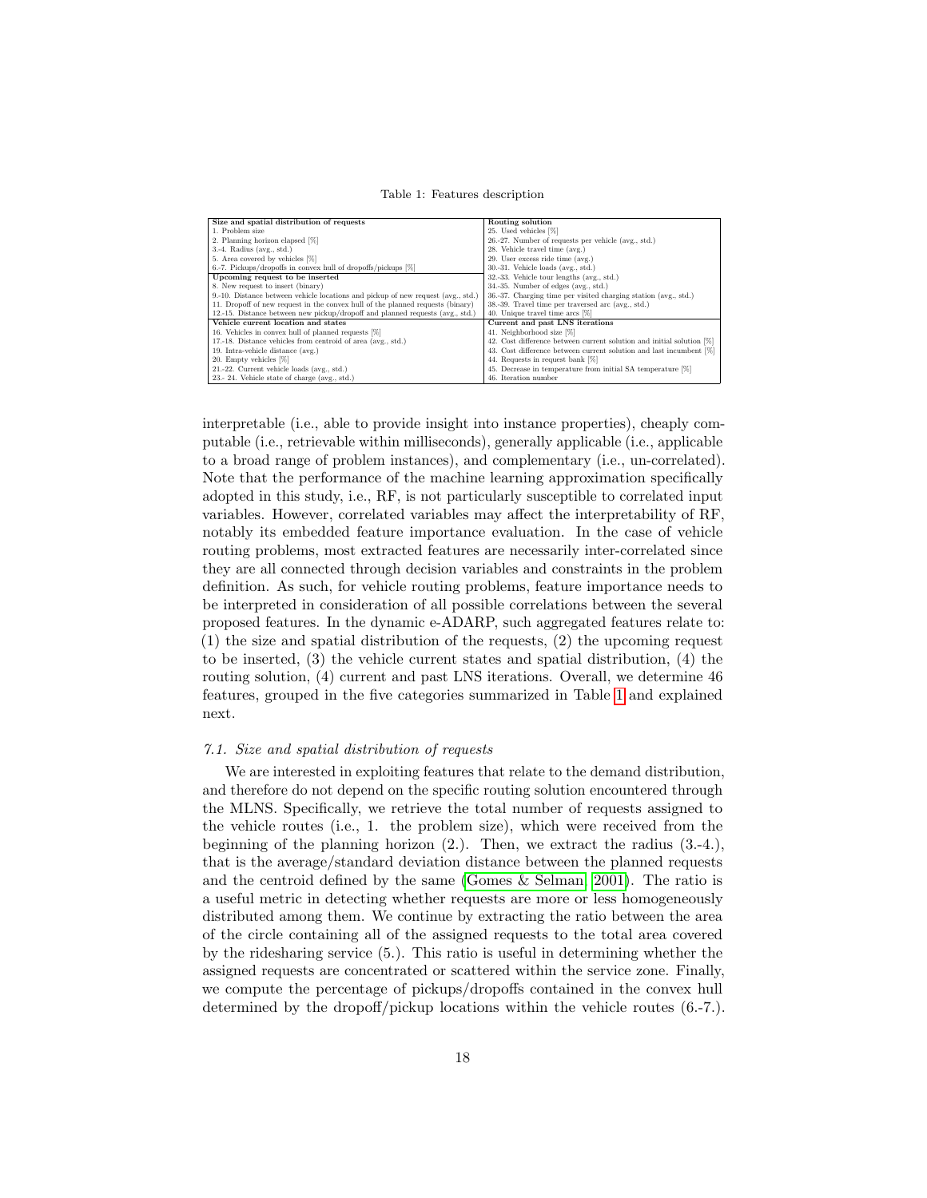Table 1: Features description

| Size and spatial distribution of requests | Routing solution |
|---|---|
| 1. Problem size | 25. Used vehicles [%] |
| 2. Planning horizon elapsed [%] | 26.-27. Number of requests per vehicle (avg., std.) |
| 3.-4. Radius (avg., std.) | 28. Vehicle travel time (avg.) |
| 5. Area covered by vehicles [%] | 29. User excess ride time (avg.) |
| 6.-7. Pickups/dropoffs in convex hull of dropoffs/pickups [%] | 30.-31. Vehicle loads (avg., std.) |
| **Upcoming request to be inserted** | 32.-33. Vehicle tour lengths (avg., std.) |
| 8. New request to insert (binary) | 34.-35. Number of edges (avg., std.) |
| 9.-10. Distance between vehicle locations and pickup of new request (avg., std.) | 36.-37. Charging time per visited charging station (avg., std.) |
| 11. Dropoff of new request in the convex hull of the planned requests (binary) | 38.-39. Travel time per traversed arc (avg., std.) |
| 12.-15. Distance between new pickup/dropoff and planned requests (avg., std.) | 40. Unique travel time arcs [%] |
| **Vehicle current location and states** | **Current and past LNS iterations** |
| 16. Vehicles in convex hull of planned requests [%] | 41. Neighborhood size [%] |
| 17.-18. Distance vehicles from centroid of area (avg., std.) | 42. Cost difference between current solution and initial solution [%] |
| 19. Intra-vehicle distance (avg.) | 43. Cost difference between current solution and last incumbent [%] |
| 20. Empty vehicles [%] | 44. Requests in request bank [%] |
| 21.-22. Current vehicle loads (avg., std.) | 45. Decrease in temperature from initial SA temperature [%] |
| 23.- 24. Vehicle state of charge (avg., std.) | 46. Iteration number |

interpretable (i.e., able to provide insight into instance properties), cheaply computable (i.e., retrievable within milliseconds), generally applicable (i.e., applicable to a broad range of problem instances), and complementary (i.e., un-correlated). Note that the performance of the machine learning approximation specifically adopted in this study, i.e., RF, is not particularly susceptible to correlated input variables. However, correlated variables may affect the interpretability of RF, notably its embedded feature importance evaluation. In the case of vehicle routing problems, most extracted features are necessarily inter-correlated since they are all connected through decision variables and constraints in the problem definition. As such, for vehicle routing problems, feature importance needs to be interpreted in consideration of all possible correlations between the several proposed features. In the dynamic e-ADARP, such aggregated features relate to: (1) the size and spatial distribution of the requests, (2) the upcoming request to be inserted, (3) the vehicle current states and spatial distribution, (4) the routing solution, (4) current and past LNS iterations. Overall, we determine 46 features, grouped in the five categories summarized in Table 1 and explained next.

### *7.1. Size and spatial distribution of requests*

We are interested in exploiting features that relate to the demand distribution, and therefore do not depend on the specific routing solution encountered through the MLNS. Specifically, we retrieve the total number of requests assigned to the vehicle routes (i.e., 1. the problem size), which were received from the beginning of the planning horizon (2.). Then, we extract the radius (3.-4.), that is the average/standard deviation distance between the planned requests and the centroid defined by the same (Gomes & Selman, 2001). The ratio is a useful metric in detecting whether requests are more or less homogeneously distributed among them. We continue by extracting the ratio between the area of the circle containing all of the assigned requests to the total area covered by the ridesharing service (5.). This ratio is useful in determining whether the assigned requests are concentrated or scattered within the service zone. Finally, we compute the percentage of pickups/dropoffs contained in the convex hull determined by the dropoff/pickup locations within the vehicle routes (6.-7.).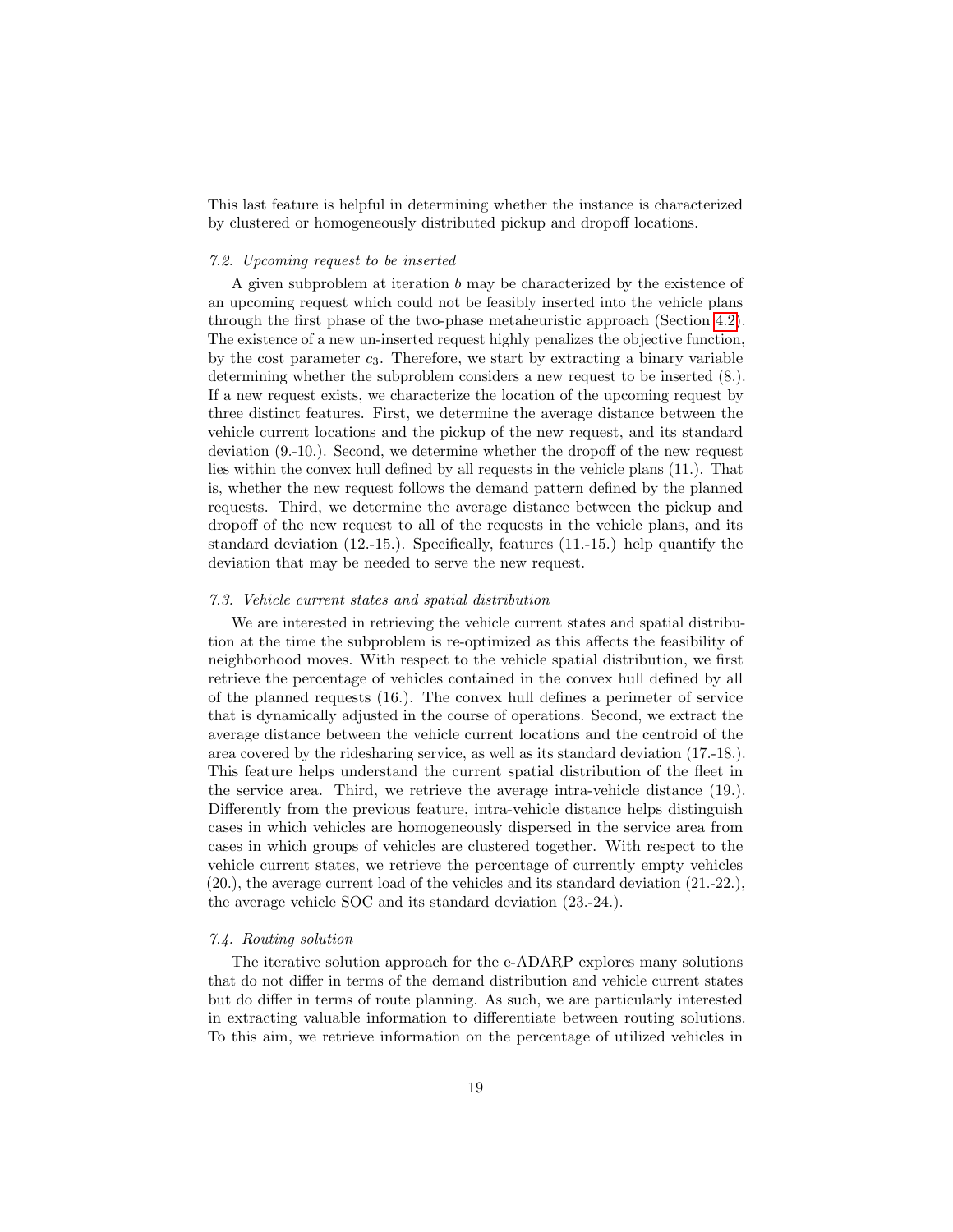This last feature is helpful in determining whether the instance is characterized by clustered or homogeneously distributed pickup and dropoff locations.

### *7.2. Upcoming request to be inserted*

A given subproblem at iteration $b$ may be characterized by the existence of an upcoming request which could not be feasibly inserted into the vehicle plans through the first phase of the two-phase metaheuristic approach (Section 4.2). The existence of a new un-inserted request highly penalizes the objective function, by the cost parameter $c_3$. Therefore, we start by extracting a binary variable determining whether the subproblem considers a new request to be inserted (8.). If a new request exists, we characterize the location of the upcoming request by three distinct features. First, we determine the average distance between the vehicle current locations and the pickup of the new request, and its standard deviation (9.-10.). Second, we determine whether the dropoff of the new request lies within the convex hull defined by all requests in the vehicle plans (11.). That is, whether the new request follows the demand pattern defined by the planned requests. Third, we determine the average distance between the pickup and dropoff of the new request to all of the requests in the vehicle plans, and its standard deviation (12.-15.). Specifically, features (11.-15.) help quantify the deviation that may be needed to serve the new request.

### *7.3. Vehicle current states and spatial distribution*

We are interested in retrieving the vehicle current states and spatial distribution at the time the subproblem is re-optimized as this affects the feasibility of neighborhood moves. With respect to the vehicle spatial distribution, we first retrieve the percentage of vehicles contained in the convex hull defined by all of the planned requests (16.). The convex hull defines a perimeter of service that is dynamically adjusted in the course of operations. Second, we extract the average distance between the vehicle current locations and the centroid of the area covered by the ridesharing service, as well as its standard deviation (17.-18.). This feature helps understand the current spatial distribution of the fleet in the service area. Third, we retrieve the average intra-vehicle distance (19.). Differently from the previous feature, intra-vehicle distance helps distinguish cases in which vehicles are homogeneously dispersed in the service area from cases in which groups of vehicles are clustered together. With respect to the vehicle current states, we retrieve the percentage of currently empty vehicles (20.), the average current load of the vehicles and its standard deviation (21.-22.), the average vehicle SOC and its standard deviation (23.-24.).

### *7.4. Routing solution*

The iterative solution approach for the e-ADARP explores many solutions that do not differ in terms of the demand distribution and vehicle current states but do differ in terms of route planning. As such, we are particularly interested in extracting valuable information to differentiate between routing solutions. To this aim, we retrieve information on the percentage of utilized vehicles in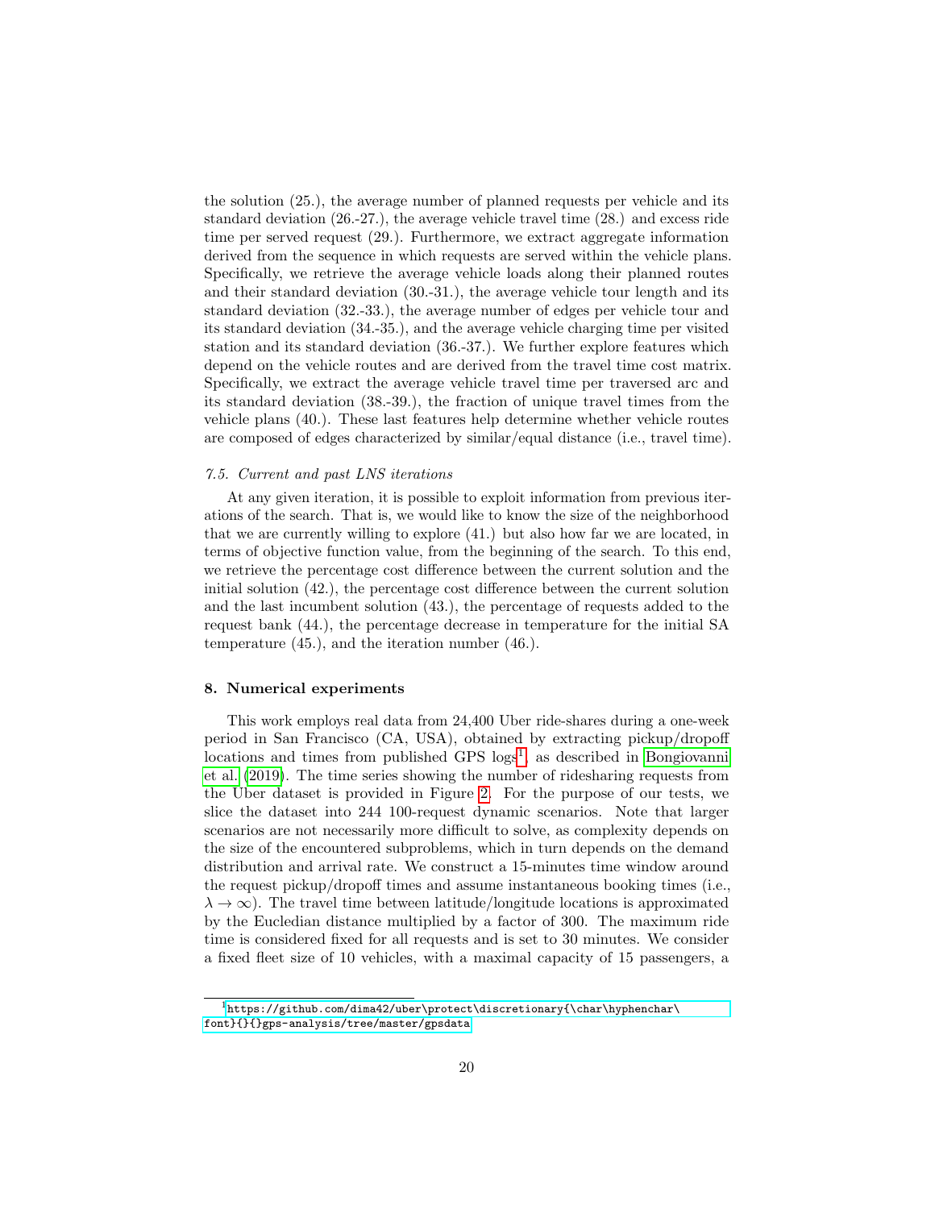the solution (25.), the average number of planned requests per vehicle and its standard deviation (26.-27.), the average vehicle travel time (28.) and excess ride time per served request (29.). Furthermore, we extract aggregate information derived from the sequence in which requests are served within the vehicle plans. Specifically, we retrieve the average vehicle loads along their planned routes and their standard deviation (30.-31.), the average vehicle tour length and its standard deviation (32.-33.), the average number of edges per vehicle tour and its standard deviation (34.-35.), and the average vehicle charging time per visited station and its standard deviation (36.-37.). We further explore features which depend on the vehicle routes and are derived from the travel time cost matrix. Specifically, we extract the average vehicle travel time per traversed arc and its standard deviation (38.-39.), the fraction of unique travel times from the vehicle plans (40.). These last features help determine whether vehicle routes are composed of edges characterized by similar/equal distance (i.e., travel time).

### *7.5. Current and past LNS iterations*

At any given iteration, it is possible to exploit information from previous iterations of the search. That is, we would like to know the size of the neighborhood that we are currently willing to explore (41.) but also how far we are located, in terms of objective function value, from the beginning of the search. To this end, we retrieve the percentage cost difference between the current solution and the initial solution (42.), the percentage cost difference between the current solution and the last incumbent solution (43.), the percentage of requests added to the request bank (44.), the percentage decrease in temperature for the initial SA temperature (45.), and the iteration number (46.).

## 8. Numerical experiments

This work employs real data from 24,400 Uber ride-shares during a one-week period in San Francisco (CA, USA), obtained by extracting pickup/dropoff locations and times from published GPS logs[1], as described in Bongiovanni et al. (2019). The time series showing the number of ridesharing requests from the Uber dataset is provided in Figure 2. For the purpose of our tests, we slice the dataset into 244 100-request dynamic scenarios. Note that larger scenarios are not necessarily more difficult to solve, as complexity depends on the size of the encountered subproblems, which in turn depends on the demand distribution and arrival rate. We construct a 15-minutes time window around the request pickup/dropoff times and assume instantaneous booking times (i.e., $\lambda \to \infty$). The travel time between latitude/longitude locations is approximated by the Eucledian distance multiplied by a factor of 300. The maximum ride time is considered fixed for all requests and is set to 30 minutes. We consider a fixed fleet size of 10 vehicles, with a maximal capacity of 15 passengers, a

[1] https://github.com/dima42/uber\protect\discretionary{\char\hyphenchar\font}{}{}gps-analysis/tree/master/gpsdata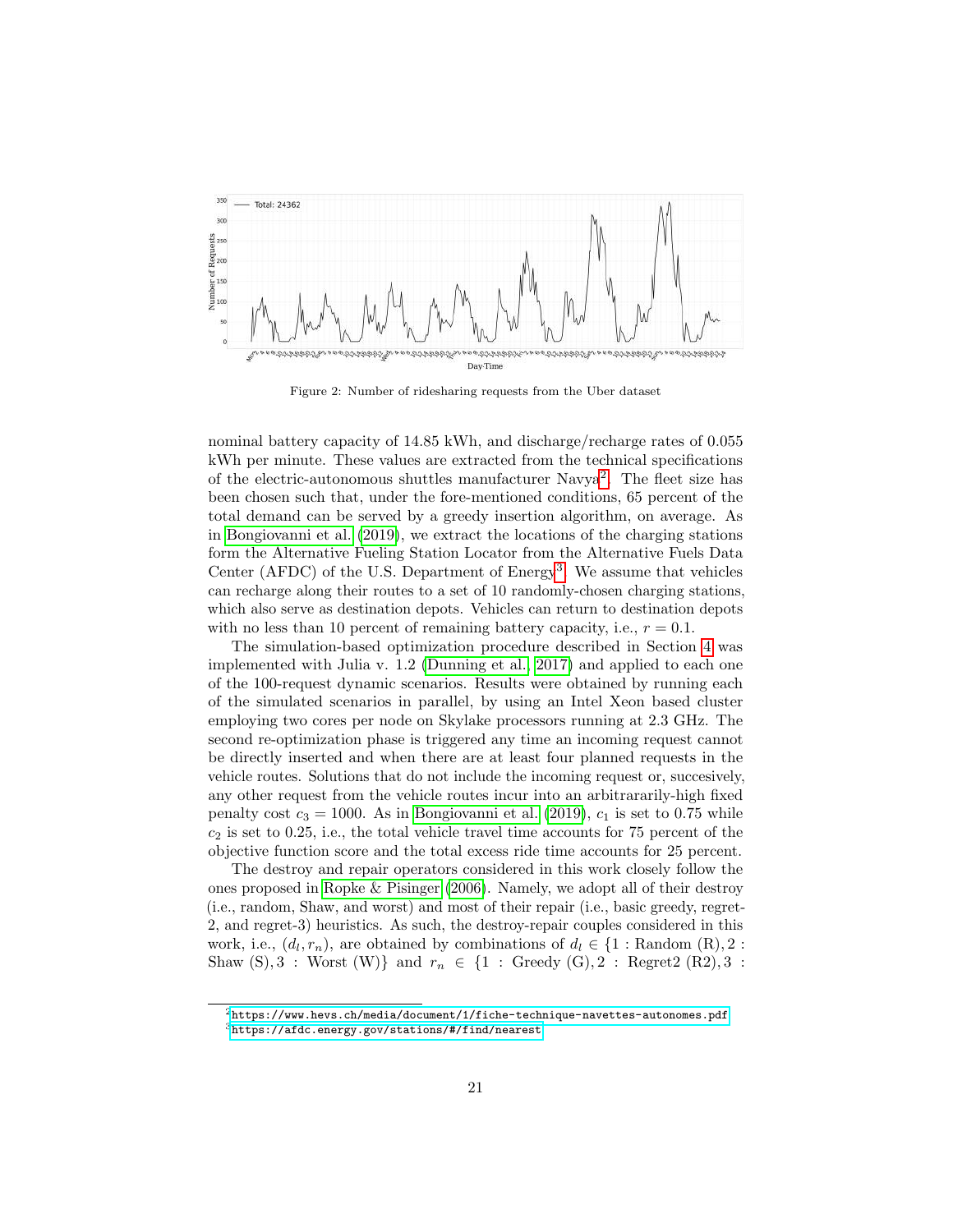Figure 2: Number of ridesharing requests from the Uber dataset

nominal battery capacity of 14.85 kWh, and discharge/recharge rates of 0.055 kWh per minute. These values are extracted from the technical specifications of the electric-autonomous shuttles manufacturer Navya[2]. The fleet size has been chosen such that, under the fore-mentioned conditions, 65 percent of the total demand can be served by a greedy insertion algorithm, on average. As in Bongiovanni et al. (2019), we extract the locations of the charging stations form the Alternative Fueling Station Locator from the Alternative Fuels Data Center (AFDC) of the U.S. Department of Energy[3]. We assume that vehicles can recharge along their routes to a set of 10 randomly-chosen charging stations, which also serve as destination depots. Vehicles can return to destination depots with no less than 10 percent of remaining battery capacity, i.e., $r = 0.1$.

The simulation-based optimization procedure described in Section 4 was implemented with Julia v. 1.2 (Dunning et al., 2017) and applied to each one of the 100-request dynamic scenarios. Results were obtained by running each of the simulated scenarios in parallel, by using an Intel Xeon based cluster employing two cores per node on Skylake processors running at 2.3 GHz. The second re-optimization phase is triggered any time an incoming request cannot be directly inserted and when there are at least four planned requests in the vehicle routes. Solutions that do not include the incoming request or, succesively, any other request from the vehicle routes incur into an arbitrararily-high fixed penalty cost $c_3 = 1000$. As in Bongiovanni et al. (2019), $c_1$ is set to 0.75 while $c_2$ is set to 0.25, i.e., the total vehicle travel time accounts for 75 percent of the objective function score and the total excess ride time accounts for 25 percent.

The destroy and repair operators considered in this work closely follow the ones proposed in Ropke & Pisinger (2006). Namely, we adopt all of their destroy (i.e., random, Shaw, and worst) and most of their repair (i.e., basic greedy, regret-2, and regret-3) heuristics. As such, the destroy-repair couples considered in this work, i.e., $(d_l, r_n)$, are obtained by combinations of $d_l \in \{1 : \text{Random (R)}, 2 : \text{Shaw (S)}, 3 : \text{Worst (W)}\}$ and $r_n \in \{1 : \text{Greedy (G)}, 2 : \text{Regret2 (R2)}, 3 :$

[2] https://www.hevs.ch/media/document/1/fiche-technique-navettes-autonomes.pdf

[3] https://afdc.energy.gov/stations/#/find/nearest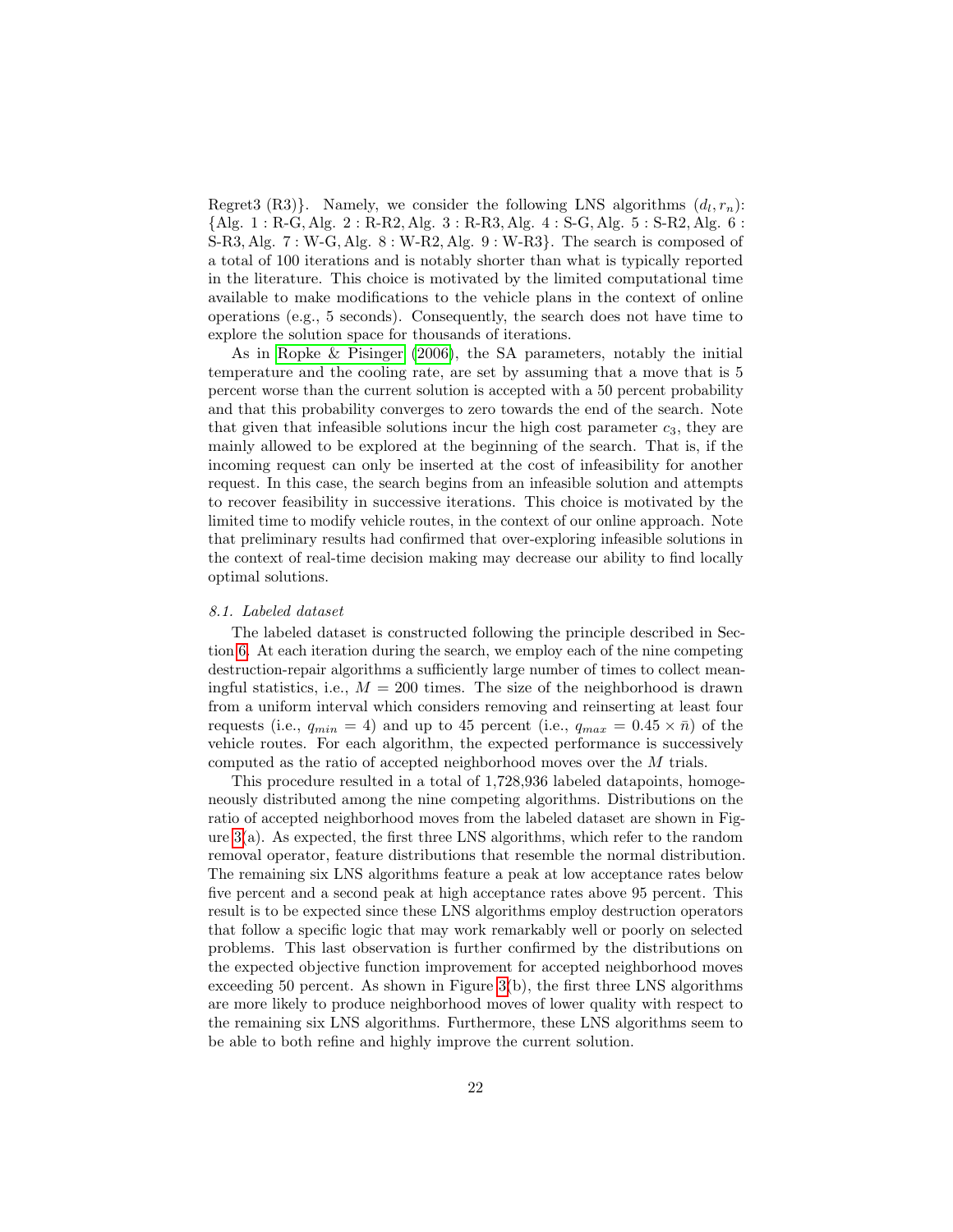Regret3 (R3)}. Namely, we consider the following LNS algorithms $(d_l, r_n)$: {Alg. 1 : R-G, Alg. 2 : R-R2, Alg. 3 : R-R3, Alg. 4 : S-G, Alg. 5 : S-R2, Alg. 6 : S-R3, Alg. 7 : W-G, Alg. 8 : W-R2, Alg. 9 : W-R3}. The search is composed of a total of 100 iterations and is notably shorter than what is typically reported in the literature. This choice is motivated by the limited computational time available to make modifications to the vehicle plans in the context of online operations (e.g., 5 seconds). Consequently, the search does not have time to explore the solution space for thousands of iterations.

As in Ropke & Pisinger (2006), the SA parameters, notably the initial temperature and the cooling rate, are set by assuming that a move that is 5 percent worse than the current solution is accepted with a 50 percent probability and that this probability converges to zero towards the end of the search. Note that given that infeasible solutions incur the high cost parameter $c_3$, they are mainly allowed to be explored at the beginning of the search. That is, if the incoming request can only be inserted at the cost of infeasibility for another request. In this case, the search begins from an infeasible solution and attempts to recover feasibility in successive iterations. This choice is motivated by the limited time to modify vehicle routes, in the context of our online approach. Note that preliminary results had confirmed that over-exploring infeasible solutions in the context of real-time decision making may decrease our ability to find locally optimal solutions.

### *8.1. Labeled dataset*

The labeled dataset is constructed following the principle described in Section 6. At each iteration during the search, we employ each of the nine competing destruction-repair algorithms a sufficiently large number of times to collect meaningful statistics, i.e., $M = 200$ times. The size of the neighborhood is drawn from a uniform interval which considers removing and reinserting at least four requests (i.e., $q_{min} = 4$) and up to 45 percent (i.e., $q_{max} = 0.45 \times \bar{n}$) of the vehicle routes. For each algorithm, the expected performance is successively computed as the ratio of accepted neighborhood moves over the $M$ trials.

This procedure resulted in a total of 1,728,936 labeled datapoints, homogeneously distributed among the nine competing algorithms. Distributions on the ratio of accepted neighborhood moves from the labeled dataset are shown in Figure 3(a). As expected, the first three LNS algorithms, which refer to the random removal operator, feature distributions that resemble the normal distribution. The remaining six LNS algorithms feature a peak at low acceptance rates below five percent and a second peak at high acceptance rates above 95 percent. This result is to be expected since these LNS algorithms employ destruction operators that follow a specific logic that may work remarkably well or poorly on selected problems. This last observation is further confirmed by the distributions on the expected objective function improvement for accepted neighborhood moves exceeding 50 percent. As shown in Figure 3(b), the first three LNS algorithms are more likely to produce neighborhood moves of lower quality with respect to the remaining six LNS algorithms. Furthermore, these LNS algorithms seem to be able to both refine and highly improve the current solution.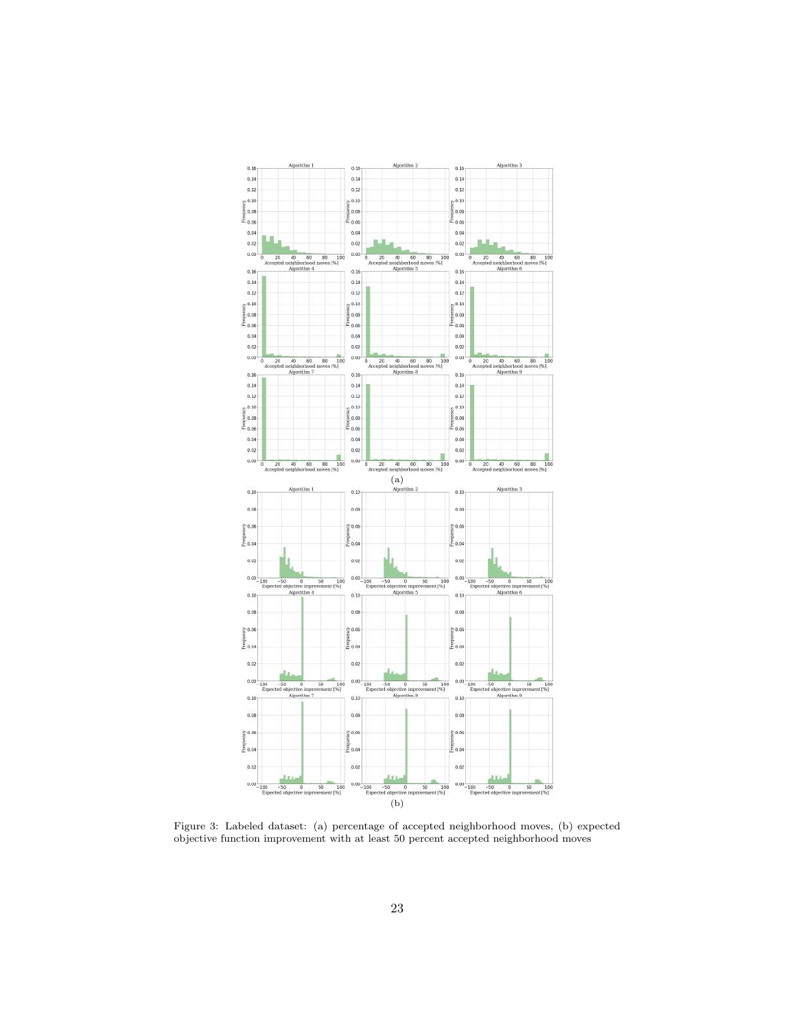Figure 3: Labeled dataset: (a) percentage of accepted neighborhood moves, (b) expected objective function improvement with at least 50 percent accepted neighborhood moves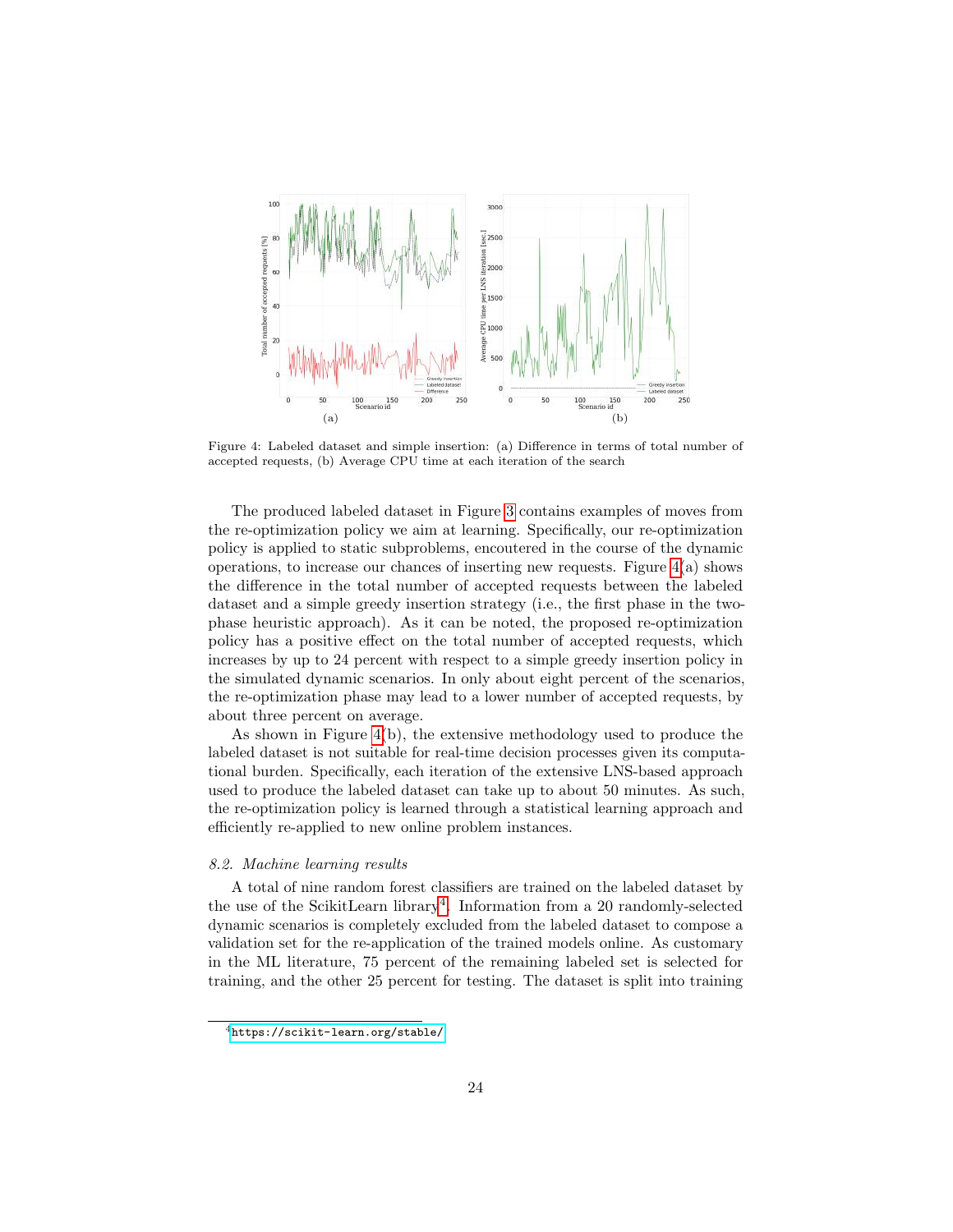Figure 4: Labeled dataset and simple insertion: (a) Difference in terms of total number of accepted requests, (b) Average CPU time at each iteration of the search

The produced labeled dataset in Figure 3 contains examples of moves from the re-optimization policy we aim at learning. Specifically, our re-optimization policy is applied to static subproblems, encoutered in the course of the dynamic operations, to increase our chances of inserting new requests. Figure 4(a) shows the difference in the total number of accepted requests between the labeled dataset and a simple greedy insertion strategy (i.e., the first phase in the two-phase heuristic approach). As it can be noted, the proposed re-optimization policy has a positive effect on the total number of accepted requests, which increases by up to 24 percent with respect to a simple greedy insertion policy in the simulated dynamic scenarios. In only about eight percent of the scenarios, the re-optimization phase may lead to a lower number of accepted requests, by about three percent on average.

As shown in Figure 4(b), the extensive methodology used to produce the labeled dataset is not suitable for real-time decision processes given its computational burden. Specifically, each iteration of the extensive LNS-based approach used to produce the labeled dataset can take up to about 50 minutes. As such, the re-optimization policy is learned through a statistical learning approach and efficiently re-applied to new online problem instances.

### 8.2. Machine learning results

A total of nine random forest classifiers are trained on the labeled dataset by the use of the ScikitLearn library[4]. Information from a 20 randomly-selected dynamic scenarios is completely excluded from the labeled dataset to compose a validation set for the re-application of the trained models online. As customary in the ML literature, 75 percent of the remaining labeled set is selected for training, and the other 25 percent for testing. The dataset is split into training

[4] https://scikit-learn.org/stable/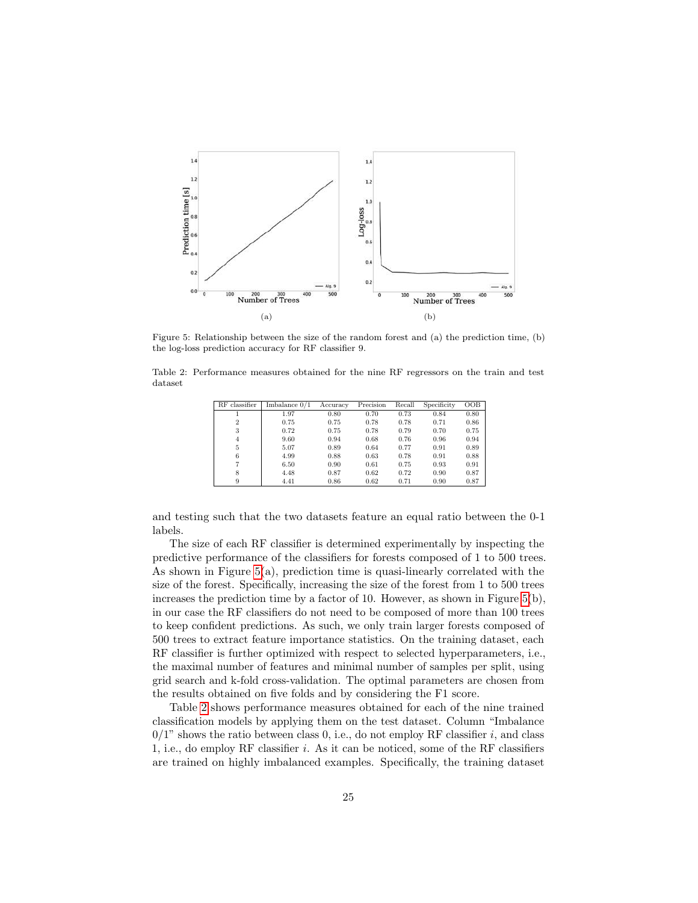Figure 5: Relationship between the size of the random forest and (a) the prediction time, (b) the log-loss prediction accuracy for RF classifier 9.

Table 2: Performance measures obtained for the nine RF regressors on the train and test dataset

| RF classifier | Imbalance 0/1 | Accuracy | Precision | Recall | Specificity | OOB |
|---|---|---|---|---|---|---|
| 1 | 1.97 | 0.80 | 0.70 | 0.73 | 0.84 | 0.80 |
| 2 | 0.75 | 0.75 | 0.78 | 0.78 | 0.71 | 0.86 |
| 3 | 0.72 | 0.75 | 0.78 | 0.79 | 0.70 | 0.75 |
| 4 | 9.60 | 0.94 | 0.68 | 0.76 | 0.96 | 0.94 |
| 5 | 5.07 | 0.89 | 0.64 | 0.77 | 0.91 | 0.89 |
| 6 | 4.99 | 0.88 | 0.63 | 0.78 | 0.91 | 0.88 |
| 7 | 6.50 | 0.90 | 0.61 | 0.75 | 0.93 | 0.91 |
| 8 | 4.48 | 0.87 | 0.62 | 0.72 | 0.90 | 0.87 |
| 9 | 4.41 | 0.86 | 0.62 | 0.71 | 0.90 | 0.87 |

and testing such that the two datasets feature an equal ratio between the 0-1 labels.

The size of each RF classifier is determined experimentally by inspecting the predictive performance of the classifiers for forests composed of 1 to 500 trees. As shown in Figure 5(a), prediction time is quasi-linearly correlated with the size of the forest. Specifically, increasing the size of the forest from 1 to 500 trees increases the prediction time by a factor of 10. However, as shown in Figure 5(b), in our case the RF classifiers do not need to be composed of more than 100 trees to keep confident predictions. As such, we only train larger forests composed of 500 trees to extract feature importance statistics. On the training dataset, each RF classifier is further optimized with respect to selected hyperparameters, i.e., the maximal number of features and minimal number of samples per split, using grid search and k-fold cross-validation. The optimal parameters are chosen from the results obtained on five folds and by considering the F1 score.

Table 2 shows performance measures obtained for each of the nine trained classification models by applying them on the test dataset. Column "Imbalance 0/1" shows the ratio between class 0, i.e., do not employ RF classifier $i$, and class 1, i.e., do employ RF classifier $i$. As it can be noticed, some of the RF classifiers are trained on highly imbalanced examples. Specifically, the training dataset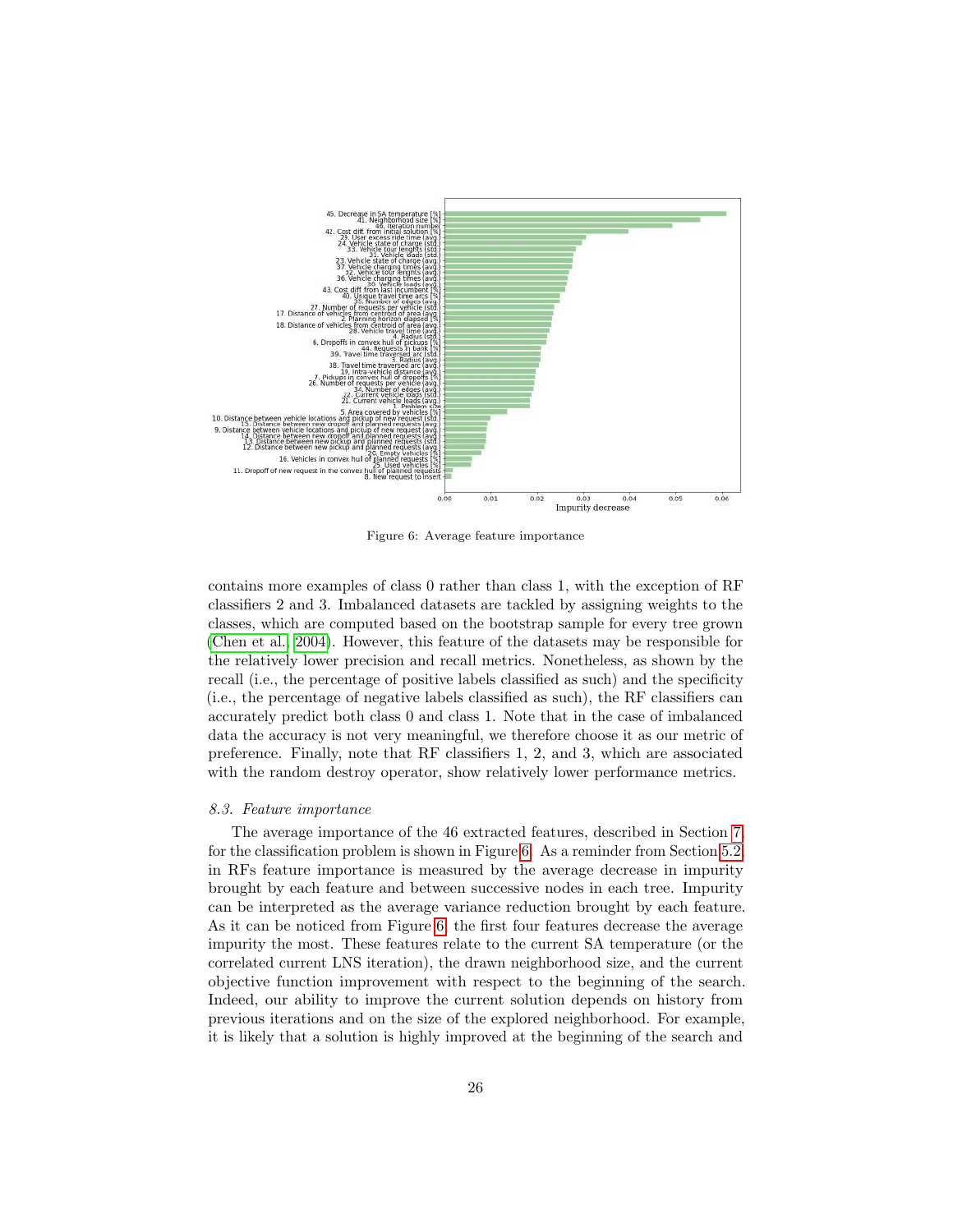Figure 6: Average feature importance

contains more examples of class 0 rather than class 1, with the exception of RF classifiers 2 and 3. Imbalanced datasets are tackled by assigning weights to the classes, which are computed based on the bootstrap sample for every tree grown (Chen et al., 2004). However, this feature of the datasets may be responsible for the relatively lower precision and recall metrics. Nonetheless, as shown by the recall (i.e., the percentage of positive labels classified as such) and the specificity (i.e., the percentage of negative labels classified as such), the RF classifiers can accurately predict both class 0 and class 1. Note that in the case of imbalanced data the accuracy is not very meaningful, we therefore choose it as our metric of preference. Finally, note that RF classifiers 1, 2, and 3, which are associated with the random destroy operator, show relatively lower performance metrics.

### 8.3. Feature importance

The average importance of the 46 extracted features, described in Section 7, for the classification problem is shown in Figure 6. As a reminder from Section 5.2, in RFs feature importance is measured by the average decrease in impurity brought by each feature and between successive nodes in each tree. Impurity can be interpreted as the average variance reduction brought by each feature. As it can be noticed from Figure 6, the first four features decrease the average impurity the most. These features relate to the current SA temperature (or the correlated current LNS iteration), the drawn neighborhood size, and the current objective function improvement with respect to the beginning of the search. Indeed, our ability to improve the current solution depends on history from previous iterations and on the size of the explored neighborhood. For example, it is likely that a solution is highly improved at the beginning of the search and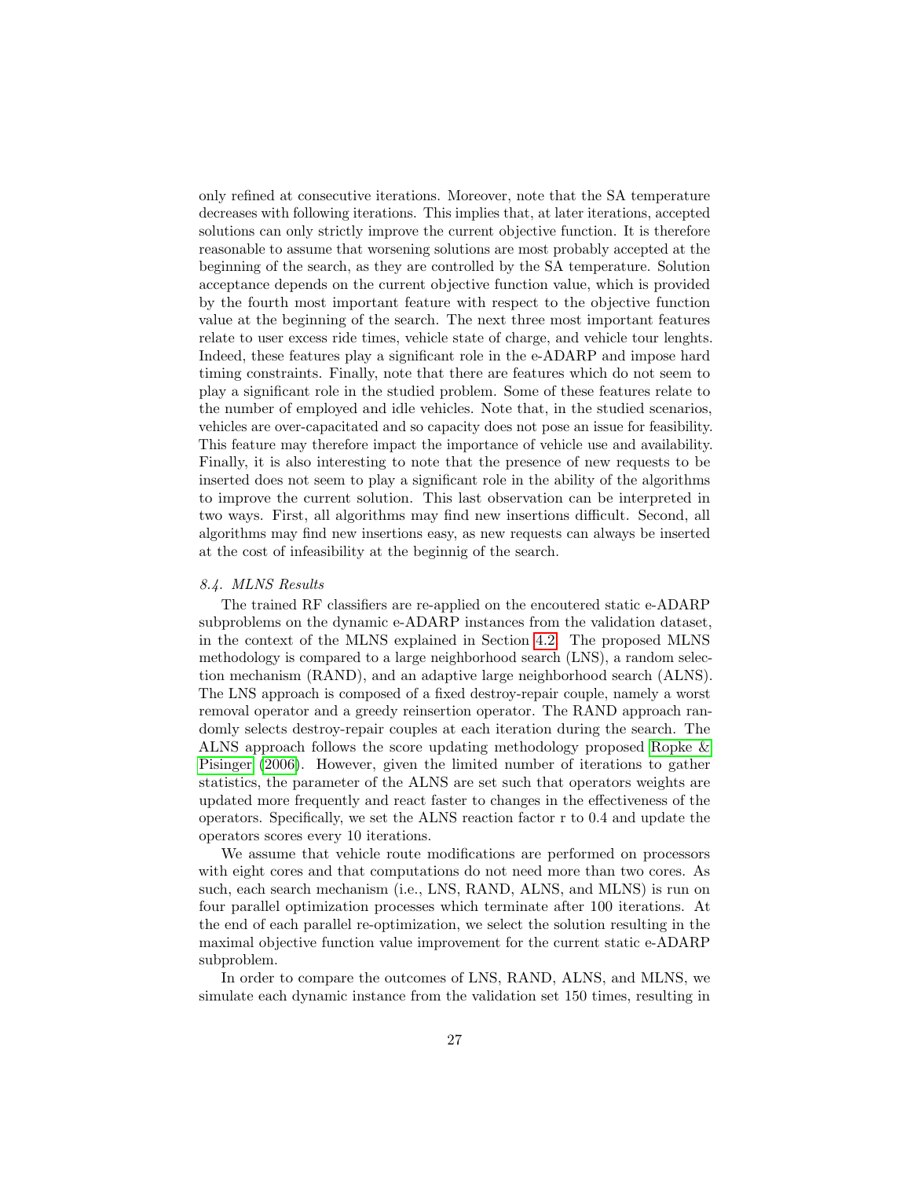only refined at consecutive iterations. Moreover, note that the SA temperature decreases with following iterations. This implies that, at later iterations, accepted solutions can only strictly improve the current objective function. It is therefore reasonable to assume that worsening solutions are most probably accepted at the beginning of the search, as they are controlled by the SA temperature. Solution acceptance depends on the current objective function value, which is provided by the fourth most important feature with respect to the objective function value at the beginning of the search. The next three most important features relate to user excess ride times, vehicle state of charge, and vehicle tour lenghts. Indeed, these features play a significant role in the e-ADARP and impose hard timing constraints. Finally, note that there are features which do not seem to play a significant role in the studied problem. Some of these features relate to the number of employed and idle vehicles. Note that, in the studied scenarios, vehicles are over-capacitated and so capacity does not pose an issue for feasibility. This feature may therefore impact the importance of vehicle use and availability. Finally, it is also interesting to note that the presence of new requests to be inserted does not seem to play a significant role in the ability of the algorithms to improve the current solution. This last observation can be interpreted in two ways. First, all algorithms may find new insertions difficult. Second, all algorithms may find new insertions easy, as new requests can always be inserted at the cost of infeasibility at the beginnig of the search.

### *8.4. MLNS Results*

The trained RF classifiers are re-applied on the encountered static e-ADARP subproblems on the dynamic e-ADARP instances from the validation dataset, in the context of the MLNS explained in Section 4.2. The proposed MLNS methodology is compared to a large neighborhood search (LNS), a random selection mechanism (RAND), and an adaptive large neighborhood search (ALNS). The LNS approach is composed of a fixed destroy-repair couple, namely a worst removal operator and a greedy reinsertion operator. The RAND approach randomly selects destroy-repair couples at each iteration during the search. The ALNS approach follows the score updating methodology proposed Ropke & Pisinger (2006). However, given the limited number of iterations to gather statistics, the parameter of the ALNS are set such that operators weights are updated more frequently and react faster to changes in the effectiveness of the operators. Specifically, we set the ALNS reaction factor r to 0.4 and update the operators scores every 10 iterations.

We assume that vehicle route modifications are performed on processors with eight cores and that computations do not need more than two cores. As such, each search mechanism (i.e., LNS, RAND, ALNS, and MLNS) is run on four parallel optimization processes which terminate after 100 iterations. At the end of each parallel re-optimization, we select the solution resulting in the maximal objective function value improvement for the current static e-ADARP subproblem.

In order to compare the outcomes of LNS, RAND, ALNS, and MLNS, we simulate each dynamic instance from the validation set 150 times, resulting in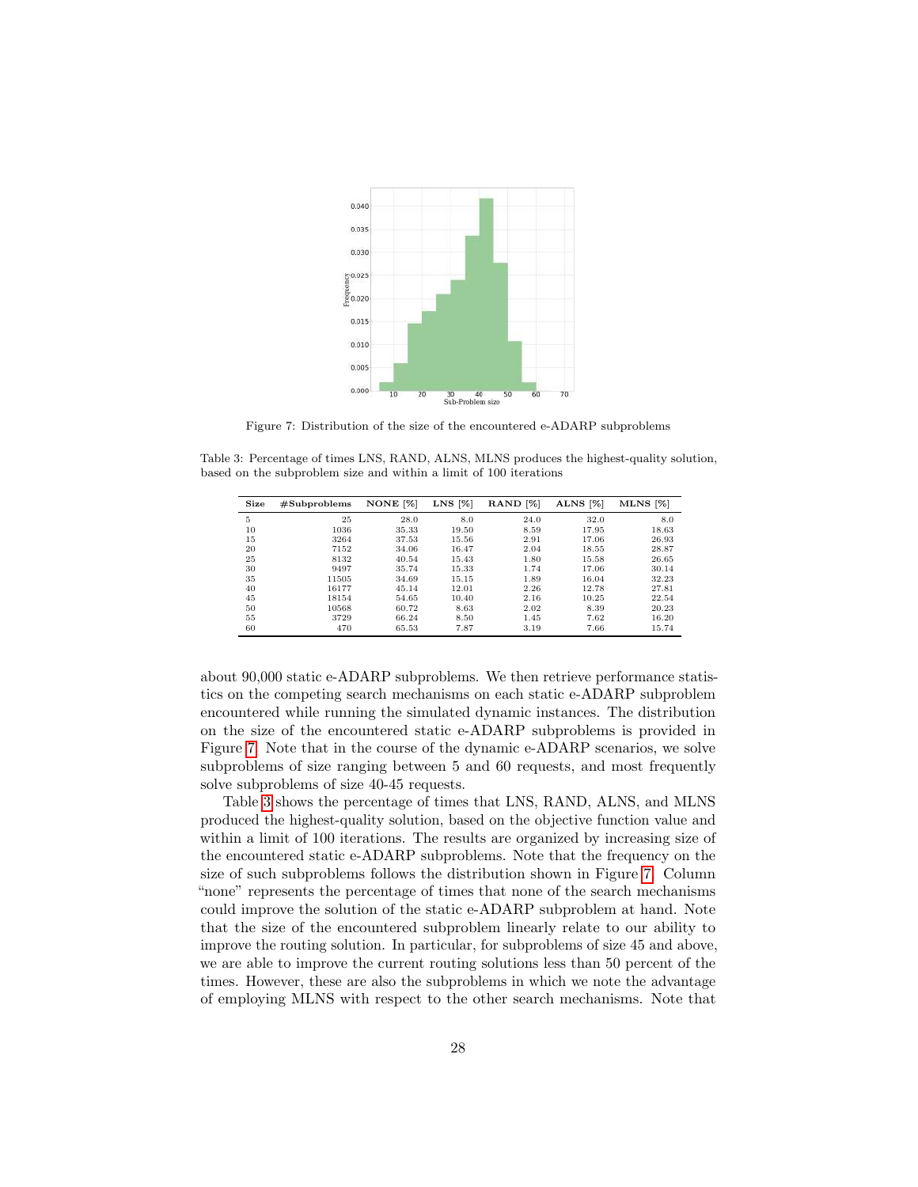Figure 7: Distribution of the size of the encountered e-ADARP subproblems

Table 3: Percentage of times LNS, RAND, ALNS, MLNS produces the highest-quality solution, based on the subproblem size and within a limit of 100 iterations

| Size | #Subproblems | NONE [%] | LNS [%] | RAND [%] | ALNS [%] | MLNS [%] |
|---|---|---|---|---|---|---|
| 5 | 25 | 28.0 | 8.0 | 24.0 | 32.0 | 8.0 |
| 10 | 1036 | 35.33 | 19.50 | 8.59 | 17.95 | 18.63 |
| 15 | 3264 | 37.53 | 15.56 | 2.91 | 17.06 | 26.93 |
| 20 | 7152 | 34.06 | 16.47 | 2.04 | 18.55 | 28.87 |
| 25 | 8132 | 40.54 | 15.43 | 1.80 | 15.58 | 26.65 |
| 30 | 9497 | 35.74 | 15.33 | 1.74 | 17.06 | 30.14 |
| 35 | 11505 | 34.69 | 15.15 | 1.89 | 16.04 | 32.23 |
| 40 | 16177 | 45.14 | 12.01 | 2.26 | 12.78 | 27.81 |
| 45 | 18154 | 54.65 | 10.40 | 2.16 | 10.25 | 22.54 |
| 50 | 10568 | 60.72 | 8.63 | 2.02 | 8.39 | 20.23 |
| 55 | 3729 | 66.24 | 8.50 | 1.45 | 7.62 | 16.20 |
| 60 | 470 | 65.53 | 7.87 | 3.19 | 7.66 | 15.74 |

about 90,000 static e-ADARP subproblems. We then retrieve performance statistics on the competing search mechanisms on each static e-ADARP subproblem encountered while running the simulated dynamic instances. The distribution on the size of the encountered static e-ADARP subproblems is provided in Figure 7. Note that in the course of the dynamic e-ADARP scenarios, we solve subproblems of size ranging between 5 and 60 requests, and most frequently solve subproblems of size 40-45 requests.

Table 3 shows the percentage of times that LNS, RAND, ALNS, and MLNS produced the highest-quality solution, based on the objective function value and within a limit of 100 iterations. The results are organized by increasing size of the encountered static e-ADARP subproblems. Note that the frequency on the size of such subproblems follows the distribution shown in Figure 7. Column "none" represents the percentage of times that none of the search mechanisms could improve the solution of the static e-ADARP subproblem at hand. Note that the size of the encountered subproblem linearly relate to our ability to improve the routing solution. In particular, for subproblems of size 45 and above, we are able to improve the current routing solutions less than 50 percent of the times. However, these are also the subproblems in which we note the advantage of employing MLNS with respect to the other search mechanisms. Note that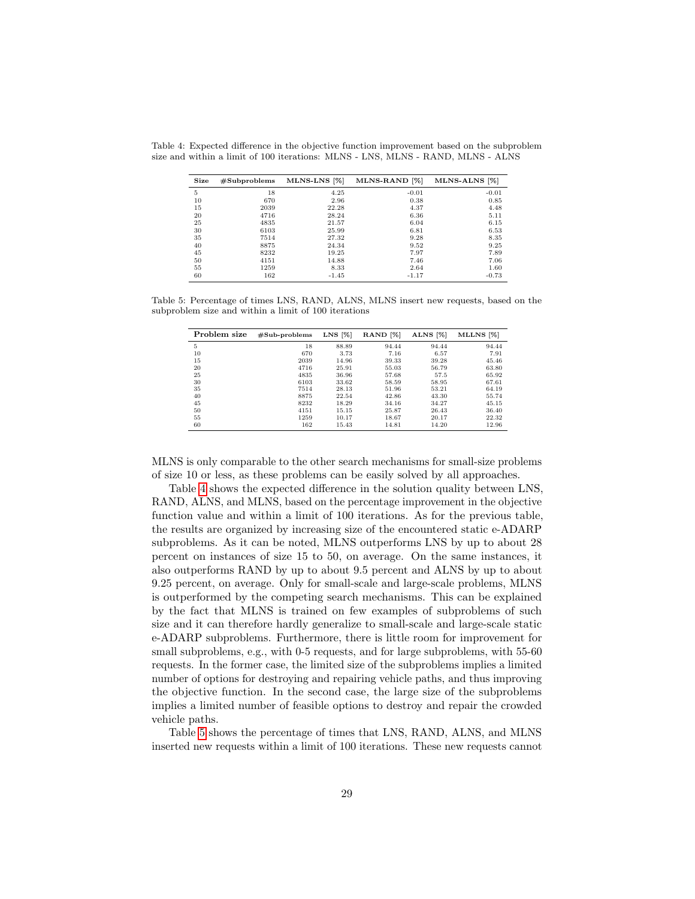Table 4: Expected difference in the objective function improvement based on the subproblem size and within a limit of 100 iterations: MLNS - LNS, MLNS - RAND, MLNS - ALNS

| Size | #Subproblems | MLNS-LNS [%] | MLNS-RAND [%] | MLNS-ALNS [%] |
|---|---|---|---|---|
| 5 | 18 | 4.25 | -0.01 | -0.01 |
| 10 | 670 | 2.96 | 0.38 | 0.85 |
| 15 | 2039 | 22.28 | 4.37 | 4.48 |
| 20 | 4716 | 28.24 | 6.36 | 5.11 |
| 25 | 4835 | 21.57 | 6.04 | 6.15 |
| 30 | 6103 | 25.99 | 6.81 | 6.53 |
| 35 | 7514 | 27.32 | 9.28 | 8.35 |
| 40 | 8875 | 24.34 | 9.52 | 9.25 |
| 45 | 8232 | 19.25 | 7.97 | 7.89 |
| 50 | 4151 | 14.88 | 7.46 | 7.06 |
| 55 | 1259 | 8.33 | 2.64 | 1.60 |
| 60 | 162 | -1.45 | -1.17 | -0.73 |

Table 5: Percentage of times LNS, RAND, ALNS, MLNS insert new requests, based on the subproblem size and within a limit of 100 iterations

| Problem size | #Sub-problems | LNS [%] | RAND [%] | ALNS [%] | MLLNS [%] |
|---|---|---|---|---|---|
| 5 | 18 | 88.89 | 94.44 | 94.44 | 94.44 |
| 10 | 670 | 3.73 | 7.16 | 6.57 | 7.91 |
| 15 | 2039 | 14.96 | 39.33 | 39.28 | 45.46 |
| 20 | 4716 | 25.91 | 55.03 | 56.79 | 63.80 |
| 25 | 4835 | 36.96 | 57.68 | 57.5 | 65.92 |
| 30 | 6103 | 33.62 | 58.59 | 58.95 | 67.61 |
| 35 | 7514 | 28.13 | 51.96 | 53.21 | 64.19 |
| 40 | 8875 | 22.54 | 42.86 | 43.30 | 55.74 |
| 45 | 8232 | 18.29 | 34.16 | 34.27 | 45.15 |
| 50 | 4151 | 15.15 | 25.87 | 26.43 | 36.40 |
| 55 | 1259 | 10.17 | 18.67 | 20.17 | 22.32 |
| 60 | 162 | 15.43 | 14.81 | 14.20 | 12.96 |

MLNS is only comparable to the other search mechanisms for small-size problems of size 10 or less, as these problems can be easily solved by all approaches.

Table 4 shows the expected difference in the solution quality between LNS, RAND, ALNS, and MLNS, based on the percentage improvement in the objective function value and within a limit of 100 iterations. As for the previous table, the results are organized by increasing size of the encountered static e-ADARP subproblems. As it can be noted, MLNS outperforms LNS by up to about 28 percent on instances of size 15 to 50, on average. On the same instances, it also outperforms RAND by up to about 9.5 percent and ALNS by up to about 9.25 percent, on average. Only for small-scale and large-scale problems, MLNS is outperformed by the competing search mechanisms. This can be explained by the fact that MLNS is trained on few examples of subproblems of such size and it can therefore hardly generalize to small-scale and large-scale static e-ADARP subproblems. Furthermore, there is little room for improvement for small subproblems, e.g., with 0-5 requests, and for large subproblems, with 55-60 requests. In the former case, the limited size of the subproblems implies a limited number of options for destroying and repairing vehicle paths, and thus improving the objective function. In the second case, the large size of the subproblems implies a limited number of feasible options to destroy and repair the crowded vehicle paths.

Table 5 shows the percentage of times that LNS, RAND, ALNS, and MLNS inserted new requests within a limit of 100 iterations. These new requests cannot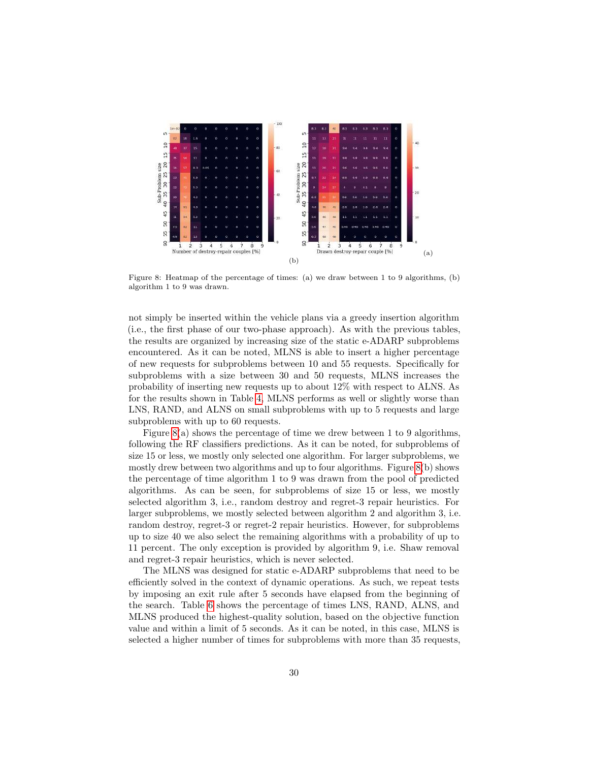Figure 8: Heatmap of the percentage of times: (a) we draw between 1 to 9 algorithms, (b) algorithm 1 to 9 was drawn.

not simply be inserted within the vehicle plans via a greedy insertion algorithm (i.e., the first phase of our two-phase approach). As with the previous tables, the results are organized by increasing size of the static e-ADARP subproblems encountered. As it can be noted, MLNS is able to insert a higher percentage of new requests for subproblems between 10 and 55 requests. Specifically for subproblems with a size between 30 and 50 requests, MLNS increases the probability of inserting new requests up to about 12% with respect to ALNS. As for the results shown in Table 4, MLNS performs as well or slightly worse than LNS, RAND, and ALNS on small subproblems with up to 5 requests and large subproblems with up to 60 requests.

Figure 8(a) shows the percentage of time we drew between 1 to 9 algorithms, following the RF classifiers predictions. As it can be noted, for subproblems of size 15 or less, we mostly only selected one algorithm. For larger subproblems, we mostly drew between two algorithms and up to four algorithms. Figure 8(b) shows the percentage of time algorithm 1 to 9 was drawn from the pool of predicted algorithms. As can be seen, for subproblems of size 15 or less, we mostly selected algorithm 3, i.e., random destroy and regret-3 repair heuristics. For larger subproblems, we mostly selected between algorithm 2 and algorithm 3, i.e. random destroy, regret-3 or regret-2 repair heuristics. However, for subproblems up to size 40 we also select the remaining algorithms with a probability of up to 11 percent. The only exception is provided by algorithm 9, i.e. Shaw removal and regret-3 repair heuristics, which is never selected.

The MLNS was designed for static e-ADARP subproblems that need to be efficiently solved in the context of dynamic operations. As such, we repeat tests by imposing an exit rule after 5 seconds have elapsed from the beginning of the search. Table 6 shows the percentage of times LNS, RAND, ALNS, and MLNS produced the highest-quality solution, based on the objective function value and within a limit of 5 seconds. As it can be noted, in this case, MLNS is selected a higher number of times for subproblems with more than 35 requests,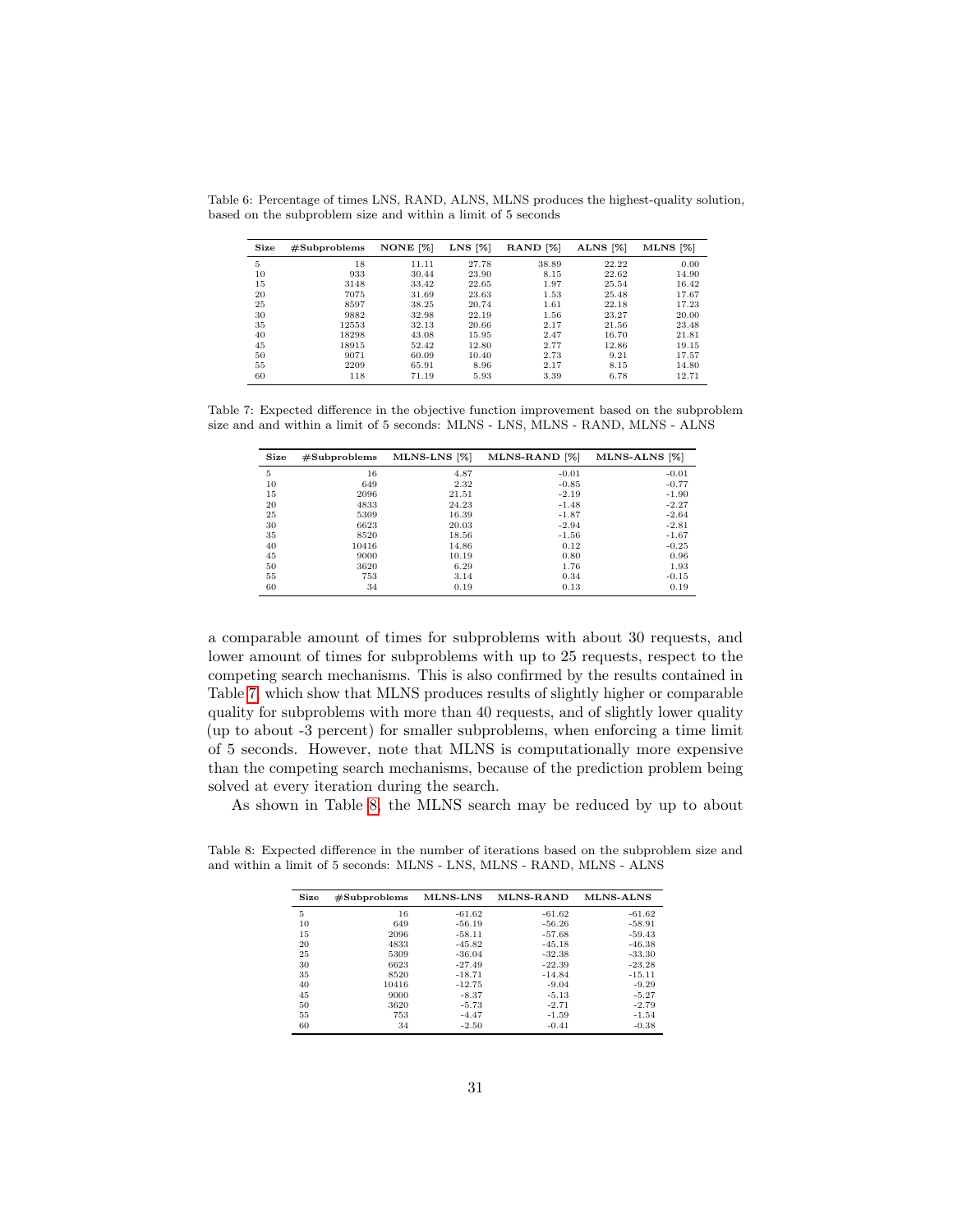Table 6: Percentage of times LNS, RAND, ALNS, MLNS produces the highest-quality solution, based on the subproblem size and within a limit of 5 seconds

| Size | #Subproblems | NONE [%] | LNS [%] | RAND [%] | ALNS [%] | MLNS [%] |
|---|---|---|---|---|---|---|
| 5 | 18 | 11.11 | 27.78 | 38.89 | 22.22 | 0.00 |
| 10 | 933 | 30.44 | 23.90 | 8.15 | 22.62 | 14.90 |
| 15 | 3148 | 33.42 | 22.65 | 1.97 | 25.54 | 16.42 |
| 20 | 7075 | 31.69 | 23.63 | 1.53 | 25.48 | 17.67 |
| 25 | 8597 | 38.25 | 20.74 | 1.61 | 22.18 | 17.23 |
| 30 | 9882 | 32.98 | 22.19 | 1.56 | 23.27 | 20.00 |
| 35 | 12553 | 32.13 | 20.66 | 2.17 | 21.56 | 23.48 |
| 40 | 18298 | 43.08 | 15.95 | 2.47 | 16.70 | 21.81 |
| 45 | 18915 | 52.42 | 12.80 | 2.77 | 12.86 | 19.15 |
| 50 | 9071 | 60.09 | 10.40 | 2.73 | 9.21 | 17.57 |
| 55 | 2209 | 65.91 | 8.96 | 2.17 | 8.15 | 14.80 |
| 60 | 118 | 71.19 | 5.93 | 3.39 | 6.78 | 12.71 |

Table 7: Expected difference in the objective function improvement based on the subproblem size and and within a limit of 5 seconds: MLNS - LNS, MLNS - RAND, MLNS - ALNS

| Size | #Subproblems | MLNS-LNS [%] | MLNS-RAND [%] | MLNS-ALNS [%] |
|---|---|---|---|---|
| 5 | 16 | 4.87 | -0.01 | -0.01 |
| 10 | 649 | 2.32 | -0.85 | -0.77 |
| 15 | 2096 | 21.51 | -2.19 | -1.90 |
| 20 | 4833 | 24.23 | -1.48 | -2.27 |
| 25 | 5309 | 16.39 | -1.87 | -2.64 |
| 30 | 6623 | 20.03 | -2.94 | -2.81 |
| 35 | 8520 | 18.56 | -1.56 | -1.67 |
| 40 | 10416 | 14.86 | 0.12 | -0.25 |
| 45 | 9000 | 10.19 | 0.80 | 0.96 |
| 50 | 3620 | 6.29 | 1.76 | 1.93 |
| 55 | 753 | 3.14 | 0.34 | -0.15 |
| 60 | 34 | 0.19 | 0.13 | 0.19 |

a comparable amount of times for subproblems with about 30 requests, and lower amount of times for subproblems with up to 25 requests, respect to the competing search mechanisms. This is also confirmed by the results contained in Table 7, which show that MLNS produces results of slightly higher or comparable quality for subproblems with more than 40 requests, and of slightly lower quality (up to about -3 percent) for smaller subproblems, when enforcing a time limit of 5 seconds. However, note that MLNS is computationally more expensive than the competing search mechanisms, because of the prediction problem being solved at every iteration during the search.

As shown in Table 8, the MLNS search may be reduced by up to about

Table 8: Expected difference in the number of iterations based on the subproblem size and and within a limit of 5 seconds: MLNS - LNS, MLNS - RAND, MLNS - ALNS

| Size | #Subproblems | MLNS-LNS | MLNS-RAND | MLNS-ALNS |
|---|---|---|---|---|
| 5 | 16 | -61.62 | -61.62 | -61.62 |
| 10 | 649 | -56.19 | -56.26 | -58.91 |
| 15 | 2096 | -58.11 | -57.68 | -59.43 |
| 20 | 4833 | -45.82 | -45.18 | -46.38 |
| 25 | 5309 | -36.04 | -32.38 | -33.30 |
| 30 | 6623 | -27.49 | -22.39 | -23.28 |
| 35 | 8520 | -18.71 | -14.84 | -15.11 |
| 40 | 10416 | -12.75 | -9.04 | -9.29 |
| 45 | 9000 | -8.37 | -5.13 | -5.27 |
| 50 | 3620 | -5.73 | -2.71 | -2.79 |
| 55 | 753 | -4.47 | -1.59 | -1.54 |
| 60 | 34 | -2.50 | -0.41 | -0.38 |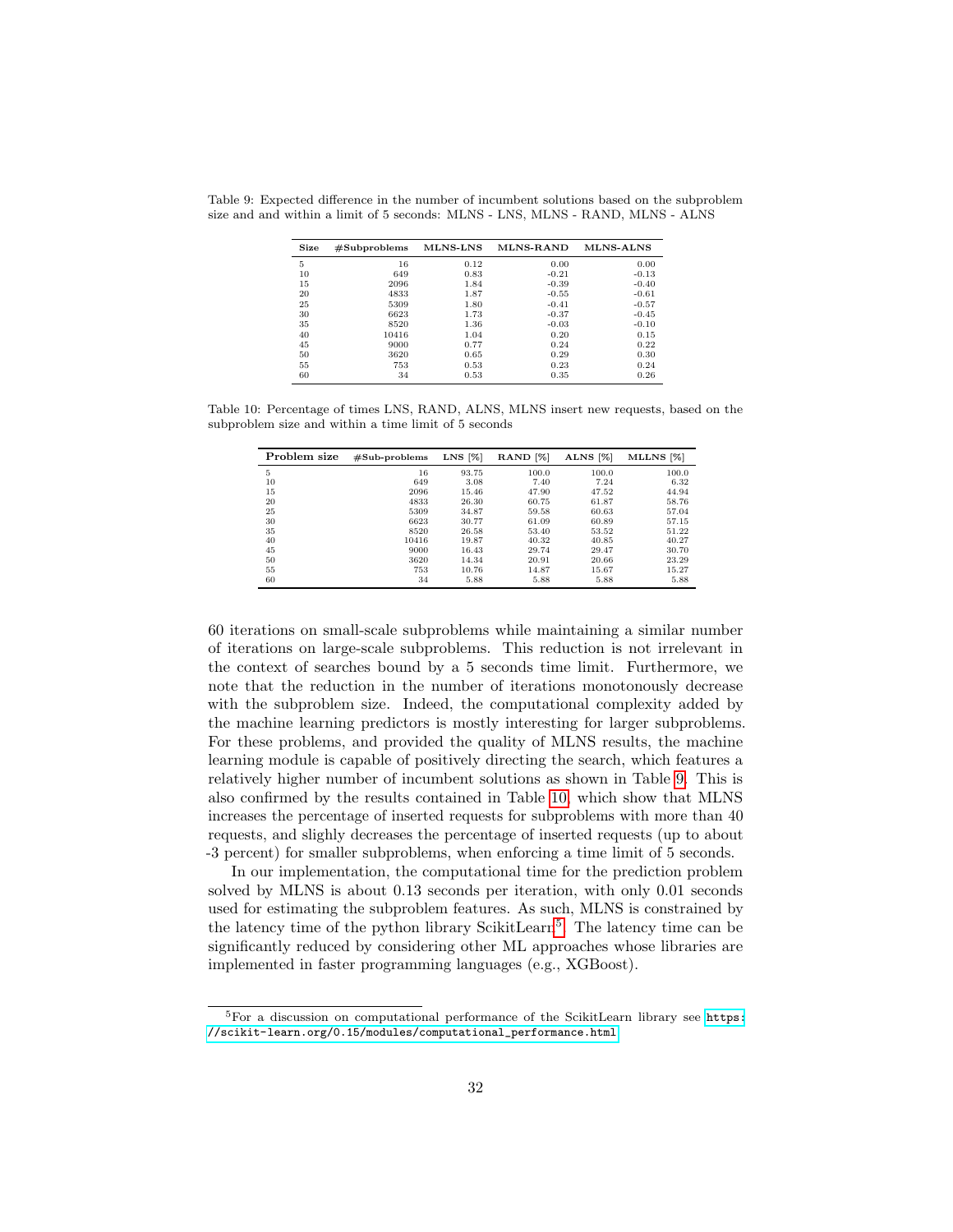Table 9: Expected difference in the number of incumbent solutions based on the subproblem size and and within a limit of 5 seconds: MLNS - LNS, MLNS - RAND, MLNS - ALNS

| Size | #Subproblems | MLNS-LNS | MLNS-RAND | MLNS-ALNS |
|---|---|---|---|---|
| 5 | 16 | 0.12 | 0.00 | 0.00 |
| 10 | 649 | 0.83 | -0.21 | -0.13 |
| 15 | 2096 | 1.84 | -0.39 | -0.40 |
| 20 | 4833 | 1.87 | -0.55 | -0.61 |
| 25 | 5309 | 1.80 | -0.41 | -0.57 |
| 30 | 6623 | 1.73 | -0.37 | -0.45 |
| 35 | 8520 | 1.36 | -0.03 | -0.10 |
| 40 | 10416 | 1.04 | 0.20 | 0.15 |
| 45 | 9000 | 0.77 | 0.24 | 0.22 |
| 50 | 3620 | 0.65 | 0.29 | 0.30 |
| 55 | 753 | 0.53 | 0.23 | 0.24 |
| 60 | 34 | 0.53 | 0.35 | 0.26 |

Table 10: Percentage of times LNS, RAND, ALNS, MLNS insert new requests, based on the subproblem size and within a time limit of 5 seconds

| Problem size | #Sub-problems | LNS [%] | RAND [%] | ALNS [%] | MLLNS [%] |
|---|---|---|---|---|---|
| 5 | 16 | 93.75 | 100.0 | 100.0 | 100.0 |
| 10 | 649 | 3.08 | 7.40 | 7.24 | 6.32 |
| 15 | 2096 | 15.46 | 47.90 | 47.52 | 44.94 |
| 20 | 4833 | 26.30 | 60.75 | 61.87 | 58.76 |
| 25 | 5309 | 34.87 | 59.58 | 60.63 | 57.04 |
| 30 | 6623 | 30.77 | 61.09 | 60.89 | 57.15 |
| 35 | 8520 | 26.58 | 53.40 | 53.52 | 51.22 |
| 40 | 10416 | 19.87 | 40.32 | 40.85 | 40.27 |
| 45 | 9000 | 16.43 | 29.74 | 29.47 | 30.70 |
| 50 | 3620 | 14.34 | 20.91 | 20.66 | 23.29 |
| 55 | 753 | 10.76 | 14.87 | 15.67 | 15.27 |
| 60 | 34 | 5.88 | 5.88 | 5.88 | 5.88 |

60 iterations on small-scale subproblems while maintaining a similar number of iterations on large-scale subproblems. This reduction is not irrelevant in the context of searches bound by a 5 seconds time limit. Furthermore, we note that the reduction in the number of iterations monotonously decrease with the subproblem size. Indeed, the computational complexity added by the machine learning predictors is mostly interesting for larger subproblems. For these problems, and provided the quality of MLNS results, the machine learning module is capable of positively directing the search, which features a relatively higher number of incumbent solutions as shown in Table 9. This is also confirmed by the results contained in Table 10, which show that MLNS increases the percentage of inserted requests for subproblems with more than 40 requests, and slighly decreases the percentage of inserted requests (up to about -3 percent) for smaller subproblems, when enforcing a time limit of 5 seconds.

In our implementation, the computational time for the prediction problem solved by MLNS is about 0.13 seconds per iteration, with only 0.01 seconds used for estimating the subproblem features. As such, MLNS is constrained by the latency time of the python library ScikitLearn[5]. The latency time can be significantly reduced by considering other ML approaches whose libraries are implemented in faster programming languages (e.g., XGBoost).

[5]For a discussion on computational performance of the ScikitLearn library see https://scikit-learn.org/0.15/modules/computational_performance.html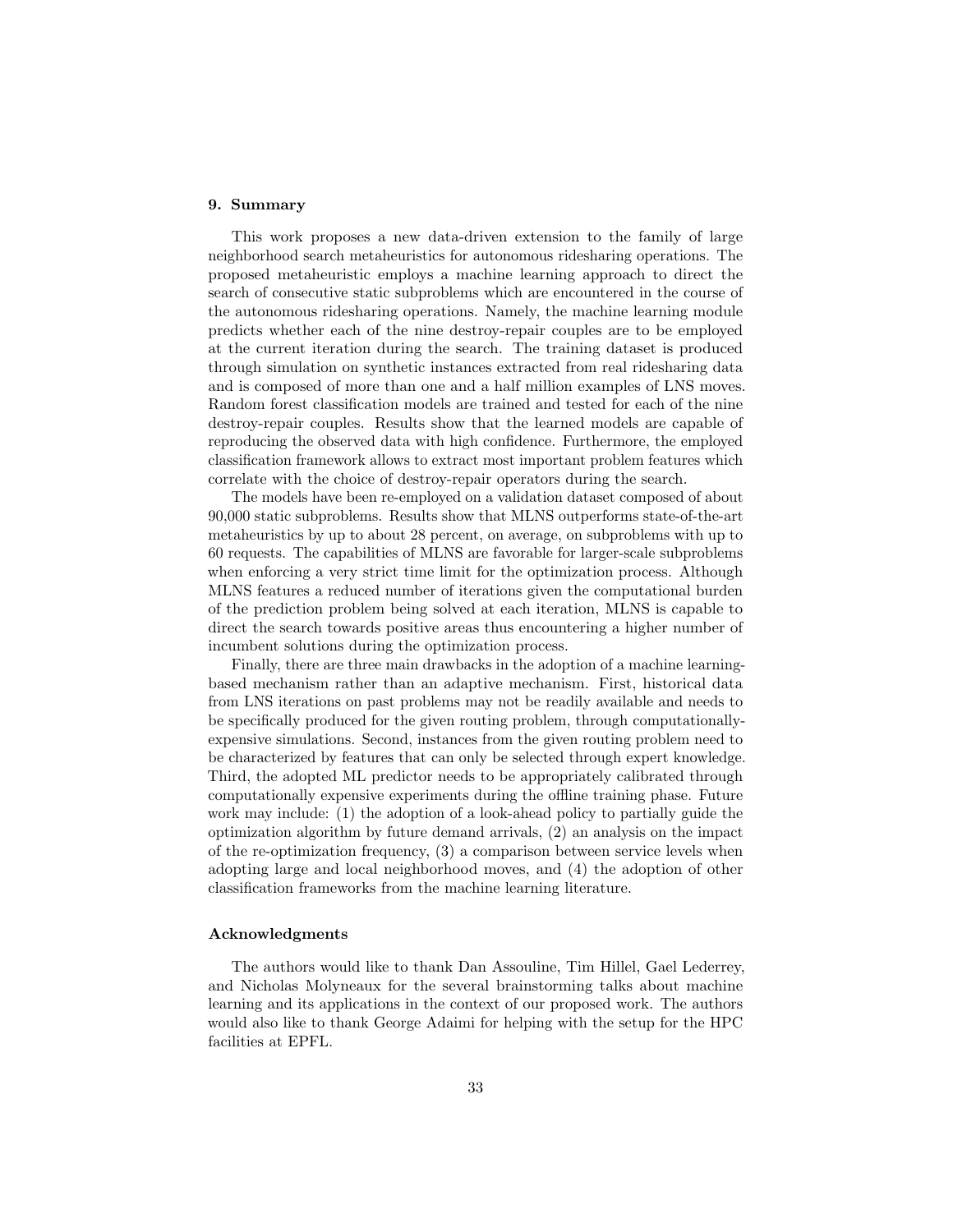## 9. Summary

This work proposes a new data-driven extension to the family of large neighborhood search metaheuristics for autonomous ridesharing operations. The proposed metaheuristic employs a machine learning approach to direct the search of consecutive static subproblems which are encountered in the course of the autonomous ridesharing operations. Namely, the machine learning module predicts whether each of the nine destroy-repair couples are to be employed at the current iteration during the search. The training dataset is produced through simulation on synthetic instances extracted from real ridesharing data and is composed of more than one and a half million examples of LNS moves. Random forest classification models are trained and tested for each of the nine destroy-repair couples. Results show that the learned models are capable of reproducing the observed data with high confidence. Furthermore, the employed classification framework allows to extract most important problem features which correlate with the choice of destroy-repair operators during the search.

The models have been re-employed on a validation dataset composed of about 90,000 static subproblems. Results show that MLNS outperforms state-of-the-art metaheuristics by up to about 28 percent, on average, on subproblems with up to 60 requests. The capabilities of MLNS are favorable for larger-scale subproblems when enforcing a very strict time limit for the optimization process. Although MLNS features a reduced number of iterations given the computational burden of the prediction problem being solved at each iteration, MLNS is capable to direct the search towards positive areas thus encountering a higher number of incumbent solutions during the optimization process.

Finally, there are three main drawbacks in the adoption of a machine learning-based mechanism rather than an adaptive mechanism. First, historical data from LNS iterations on past problems may not be readily available and needs to be specifically produced for the given routing problem, through computationally-expensive simulations. Second, instances from the given routing problem need to be characterized by features that can only be selected through expert knowledge. Third, the adopted ML predictor needs to be appropriately calibrated through computationally expensive experiments during the offline training phase. Future work may include: (1) the adoption of a look-ahead policy to partially guide the optimization algorithm by future demand arrivals, (2) an analysis on the impact of the re-optimization frequency, (3) a comparison between service levels when adopting large and local neighborhood moves, and (4) the adoption of other classification frameworks from the machine learning literature.

## Acknowledgments

The authors would like to thank Dan Assouline, Tim Hillel, Gael Lederrey, and Nicholas Molyneaux for the several brainstorming talks about machine learning and its applications in the context of our proposed work. The authors would also like to thank George Adaimi for helping with the setup for the HPC facilities at EPFL.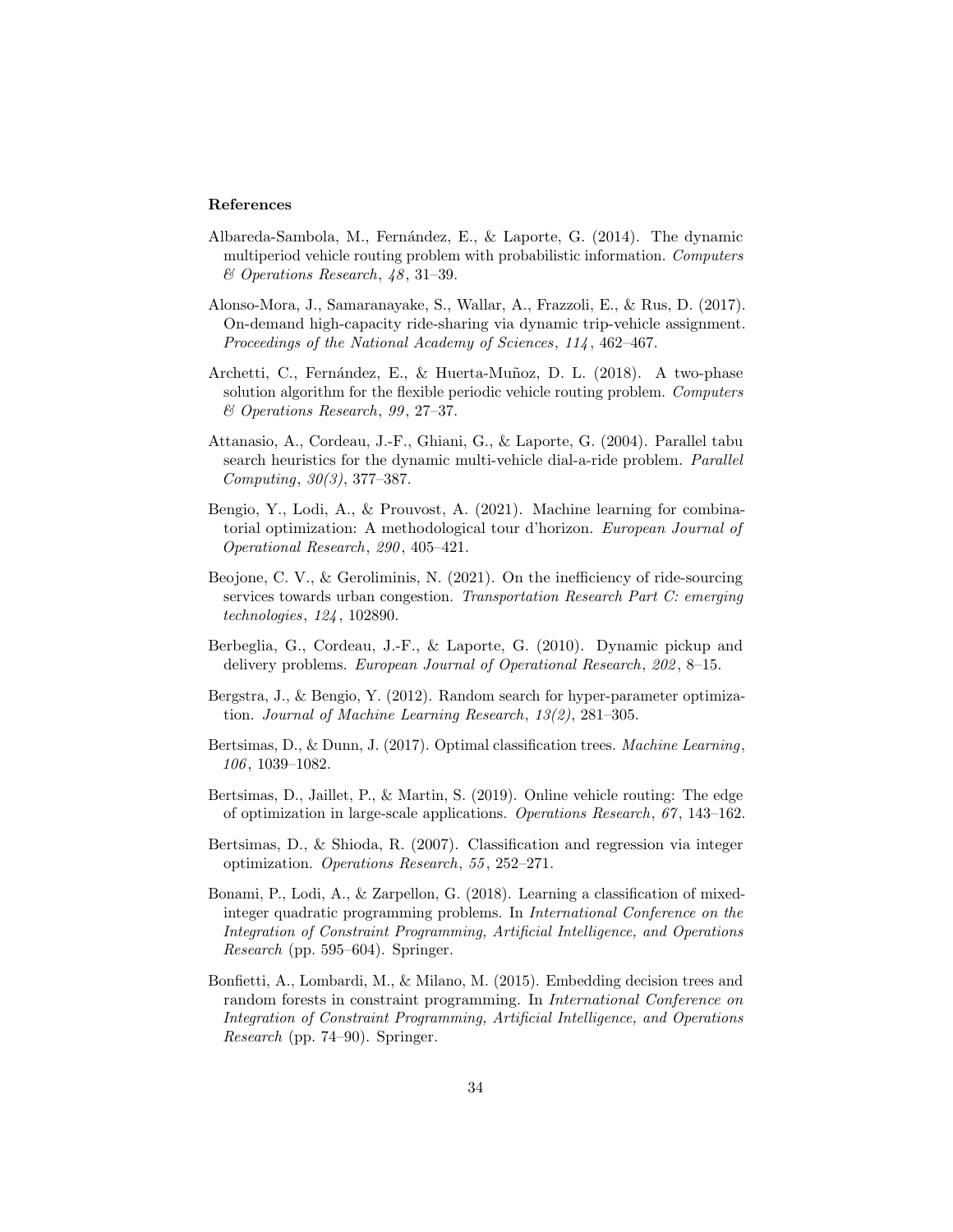### References

Albareda-Sambola, M., Fernández, E., & Laporte, G. (2014). The dynamic multiperiod vehicle routing problem with probabilistic information. *Computers & Operations Research*, *48*, 31–39.

Alonso-Mora, J., Samaranayake, S., Wallar, A., Frazzoli, E., & Rus, D. (2017). On-demand high-capacity ride-sharing via dynamic trip-vehicle assignment. *Proceedings of the National Academy of Sciences*, *114*, 462–467.

Archetti, C., Fernández, E., & Huerta-Muñoz, D. L. (2018). A two-phase solution algorithm for the flexible periodic vehicle routing problem. *Computers & Operations Research*, *99*, 27–37.

Attanasio, A., Cordeau, J.-F., Ghiani, G., & Laporte, G. (2004). Parallel tabu search heuristics for the dynamic multi-vehicle dial-a-ride problem. *Parallel Computing*, *30(3)*, 377–387.

Bengio, Y., Lodi, A., & Prouvost, A. (2021). Machine learning for combinatorial optimization: A methodological tour d'horizon. *European Journal of Operational Research*, *290*, 405–421.

Beojone, C. V., & Geroliminis, N. (2021). On the inefficiency of ride-sourcing services towards urban congestion. *Transportation Research Part C: emerging technologies*, *124*, 102890.

Berbeglia, G., Cordeau, J.-F., & Laporte, G. (2010). Dynamic pickup and delivery problems. *European Journal of Operational Research*, *202*, 8–15.

Bergstra, J., & Bengio, Y. (2012). Random search for hyper-parameter optimization. *Journal of Machine Learning Research*, *13(2)*, 281–305.

Bertsimas, D., & Dunn, J. (2017). Optimal classification trees. *Machine Learning*, *106*, 1039–1082.

Bertsimas, D., Jaillet, P., & Martin, S. (2019). Online vehicle routing: The edge of optimization in large-scale applications. *Operations Research*, *67*, 143–162.

Bertsimas, D., & Shioda, R. (2007). Classification and regression via integer optimization. *Operations Research*, *55*, 252–271.

Bonami, P., Lodi, A., & Zarpellon, G. (2018). Learning a classification of mixed-integer quadratic programming problems. In *International Conference on the Integration of Constraint Programming, Artificial Intelligence, and Operations Research* (pp. 595–604). Springer.

Bonfietti, A., Lombardi, M., & Milano, M. (2015). Embedding decision trees and random forests in constraint programming. In *International Conference on Integration of Constraint Programming, Artificial Intelligence, and Operations Research* (pp. 74–90). Springer.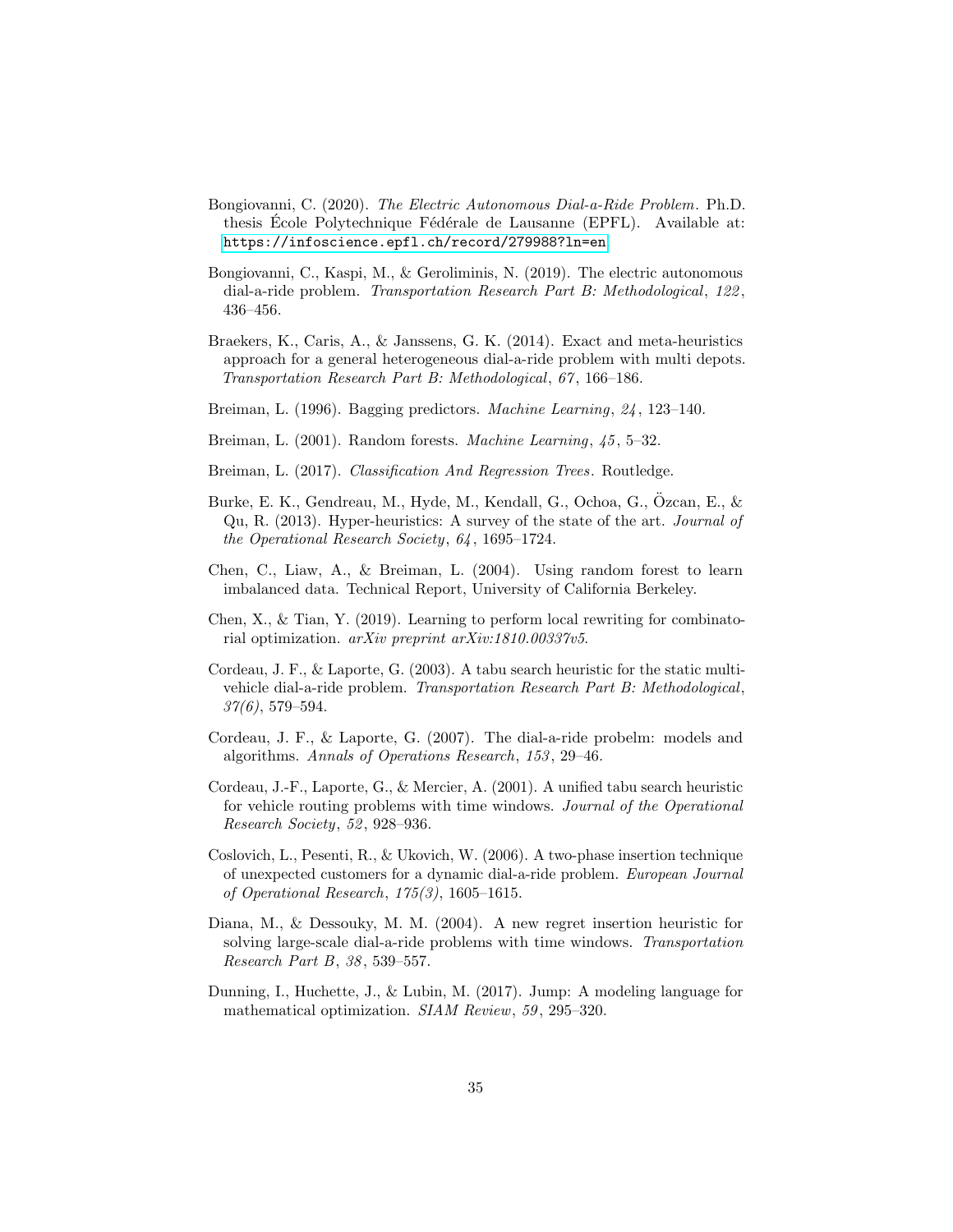Bongiovanni, C. (2020). *The Electric Autonomous Dial-a-Ride Problem*. Ph.D. thesis École Polytechnique Fédérale de Lausanne (EPFL). Available at: https://infoscience.epfl.ch/record/279988?ln=en

Bongiovanni, C., Kaspi, M., & Geroliminis, N. (2019). The electric autonomous dial-a-ride problem. *Transportation Research Part B: Methodological*, *122*, 436–456.

Braekers, K., Caris, A., & Janssens, G. K. (2014). Exact and meta-heuristics approach for a general heterogeneous dial-a-ride problem with multi depots. *Transportation Research Part B: Methodological*, *67*, 166–186.

Breiman, L. (1996). Bagging predictors. *Machine Learning*, *24*, 123–140.

Breiman, L. (2001). Random forests. *Machine Learning*, *45*, 5–32.

Breiman, L. (2017). *Classification And Regression Trees*. Routledge.

Burke, E. K., Gendreau, M., Hyde, M., Kendall, G., Ochoa, G., Özcan, E., & Qu, R. (2013). Hyper-heuristics: A survey of the state of the art. *Journal of the Operational Research Society*, *64*, 1695–1724.

Chen, C., Liaw, A., & Breiman, L. (2004). Using random forest to learn imbalanced data. Technical Report, University of California Berkeley.

Chen, X., & Tian, Y. (2019). Learning to perform local rewriting for combinatorial optimization. *arXiv preprint arXiv:1810.00337v5*.

Cordeau, J. F., & Laporte, G. (2003). A tabu search heuristic for the static multi-vehicle dial-a-ride problem. *Transportation Research Part B: Methodological*, *37(6)*, 579–594.

Cordeau, J. F., & Laporte, G. (2007). The dial-a-ride probelm: models and algorithms. *Annals of Operations Research*, *153*, 29–46.

Cordeau, J.-F., Laporte, G., & Mercier, A. (2001). A unified tabu search heuristic for vehicle routing problems with time windows. *Journal of the Operational Research Society*, *52*, 928–936.

Coslovich, L., Pesenti, R., & Ukovich, W. (2006). A two-phase insertion technique of unexpected customers for a dynamic dial-a-ride problem. *European Journal of Operational Research*, *175(3)*, 1605–1615.

Diana, M., & Dessouky, M. M. (2004). A new regret insertion heuristic for solving large-scale dial-a-ride problems with time windows. *Transportation Research Part B*, *38*, 539–557.

Dunning, I., Huchette, J., & Lubin, M. (2017). Jump: A modeling language for mathematical optimization. *SIAM Review*, *59*, 295–320.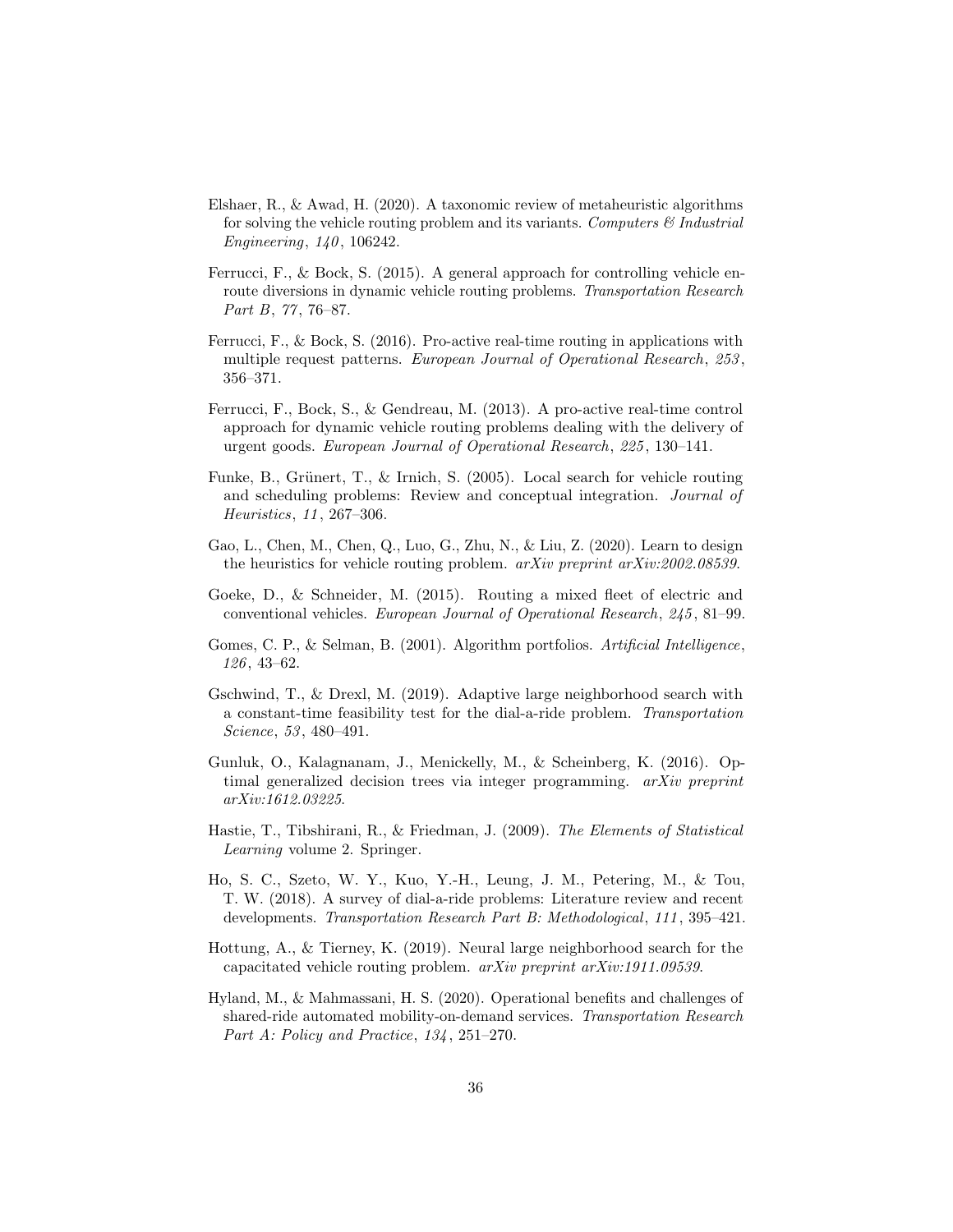Elshaer, R., & Awad, H. (2020). A taxonomic review of metaheuristic algorithms for solving the vehicle routing problem and its variants. *Computers & Industrial Engineering*, *140* , 106242.

Ferrucci, F., & Bock, S. (2015). A general approach for controlling vehicle en-route diversions in dynamic vehicle routing problems. *Transportation Research Part B*, *77* , 76–87.

Ferrucci, F., & Bock, S. (2016). Pro-active real-time routing in applications with multiple request patterns. *European Journal of Operational Research*, *253* , 356–371.

Ferrucci, F., Bock, S., & Gendreau, M. (2013). A pro-active real-time control approach for dynamic vehicle routing problems dealing with the delivery of urgent goods. *European Journal of Operational Research*, *225* , 130–141.

Funke, B., Grünert, T., & Irnich, S. (2005). Local search for vehicle routing and scheduling problems: Review and conceptual integration. *Journal of Heuristics*, *11* , 267–306.

Gao, L., Chen, M., Chen, Q., Luo, G., Zhu, N., & Liu, Z. (2020). Learn to design the heuristics for vehicle routing problem. *arXiv preprint arXiv:2002.08539*.

Goeke, D., & Schneider, M. (2015). Routing a mixed fleet of electric and conventional vehicles. *European Journal of Operational Research*, *245* , 81–99.

Gomes, C. P., & Selman, B. (2001). Algorithm portfolios. *Artificial Intelligence*, *126* , 43–62.

Gschwind, T., & Drexl, M. (2019). Adaptive large neighborhood search with a constant-time feasibility test for the dial-a-ride problem. *Transportation Science*, *53* , 480–491.

Gunluk, O., Kalagnanam, J., Menickelly, M., & Scheinberg, K. (2016). Optimal generalized decision trees via integer programming. *arXiv preprint arXiv:1612.03225*.

Hastie, T., Tibshirani, R., & Friedman, J. (2009). *The Elements of Statistical Learning* volume 2. Springer.

Ho, S. C., Szeto, W. Y., Kuo, Y.-H., Leung, J. M., Petering, M., & Tou, T. W. (2018). A survey of dial-a-ride problems: Literature review and recent developments. *Transportation Research Part B: Methodological*, *111* , 395–421.

Hottung, A., & Tierney, K. (2019). Neural large neighborhood search for the capacitated vehicle routing problem. *arXiv preprint arXiv:1911.09539*.

Hyland, M., & Mahmassani, H. S. (2020). Operational benefits and challenges of shared-ride automated mobility-on-demand services. *Transportation Research Part A: Policy and Practice*, *134* , 251–270.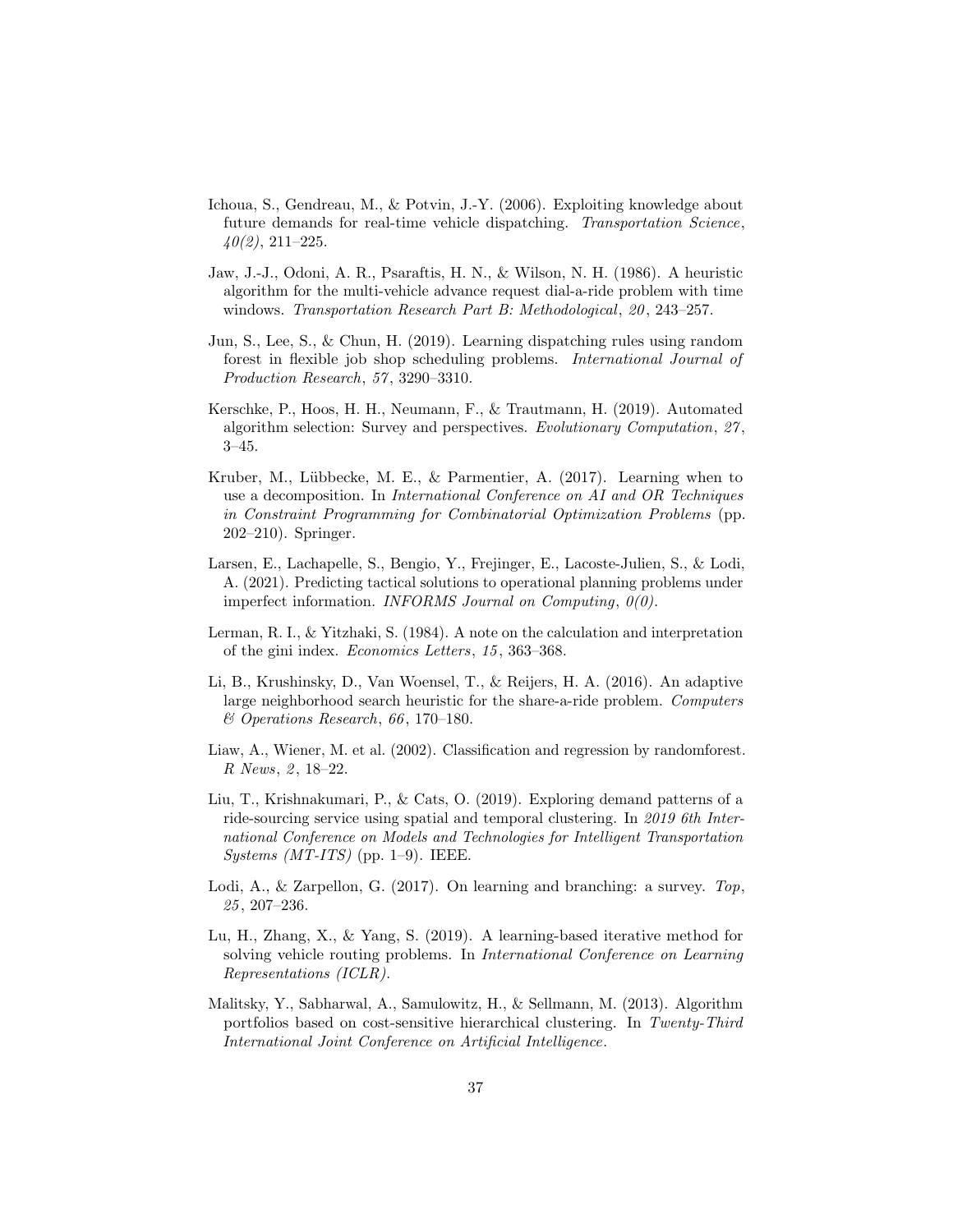Ichoua, S., Gendreau, M., & Potvin, J.-Y. (2006). Exploiting knowledge about future demands for real-time vehicle dispatching. *Transportation Science*, *40(2)*, 211–225.

Jaw, J.-J., Odoni, A. R., Psaraftis, H. N., & Wilson, N. H. (1986). A heuristic algorithm for the multi-vehicle advance request dial-a-ride problem with time windows. *Transportation Research Part B: Methodological*, *20*, 243–257.

Jun, S., Lee, S., & Chun, H. (2019). Learning dispatching rules using random forest in flexible job shop scheduling problems. *International Journal of Production Research*, *57*, 3290–3310.

Kerschke, P., Hoos, H. H., Neumann, F., & Trautmann, H. (2019). Automated algorithm selection: Survey and perspectives. *Evolutionary Computation*, *27*, 3–45.

Kruber, M., Lübbecke, M. E., & Parmentier, A. (2017). Learning when to use a decomposition. In *International Conference on AI and OR Techniques in Constraint Programming for Combinatorial Optimization Problems* (pp. 202–210). Springer.

Larsen, E., Lachapelle, S., Bengio, Y., Frejinger, E., Lacoste-Julien, S., & Lodi, A. (2021). Predicting tactical solutions to operational planning problems under imperfect information. *INFORMS Journal on Computing*, *0(0)*.

Lerman, R. I., & Yitzhaki, S. (1984). A note on the calculation and interpretation of the gini index. *Economics Letters*, *15*, 363–368.

Li, B., Krushinsky, D., Van Woensel, T., & Reijers, H. A. (2016). An adaptive large neighborhood search heuristic for the share-a-ride problem. *Computers & Operations Research*, *66*, 170–180.

Liaw, A., Wiener, M. et al. (2002). Classification and regression by randomforest. *R News*, *2*, 18–22.

Liu, T., Krishnakumari, P., & Cats, O. (2019). Exploring demand patterns of a ride-sourcing service using spatial and temporal clustering. In *2019 6th International Conference on Models and Technologies for Intelligent Transportation Systems (MT-ITS)* (pp. 1–9). IEEE.

Lodi, A., & Zarpellon, G. (2017). On learning and branching: a survey. *Top*, *25*, 207–236.

Lu, H., Zhang, X., & Yang, S. (2019). A learning-based iterative method for solving vehicle routing problems. In *International Conference on Learning Representations (ICLR)*.

Malitsky, Y., Sabharwal, A., Samulowitz, H., & Sellmann, M. (2013). Algorithm portfolios based on cost-sensitive hierarchical clustering. In *Twenty-Third International Joint Conference on Artificial Intelligence*.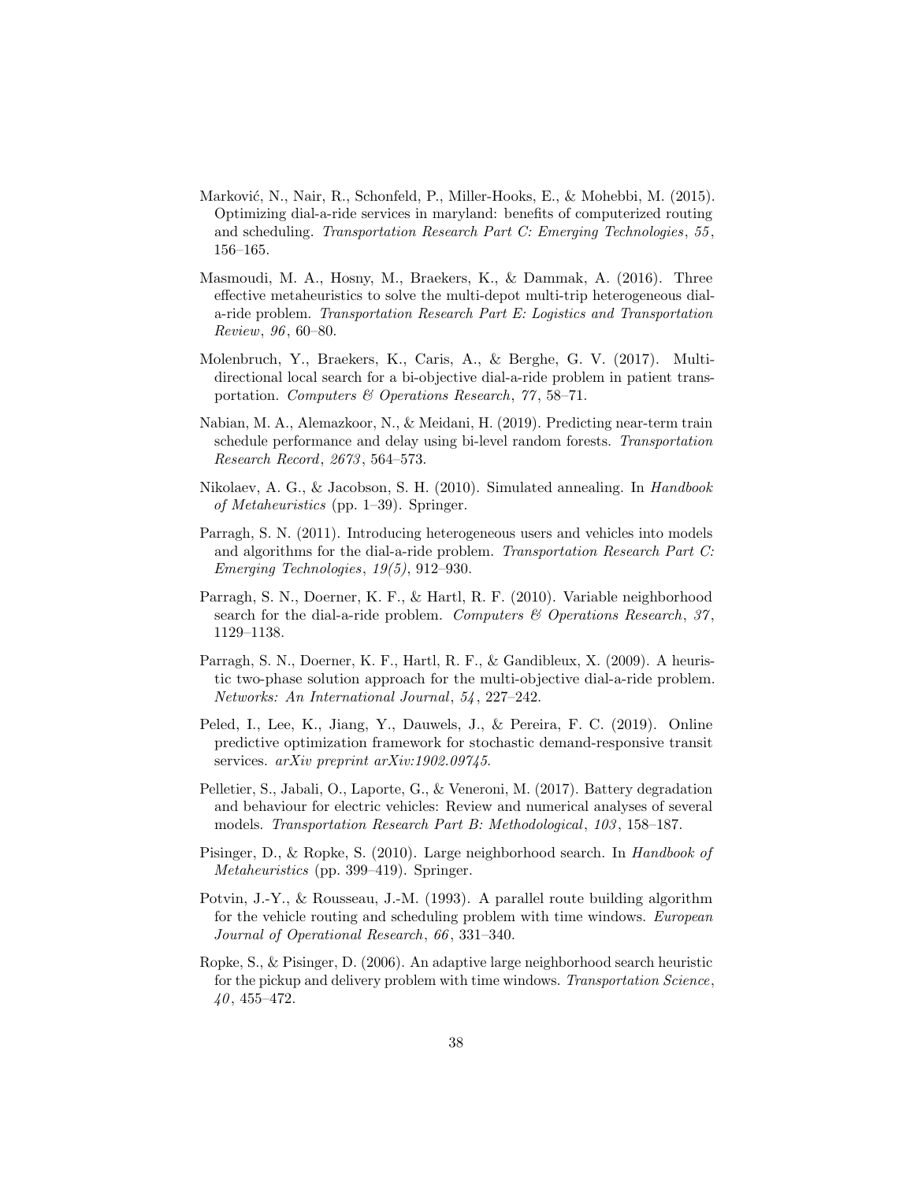Marković, N., Nair, R., Schonfeld, P., Miller-Hooks, E., & Mohebbi, M. (2015). Optimizing dial-a-ride services in maryland: benefits of computerized routing and scheduling. *Transportation Research Part C: Emerging Technologies*, *55*, 156–165.

Masmoudi, M. A., Hosny, M., Braekers, K., & Dammak, A. (2016). Three effective metaheuristics to solve the multi-depot multi-trip heterogeneous dial-a-ride problem. *Transportation Research Part E: Logistics and Transportation Review*, *96*, 60–80.

Molenbruch, Y., Braekers, K., Caris, A., & Berghe, G. V. (2017). Multi-directional local search for a bi-objective dial-a-ride problem in patient transportation. *Computers & Operations Research*, *77*, 58–71.

Nabian, M. A., Alemazkoor, N., & Meidani, H. (2019). Predicting near-term train schedule performance and delay using bi-level random forests. *Transportation Research Record*, *2673*, 564–573.

Nikolaev, A. G., & Jacobson, S. H. (2010). Simulated annealing. In *Handbook of Metaheuristics* (pp. 1–39). Springer.

Parragh, S. N. (2011). Introducing heterogeneous users and vehicles into models and algorithms for the dial-a-ride problem. *Transportation Research Part C: Emerging Technologies*, *19(5)*, 912–930.

Parragh, S. N., Doerner, K. F., & Hartl, R. F. (2010). Variable neighborhood search for the dial-a-ride problem. *Computers & Operations Research*, *37*, 1129–1138.

Parragh, S. N., Doerner, K. F., Hartl, R. F., & Gandibleux, X. (2009). A heuristic two-phase solution approach for the multi-objective dial-a-ride problem. *Networks: An International Journal*, *54*, 227–242.

Peled, I., Lee, K., Jiang, Y., Dauwels, J., & Pereira, F. C. (2019). Online predictive optimization framework for stochastic demand-responsive transit services. *arXiv preprint arXiv:1902.09745*.

Pelletier, S., Jabali, O., Laporte, G., & Veneroni, M. (2017). Battery degradation and behaviour for electric vehicles: Review and numerical analyses of several models. *Transportation Research Part B: Methodological*, *103*, 158–187.

Pisinger, D., & Ropke, S. (2010). Large neighborhood search. In *Handbook of Metaheuristics* (pp. 399–419). Springer.

Potvin, J.-Y., & Rousseau, J.-M. (1993). A parallel route building algorithm for the vehicle routing and scheduling problem with time windows. *European Journal of Operational Research*, *66*, 331–340.

Ropke, S., & Pisinger, D. (2006). An adaptive large neighborhood search heuristic for the pickup and delivery problem with time windows. *Transportation Science*, *40*, 455–472.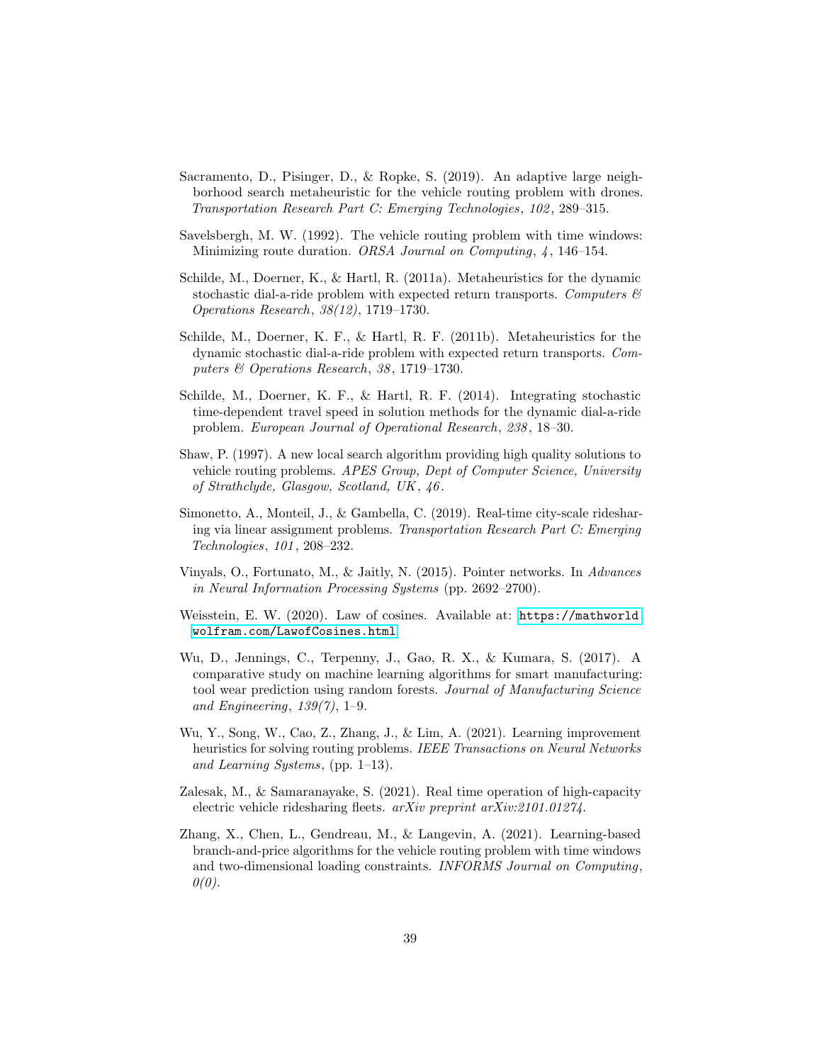Sacramento, D., Pisinger, D., & Ropke, S. (2019). An adaptive large neighborhood search metaheuristic for the vehicle routing problem with drones. *Transportation Research Part C: Emerging Technologies*, *102*, 289–315.

Savelsbergh, M. W. (1992). The vehicle routing problem with time windows: Minimizing route duration. *ORSA Journal on Computing*, *4*, 146–154.

Schilde, M., Doerner, K., & Hartl, R. (2011a). Metaheuristics for the dynamic stochastic dial-a-ride problem with expected return transports. *Computers & Operations Research*, *38(12)*, 1719–1730.

Schilde, M., Doerner, K. F., & Hartl, R. F. (2011b). Metaheuristics for the dynamic stochastic dial-a-ride problem with expected return transports. *Computers & Operations Research*, *38*, 1719–1730.

Schilde, M., Doerner, K. F., & Hartl, R. F. (2014). Integrating stochastic time-dependent travel speed in solution methods for the dynamic dial-a-ride problem. *European Journal of Operational Research*, *238*, 18–30.

Shaw, P. (1997). A new local search algorithm providing high quality solutions to vehicle routing problems. *APES Group, Dept of Computer Science, University of Strathclyde, Glasgow, Scotland, UK*, *46*.

Simonetto, A., Monteil, J., & Gambella, C. (2019). Real-time city-scale ridesharing via linear assignment problems. *Transportation Research Part C: Emerging Technologies*, *101*, 208–232.

Vinyals, O., Fortunato, M., & Jaitly, N. (2015). Pointer networks. In *Advances in Neural Information Processing Systems* (pp. 2692–2700).

Weisstein, E. W. (2020). Law of cosines. Available at: https://mathworld.wolfram.com/LawofCosines.html.

Wu, D., Jennings, C., Terpenny, J., Gao, R. X., & Kumara, S. (2017). A comparative study on machine learning algorithms for smart manufacturing: tool wear prediction using random forests. *Journal of Manufacturing Science and Engineering*, *139(7)*, 1–9.

Wu, Y., Song, W., Cao, Z., Zhang, J., & Lim, A. (2021). Learning improvement heuristics for solving routing problems. *IEEE Transactions on Neural Networks and Learning Systems*, (pp. 1–13).

Zalesak, M., & Samaranayake, S. (2021). Real time operation of high-capacity electric vehicle ridesharing fleets. *arXiv preprint arXiv:2101.01274*.

Zhang, X., Chen, L., Gendreau, M., & Langevin, A. (2021). Learning-based branch-and-price algorithms for the vehicle routing problem with time windows and two-dimensional loading constraints. *INFORMS Journal on Computing*, *0(0)*.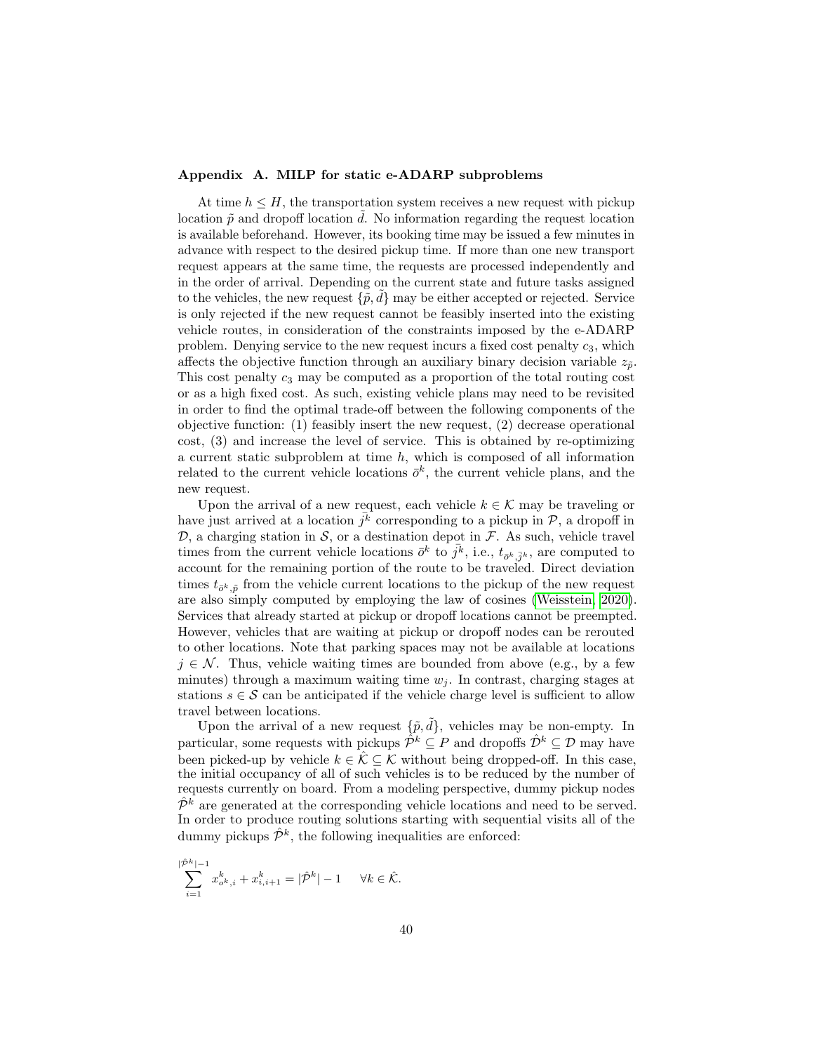## Appendix A. MILP for static e-ADARP subproblems

At time $h \leq H$, the transportation system receives a new request with pickup location $\tilde{p}$ and dropoff location $\tilde{d}$. No information regarding the request location is available beforehand. However, its booking time may be issued a few minutes in advance with respect to the desired pickup time. If more than one new transport request appears at the same time, the requests are processed independently and in the order of arrival. Depending on the current state and future tasks assigned to the vehicles, the new request $\{\tilde{p}, \tilde{d}\}$ may be either accepted or rejected. Service is only rejected if the new request cannot be feasibly inserted into the existing vehicle routes, in consideration of the constraints imposed by the e-ADARP problem. Denying service to the new request incurs a fixed cost penalty $c_3$, which affects the objective function through an auxiliary binary decision variable $z_{\tilde{p}}$. This cost penalty $c_3$ may be computed as a proportion of the total routing cost or as a high fixed cost. As such, existing vehicle plans may need to be revisited in order to find the optimal trade-off between the following components of the objective function: (1) feasibly insert the new request, (2) decrease operational cost, (3) and increase the level of service. This is obtained by re-optimizing a current static subproblem at time $h$, which is composed of all information related to the current vehicle locations $\bar{o}^k$, the current vehicle plans, and the new request.

Upon the arrival of a new request, each vehicle $k \in \mathcal{K}$ may be traveling or have just arrived at a location $\bar{j}^k$ corresponding to a pickup in $\mathcal{P}$, a dropoff in $\mathcal{D}$, a charging station in $\mathcal{S}$, or a destination depot in $\mathcal{F}$. As such, vehicle travel times from the current vehicle locations $\bar{o}^k$ to $\bar{j}^k$, i.e., $t_{\bar{o}^k, \bar{j}^k}$, are computed to account for the remaining portion of the route to be traveled. Direct deviation times $t_{\bar{o}^k, \tilde{p}}$ from the vehicle current locations to the pickup of the new request are also simply computed by employing the law of cosines (Weisstein, 2020). Services that already started at pickup or dropoff locations cannot be preempted. However, vehicles that are waiting at pickup or dropoff nodes can be rerouted to other locations. Note that parking spaces may not be available at locations $j \in \mathcal{N}$. Thus, vehicle waiting times are bounded from above (e.g., by a few minutes) through a maximum waiting time $w_j$. In contrast, charging stages at stations $s \in \mathcal{S}$ can be anticipated if the vehicle charge level is sufficient to allow travel between locations.

Upon the arrival of a new request $\{\tilde{p}, \tilde{d}\}$, vehicles may be non-empty. In particular, some requests with pickups $\hat{\mathcal{P}}^k \subseteq P$ and dropoffs $\hat{\mathcal{D}}^k \subseteq \mathcal{D}$ may have been picked-up by vehicle $k \in \hat{\mathcal{K}} \subseteq \mathcal{K}$ without being dropped-off. In this case, the initial occupancy of all of such vehicles is to be reduced by the number of requests currently on board. From a modeling perspective, dummy pickup nodes $\hat{\mathcal{P}}^k$ are generated at the corresponding vehicle locations and need to be served. In order to produce routing solutions starting with sequential visits all of the dummy pickups $\hat{\mathcal{P}}^k$, the following inequalities are enforced:

$$\sum_{i=1}^{|\hat{\mathcal{P}}^k|-1} x^k_{o^k,i} + x^k_{i,i+1} = |\hat{\mathcal{P}}^k| - 1 \qquad \forall k \in \hat{\mathcal{K}}.$$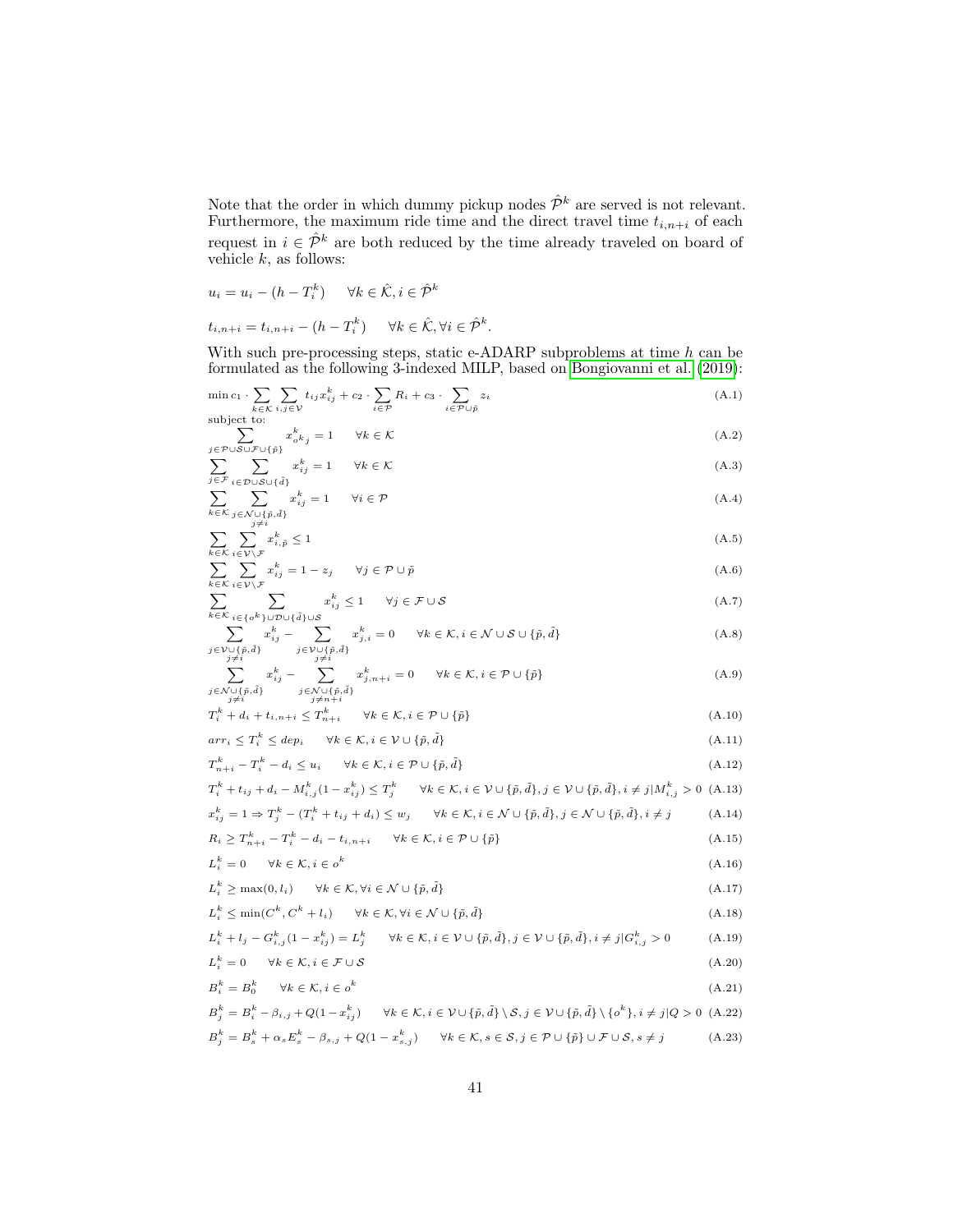Note that the order in which dummy pickup nodes $\hat{\mathcal{P}}^k$ are served is not relevant. Furthermore, the maximum ride time and the direct travel time $t_{i,n+i}$ of each request in $i \in \hat{\mathcal{P}}^k$ are both reduced by the time already traveled on board of vehicle $k$, as follows:

$$u_i = u_i - (h - T_i^k) \quad \forall k \in \hat{\mathcal{K}}, i \in \hat{\mathcal{P}}^k$$

$$t_{i,n+i} = t_{i,n+i} - (h - T_i^k) \quad \forall k \in \hat{\mathcal{K}}, \forall i \in \hat{\mathcal{P}}^k.$$

With such pre-processing steps, static e-ADARP subproblems at time $h$ can be formulated as the following 3-indexed MILP, based on Bongiovanni et al. (2019):

$$\min c_1 \cdot \sum_{k \in \mathcal{K}} \sum_{i,j \in \mathcal{V}} t_{ij} x_{ij}^k + c_2 \cdot \sum_{i \in \mathcal{P}} R_i + c_3 \cdot \sum_{i \in \mathcal{P} \cup \tilde{p}} z_i \tag{A.1}$$

subject to:

$$\sum_{j \in \mathcal{P} \cup \mathcal{S} \cup \mathcal{F} \cup \{\tilde{p}\}} x_{o^k j}^k = 1 \quad \forall k \in \mathcal{K} \tag{A.2}$$

$$\sum_{j \in \mathcal{F}} \sum_{i \in \mathcal{D} \cup \mathcal{S} \cup \{\tilde{d}\}} x_{ij}^k = 1 \quad \forall k \in \mathcal{K} \tag{A.3}$$

$$\sum_{k \in \mathcal{K}} \sum_{\substack{j \in \mathcal{N} \cup \{\tilde{p}, \tilde{d}\} \\ j \neq i}} x_{ij}^k = 1 \quad \forall i \in \mathcal{P} \tag{A.4}$$

$$\sum_{k \in \mathcal{K}} \sum_{i \in \mathcal{V} \setminus \mathcal{F}} x_{i,\tilde{p}}^k \leq 1 \tag{A.5}$$

$$\sum_{k \in \mathcal{K}} \sum_{i \in \mathcal{V} \setminus \mathcal{F}} x_{ij}^k = 1 - z_j \quad \forall j \in \mathcal{P} \cup \tilde{p} \tag{A.6}$$

$$\sum_{k \in \mathcal{K}} \sum_{i \in \{o^k\} \cup \mathcal{D} \cup \{\tilde{d}\} \cup \mathcal{S}} x_{ij}^k \leq 1 \quad \forall j \in \mathcal{F} \cup \mathcal{S} \tag{A.7}$$

$$\sum_{\substack{j \in \mathcal{V} \cup \{\tilde{p}, \tilde{d}\} \\ j \neq i}} x_{ij}^k - \sum_{\substack{j \in \mathcal{V} \cup \{\tilde{p}, \tilde{d}\} \\ j \neq i}} x_{j,i}^k = 0 \quad \forall k \in \mathcal{K}, i \in \mathcal{N} \cup \mathcal{S} \cup \{\tilde{p}, \tilde{d}\} \tag{A.8}$$

$$\sum_{\substack{j \in \mathcal{N} \cup \{\tilde{p}, \tilde{d}\} \\ j \neq i}} x_{ij}^k - \sum_{\substack{j \in \mathcal{N} \cup \{\tilde{p}, \tilde{d}\} \\ j \neq n+i}} x_{j,n+i}^k = 0 \quad \forall k \in \mathcal{K}, i \in \mathcal{P} \cup \{\tilde{p}\} \tag{A.9}$$

$$T_i^k + d_i + t_{i,n+i} \leq T_{n+i}^k \quad \forall k \in \mathcal{K}, i \in \mathcal{P} \cup \{\tilde{p}\} \tag{A.10}$$

$$arr_i \leq T_i^k \leq dep_i \quad \forall k \in \mathcal{K}, i \in \mathcal{V} \cup \{\tilde{p}, \tilde{d}\} \tag{A.11}$$

$$T_{n+i}^k - T_i^k - d_i \leq u_i \quad \forall k \in \mathcal{K}, i \in \mathcal{P} \cup \{\tilde{p}, \tilde{d}\} \tag{A.12}$$

$$T_i^k + t_{ij} + d_i - M_{i,j}^k (1 - x_{ij}^k) \leq T_j^k \quad \forall k \in \mathcal{K}, i \in \mathcal{V} \cup \{\tilde{p}, \tilde{d}\}, j \in \mathcal{V} \cup \{\tilde{p}, \tilde{d}\}, i \neq j | M_{i,j}^k > 0 \tag{A.13}$$

$$x_{ij}^k = 1 \Rightarrow T_j^k - (T_i^k + t_{ij} + d_i) \leq w_j \quad \forall k \in \mathcal{K}, i \in \mathcal{N} \cup \{\tilde{p}, \tilde{d}\}, j \in \mathcal{N} \cup \{\tilde{p}, \tilde{d}\}, i \neq j \tag{A.14}$$

$$R_i \geq T_{n+i}^k - T_i^k - d_i - t_{i,n+i} \quad \forall k \in \mathcal{K}, i \in \mathcal{P} \cup \{\tilde{p}\} \tag{A.15}$$

$$L_i^k = 0 \quad \forall k \in \mathcal{K}, i \in o^k \tag{A.16}$$

$$L_i^k \geq \max(0, l_i) \quad \forall k \in \mathcal{K}, \forall i \in \mathcal{N} \cup \{\tilde{p}, \tilde{d}\} \tag{A.17}$$

$$L_i^k \leq \min(C^k, C^k + l_i) \quad \forall k \in \mathcal{K}, \forall i \in \mathcal{N} \cup \{\tilde{p}, \tilde{d}\} \tag{A.18}$$

$$L_i^k + l_j - G_{i,j}^k (1 - x_{ij}^k) = L_j^k \quad \forall k \in \mathcal{K}, i \in \mathcal{V} \cup \{\tilde{p}, \tilde{d}\}, j \in \mathcal{V} \cup \{\tilde{p}, \tilde{d}\}, i \neq j | G_{i,j}^k > 0 \tag{A.19}$$

$$L_i^k = 0 \quad \forall k \in \mathcal{K}, i \in \mathcal{F} \cup \mathcal{S} \tag{A.20}$$

$$B_i^k = B_0^k \quad \forall k \in \mathcal{K}, i \in o^k \tag{A.21}$$

$$B_j^k = B_i^k - \beta_{i,j} + Q(1 - x_{ij}^k) \quad \forall k \in \mathcal{K}, i \in \mathcal{V} \cup \{\tilde{p}, \tilde{d}\} \setminus \mathcal{S}, j \in \mathcal{V} \cup \{\tilde{p}, \tilde{d}\} \setminus \{o^k\}, i \neq j | Q > 0 \tag{A.22}$$

$$B_j^k = B_s^k + \alpha_s E_s^k - \beta_{s,j} + Q(1 - x_{s,j}^k) \quad \forall k \in \mathcal{K}, s \in \mathcal{S}, j \in \mathcal{P} \cup \{\tilde{p}\} \cup \mathcal{F} \cup \mathcal{S}, s \neq j \tag{A.23}$$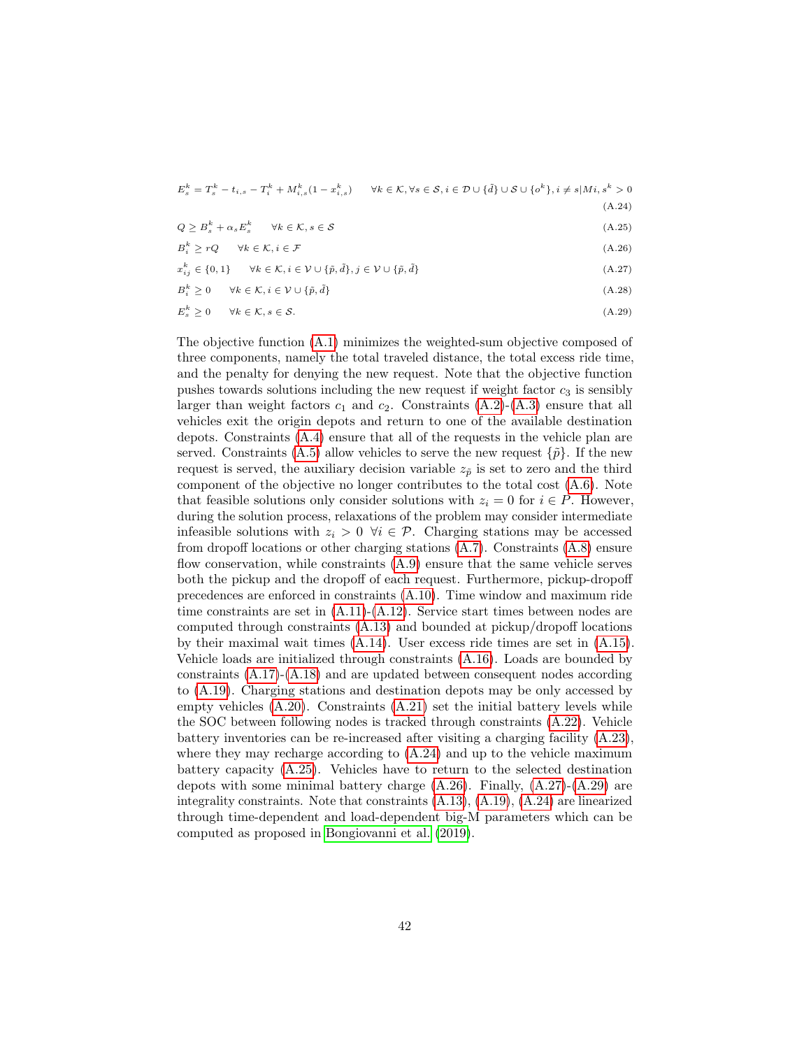$$E_s^k = T_s^k - t_{i,s} - T_i^k + M_{i,s}^k(1 - x_{i,s}^k) \qquad \forall k \in \mathcal{K}, \forall s \in \mathcal{S}, i \in \mathcal{D} \cup \{\tilde{d}\} \cup \mathcal{S} \cup \{o^k\}, i \neq s | Mi, s^k > 0 \tag{A.24}$$

$$Q \geq B_s^k + \alpha_s E_s^k \qquad \forall k \in \mathcal{K}, s \in \mathcal{S} \tag{A.25}$$

$$B_i^k \geq rQ \qquad \forall k \in \mathcal{K}, i \in \mathcal{F} \tag{A.26}$$

$$x_{ij}^k \in \{0, 1\} \qquad \forall k \in \mathcal{K}, i \in \mathcal{V} \cup \{\tilde{p}, \tilde{d}\}, j \in \mathcal{V} \cup \{\tilde{p}, \tilde{d}\} \tag{A.27}$$

$$B_i^k \geq 0 \qquad \forall k \in \mathcal{K}, i \in \mathcal{V} \cup \{\tilde{p}, \tilde{d}\} \tag{A.28}$$

$$E_s^k \geq 0 \qquad \forall k \in \mathcal{K}, s \in \mathcal{S}. \tag{A.29}$$

The objective function (A.1) minimizes the weighted-sum objective composed of three components, namely the total traveled distance, the total excess ride time, and the penalty for denying the new request. Note that the objective function pushes towards solutions including the new request if weight factor $c_3$ is sensibly larger than weight factors $c_1$ and $c_2$. Constraints (A.2)-(A.3) ensure that all vehicles exit the origin depots and return to one of the available destination depots. Constraints (A.4) ensure that all of the requests in the vehicle plan are served. Constraints (A.5) allow vehicles to serve the new request $\{\tilde{p}\}$. If the new request is served, the auxiliary decision variable $z_{\tilde{p}}$ is set to zero and the third component of the objective no longer contributes to the total cost (A.6). Note that feasible solutions only consider solutions with $z_i = 0$ for $i \in P$. However, during the solution process, relaxations of the problem may consider intermediate infeasible solutions with $z_i > 0 \ \forall i \in \mathcal{P}$. Charging stations may be accessed from dropoff locations or other charging stations (A.7). Constraints (A.8) ensure flow conservation, while constraints (A.9) ensure that the same vehicle serves both the pickup and the dropoff of each request. Furthermore, pickup-dropoff precedences are enforced in constraints (A.10). Time window and maximum ride time constraints are set in (A.11)-(A.12). Service start times between nodes are computed through constraints (A.13) and bounded at pickup/dropoff locations by their maximal wait times (A.14). User excess ride times are set in (A.15). Vehicle loads are initialized through constraints (A.16). Loads are bounded by constraints (A.17)-(A.18) and are updated between consequent nodes according to (A.19). Charging stations and destination depots may be only accessed by empty vehicles (A.20). Constraints (A.21) set the initial battery levels while the SOC between following nodes is tracked through constraints (A.22). Vehicle battery inventories can be re-increased after visiting a charging facility (A.23), where they may recharge according to (A.24) and up to the vehicle maximum battery capacity (A.25). Vehicles have to return to the selected destination depots with some minimal battery charge (A.26). Finally, (A.27)-(A.29) are integrality constraints. Note that constraints (A.13), (A.19), (A.24) are linearized through time-dependent and load-dependent big-M parameters which can be computed as proposed in Bongiovanni et al. (2019).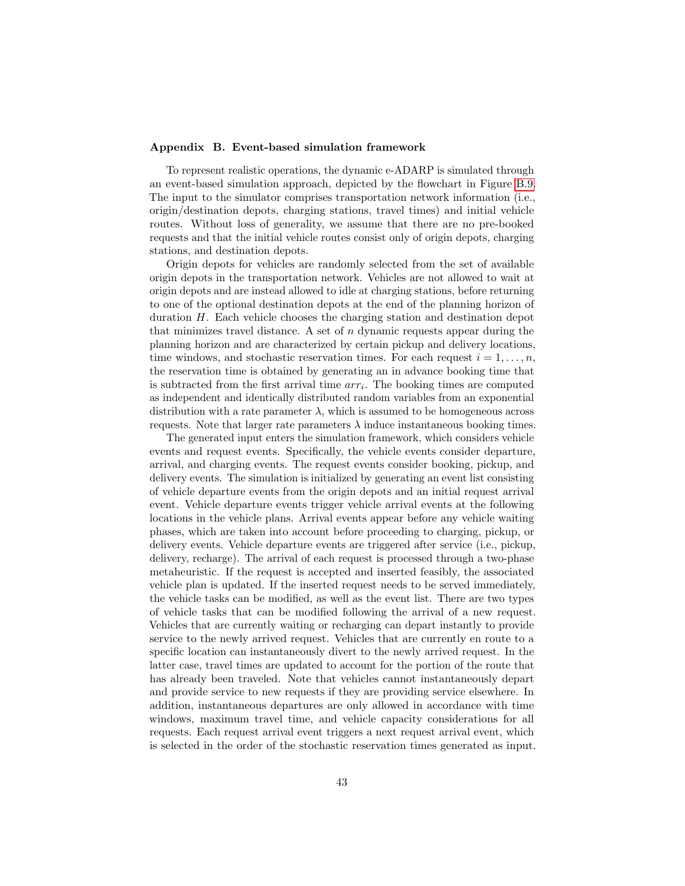## Appendix B. Event-based simulation framework

To represent realistic operations, the dynamic e-ADARP is simulated through an event-based simulation approach, depicted by the flowchart in Figure B.9. The input to the simulator comprises transportation network information (i.e., origin/destination depots, charging stations, travel times) and initial vehicle routes. Without loss of generality, we assume that there are no pre-booked requests and that the initial vehicle routes consist only of origin depots, charging stations, and destination depots.

Origin depots for vehicles are randomly selected from the set of available origin depots in the transportation network. Vehicles are not allowed to wait at origin depots and are instead allowed to idle at charging stations, before returning to one of the optional destination depots at the end of the planning horizon of duration $H$. Each vehicle chooses the charging station and destination depot that minimizes travel distance. A set of $n$ dynamic requests appear during the planning horizon and are characterized by certain pickup and delivery locations, time windows, and stochastic reservation times. For each request $i = 1, \dots, n$, the reservation time is obtained by generating an in advance booking time that is subtracted from the first arrival time $arr_i$. The booking times are computed as independent and identically distributed random variables from an exponential distribution with a rate parameter $\lambda$, which is assumed to be homogeneous across requests. Note that larger rate parameters $\lambda$ induce instantaneous booking times.

The generated input enters the simulation framework, which considers vehicle events and request events. Specifically, the vehicle events consider departure, arrival, and charging events. The request events consider booking, pickup, and delivery events. The simulation is initialized by generating an event list consisting of vehicle departure events from the origin depots and an initial request arrival event. Vehicle departure events trigger vehicle arrival events at the following locations in the vehicle plans. Arrival events appear before any vehicle waiting phases, which are taken into account before proceeding to charging, pickup, or delivery events. Vehicle departure events are triggered after service (i.e., pickup, delivery, recharge). The arrival of each request is processed through a two-phase metaheuristic. If the request is accepted and inserted feasibly, the associated vehicle plan is updated. If the inserted request needs to be served immediately, the vehicle tasks can be modified, as well as the event list. There are two types of vehicle tasks that can be modified following the arrival of a new request. Vehicles that are currently waiting or recharging can depart instantly to provide service to the newly arrived request. Vehicles that are currently en route to a specific location can instantaneously divert to the newly arrived request. In the latter case, travel times are updated to account for the portion of the route that has already been traveled. Note that vehicles cannot instantaneously depart and provide service to new requests if they are providing service elsewhere. In addition, instantaneous departures are only allowed in accordance with time windows, maximum travel time, and vehicle capacity considerations for all requests. Each request arrival event triggers a next request arrival event, which is selected in the order of the stochastic reservation times generated as input.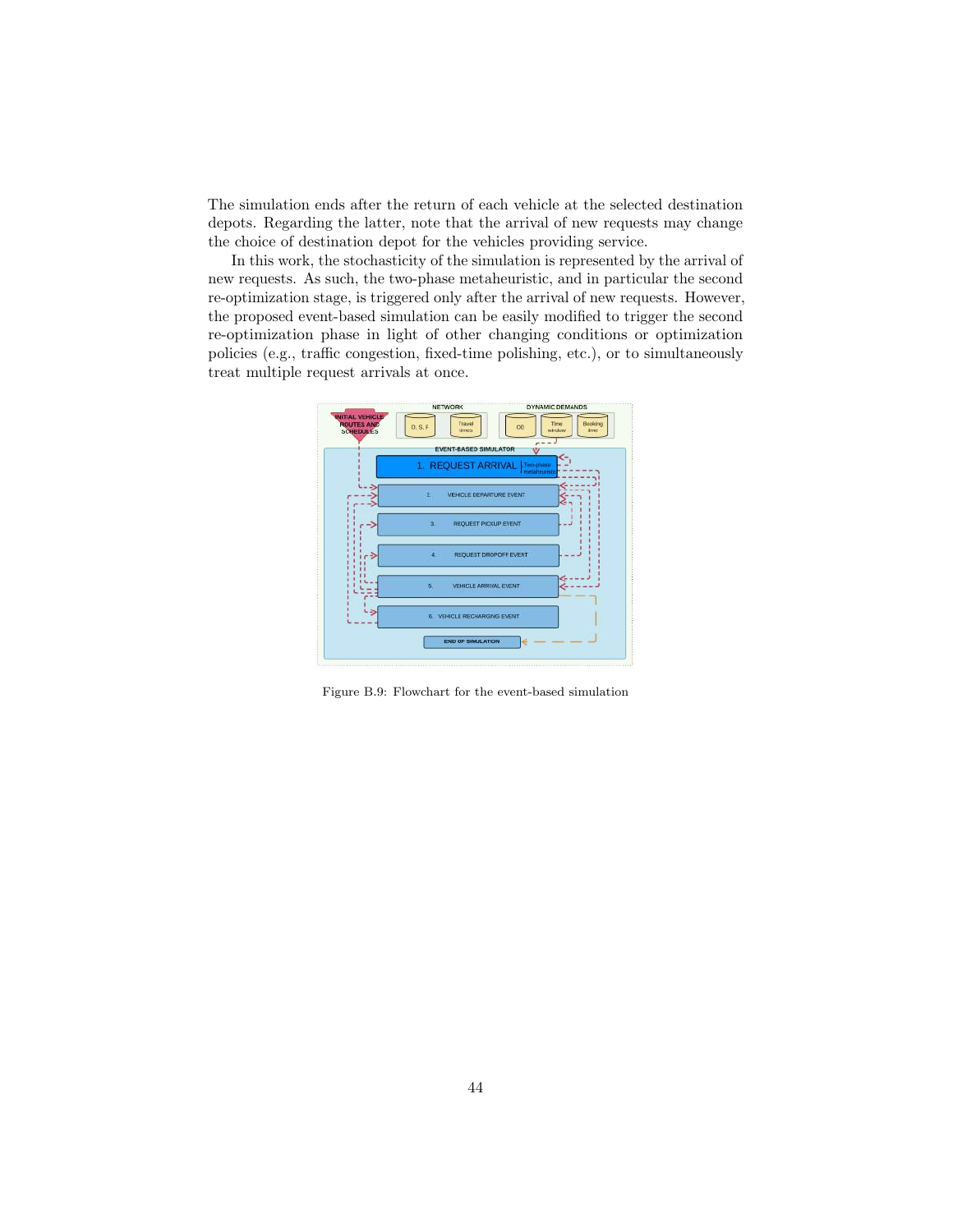The simulation ends after the return of each vehicle at the selected destination depots. Regarding the latter, note that the arrival of new requests may change the choice of destination depot for the vehicles providing service.

In this work, the stochasticity of the simulation is represented by the arrival of new requests. As such, the two-phase metaheuristic, and in particular the second re-optimization stage, is triggered only after the arrival of new requests. However, the proposed event-based simulation can be easily modified to trigger the second re-optimization phase in light of other changing conditions or optimization policies (e.g., traffic congestion, fixed-time polishing, etc.), or to simultaneously treat multiple request arrivals at once.

INITIAL VEHICLE ROUTES AND SCHEDULES

NETWORK

O. S. F

Travel times

DYNAMIC DEMANDS

OD

Time window

Booking time

EVENT-BASED SIMULATOR

1. REQUEST ARRIVAL

Two-phase metaheuristic

2. VEHICLE DEPARTURE EVENT

3. REQUEST PICKUP EVENT

4. REQUEST DROPOFF EVENT

5. VEHICLE ARRIVAL EVENT

6. VEHICLE RECHARGING EVENT

END OF SIMULATION

Figure B.9: Flowchart for the event-based simulation